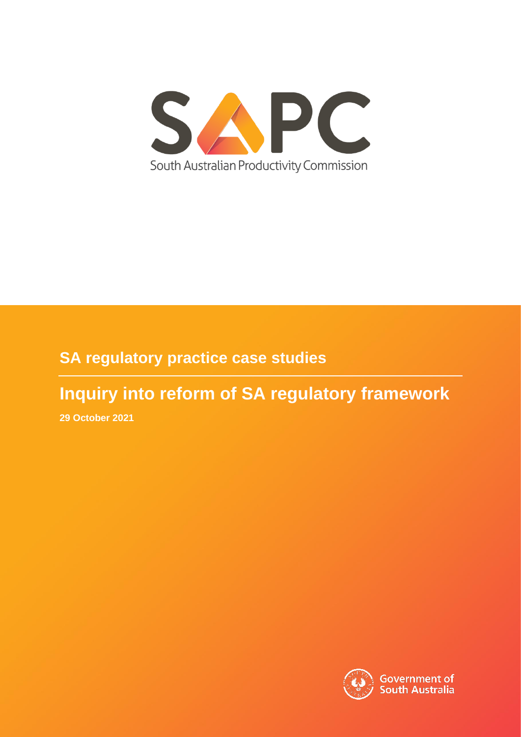SAPC

South Australian Productivity Commission

## SA regulatory practice case studies

# Inquiry into reform of SA regulatory framework

**29 October 2021**

Government of South Australia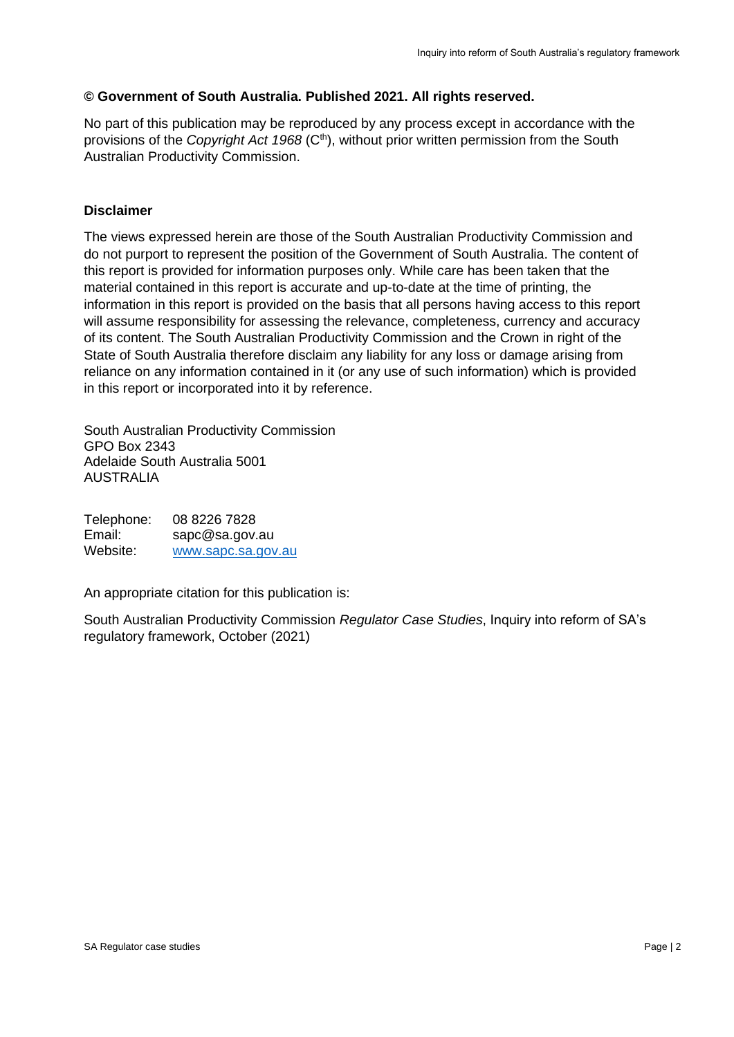**© Government of South Australia. Published 2021. All rights reserved.**

No part of this publication may be reproduced by any process except in accordance with the provisions of the *Copyright Act 1968* (Cth), without prior written permission from the South Australian Productivity Commission.

**Disclaimer**

The views expressed herein are those of the South Australian Productivity Commission and do not purport to represent the position of the Government of South Australia. The content of this report is provided for information purposes only. While care has been taken that the material contained in this report is accurate and up-to-date at the time of printing, the information in this report is provided on the basis that all persons having access to this report will assume responsibility for assessing the relevance, completeness, currency and accuracy of its content. The South Australian Productivity Commission and the Crown in right of the State of South Australia therefore disclaim any liability for any loss or damage arising from reliance on any information contained in it (or any use of such information) which is provided in this report or incorporated into it by reference.

South Australian Productivity Commission
GPO Box 2343
Adelaide South Australia 5001
AUSTRALIA

Telephone: 08 8226 7828
Email: sapc@sa.gov.au
Website: www.sapc.sa.gov.au

An appropriate citation for this publication is:

South Australian Productivity Commission *Regulator Case Studies*, Inquiry into reform of SA's regulatory framework, October (2021)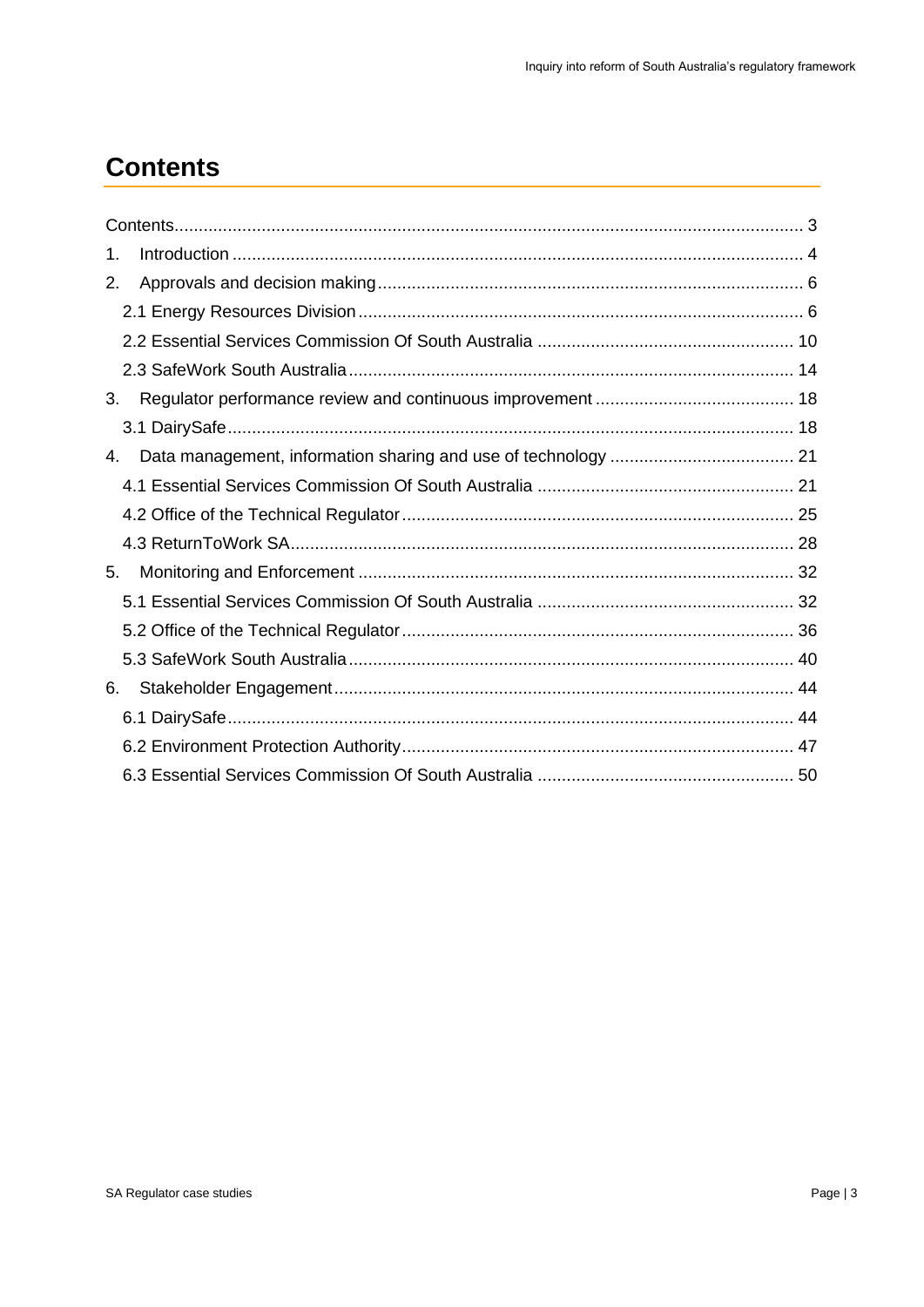# Contents

Contents ..... 3

1. Introduction ..... 4
2. Approvals and decision making ..... 6
   - 2.1 Energy Resources Division ..... 6
   - 2.2 Essential Services Commission Of South Australia ..... 10
   - 2.3 SafeWork South Australia ..... 14
3. Regulator performance review and continuous improvement ..... 18
   - 3.1 DairySafe ..... 18
4. Data management, information sharing and use of technology ..... 21
   - 4.1 Essential Services Commission Of South Australia ..... 21
   - 4.2 Office of the Technical Regulator ..... 25
   - 4.3 ReturnToWork SA ..... 28
5. Monitoring and Enforcement ..... 32
   - 5.1 Essential Services Commission Of South Australia ..... 32
   - 5.2 Office of the Technical Regulator ..... 36
   - 5.3 SafeWork South Australia ..... 40
6. Stakeholder Engagement ..... 44
   - 6.1 DairySafe ..... 44
   - 6.2 Environment Protection Authority ..... 47
   - 6.3 Essential Services Commission Of South Australia ..... 50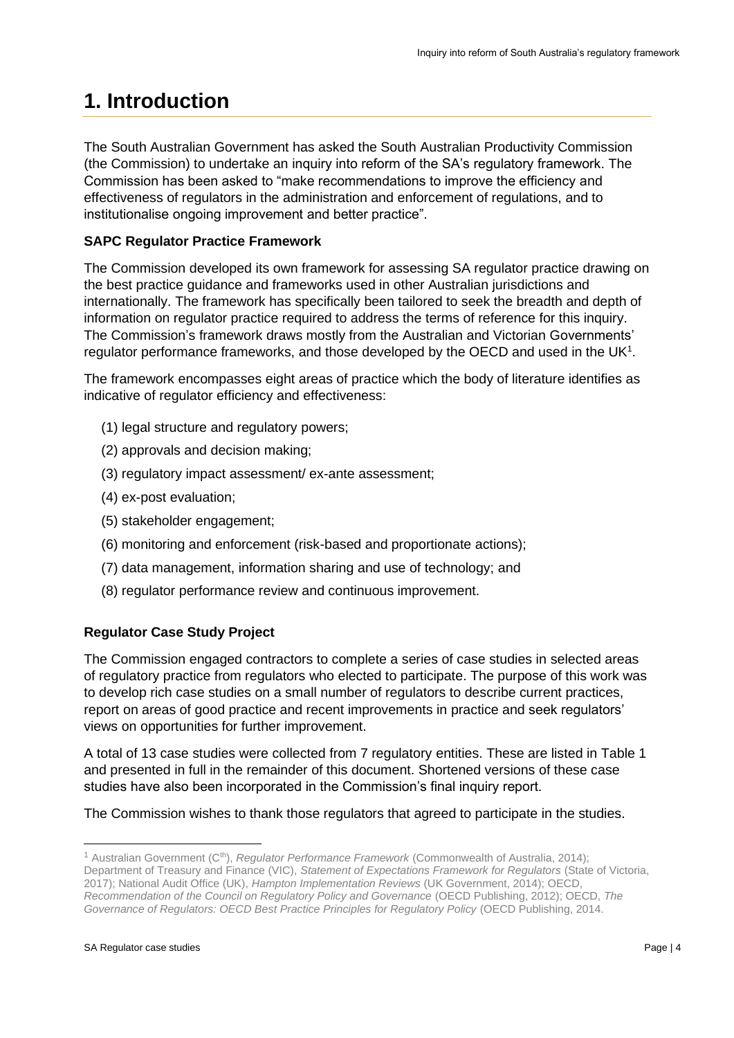# 1. Introduction

The South Australian Government has asked the South Australian Productivity Commission (the Commission) to undertake an inquiry into reform of the SA's regulatory framework. The Commission has been asked to "make recommendations to improve the efficiency and effectiveness of regulators in the administration and enforcement of regulations, and to institutionalise ongoing improvement and better practice".

**SAPC Regulator Practice Framework**

The Commission developed its own framework for assessing SA regulator practice drawing on the best practice guidance and frameworks used in other Australian jurisdictions and internationally. The framework has specifically been tailored to seek the breadth and depth of information on regulator practice required to address the terms of reference for this inquiry. The Commission's framework draws mostly from the Australian and Victorian Governments' regulator performance frameworks, and those developed by the OECD and used in the UK[1].

The framework encompasses eight areas of practice which the body of literature identifies as indicative of regulator efficiency and effectiveness:

(1) legal structure and regulatory powers;

(2) approvals and decision making;

(3) regulatory impact assessment/ ex-ante assessment;

(4) ex-post evaluation;

(5) stakeholder engagement;

(6) monitoring and enforcement (risk-based and proportionate actions);

(7) data management, information sharing and use of technology; and

(8) regulator performance review and continuous improvement.

**Regulator Case Study Project**

The Commission engaged contractors to complete a series of case studies in selected areas of regulatory practice from regulators who elected to participate. The purpose of this work was to develop rich case studies on a small number of regulators to describe current practices, report on areas of good practice and recent improvements in practice and seek regulators' views on opportunities for further improvement.

A total of 13 case studies were collected from 7 regulatory entities. These are listed in Table 1 and presented in full in the remainder of this document. Shortened versions of these case studies have also been incorporated in the Commission's final inquiry report.

The Commission wishes to thank those regulators that agreed to participate in the studies.

---

[1] Australian Government (C[th]), *Regulator Performance Framework* (Commonwealth of Australia, 2014); Department of Treasury and Finance (VIC), *Statement of Expectations Framework for Regulators* (State of Victoria, 2017); National Audit Office (UK), *Hampton Implementation Reviews* (UK Government, 2014); OECD, *Recommendation of the Council on Regulatory Policy and Governance* (OECD Publishing, 2012); OECD, *The Governance of Regulators: OECD Best Practice Principles for Regulatory Policy* (OECD Publishing, 2014.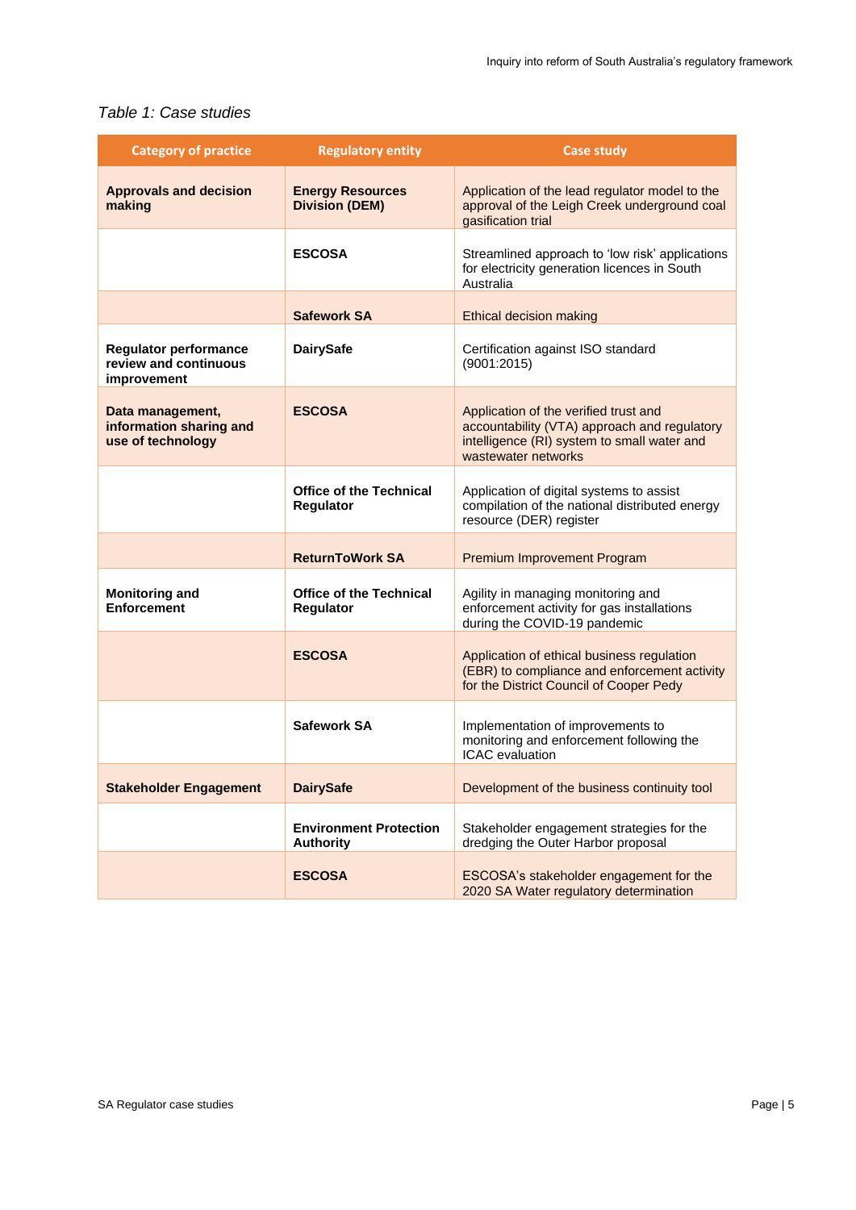*Table 1: Case studies*

| Category of practice | Regulatory entity | Case study |
|---|---|---|
| **Approvals and decision making** | **Energy Resources Division (DEM)** | Application of the lead regulator model to the approval of the Leigh Creek underground coal gasification trial |
| | **ESCOSA** | Streamlined approach to 'low risk' applications for electricity generation licences in South Australia |
| | **Safework SA** | Ethical decision making |
| **Regulator performance review and continuous improvement** | **DairySafe** | Certification against ISO standard (9001:2015) |
| **Data management, information sharing and use of technology** | **ESCOSA** | Application of the verified trust and accountability (VTA) approach and regulatory intelligence (RI) system to small water and wastewater networks |
| | **Office of the Technical Regulator** | Application of digital systems to assist compilation of the national distributed energy resource (DER) register |
| | **ReturnToWork SA** | Premium Improvement Program |
| **Monitoring and Enforcement** | **Office of the Technical Regulator** | Agility in managing monitoring and enforcement activity for gas installations during the COVID-19 pandemic |
| | **ESCOSA** | Application of ethical business regulation (EBR) to compliance and enforcement activity for the District Council of Cooper Pedy |
| | **Safework SA** | Implementation of improvements to monitoring and enforcement following the ICAC evaluation |
| **Stakeholder Engagement** | **DairySafe** | Development of the business continuity tool |
| | **Environment Protection Authority** | Stakeholder engagement strategies for the dredging the Outer Harbor proposal |
| | **ESCOSA** | ESCOSA's stakeholder engagement for the 2020 SA Water regulatory determination |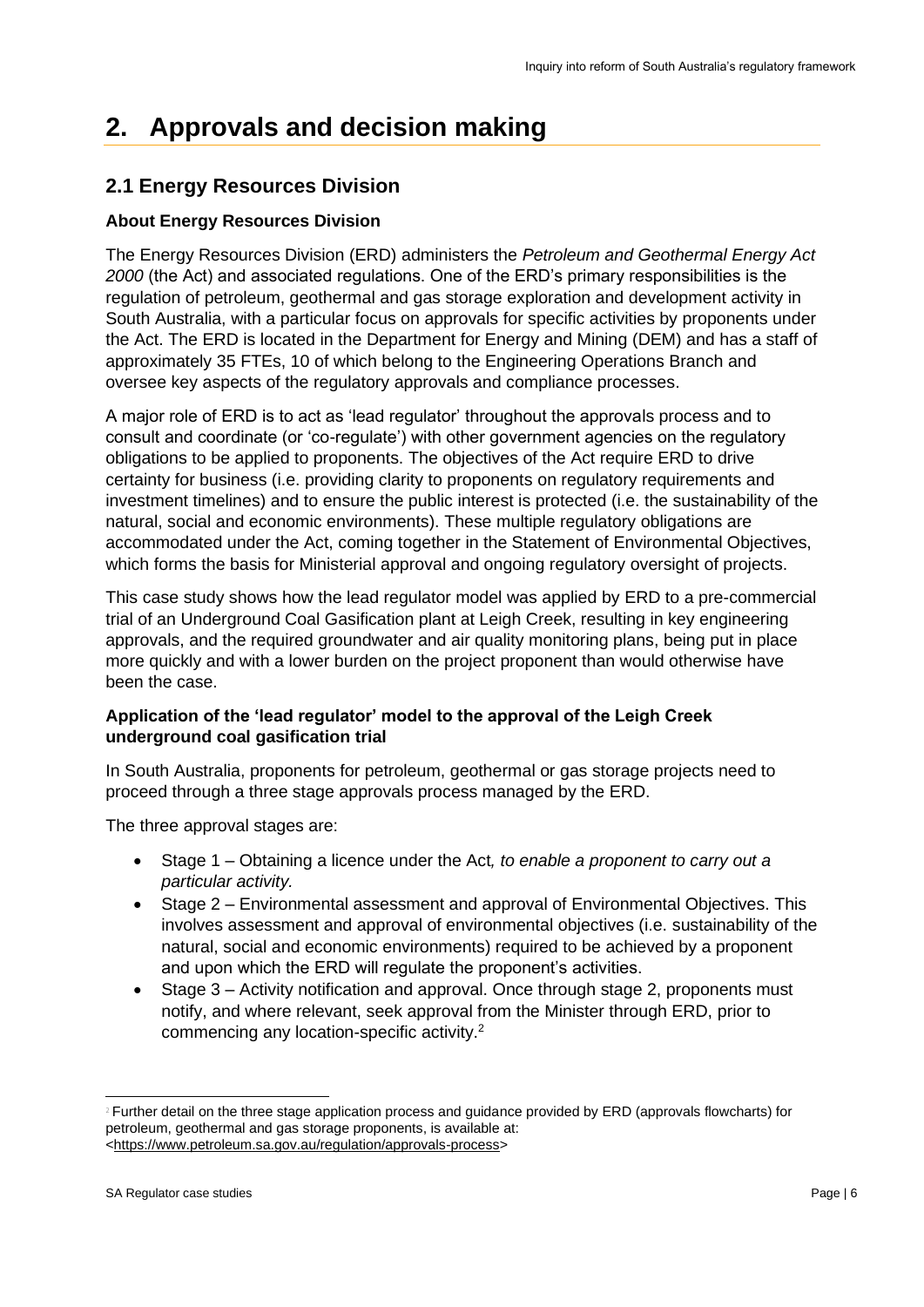# 2. Approvals and decision making

## 2.1 Energy Resources Division

### About Energy Resources Division

The Energy Resources Division (ERD) administers the *Petroleum and Geothermal Energy Act 2000* (the Act) and associated regulations. One of the ERD's primary responsibilities is the regulation of petroleum, geothermal and gas storage exploration and development activity in South Australia, with a particular focus on approvals for specific activities by proponents under the Act. The ERD is located in the Department for Energy and Mining (DEM) and has a staff of approximately 35 FTEs, 10 of which belong to the Engineering Operations Branch and oversee key aspects of the regulatory approvals and compliance processes.

A major role of ERD is to act as 'lead regulator' throughout the approvals process and to consult and coordinate (or 'co-regulate') with other government agencies on the regulatory obligations to be applied to proponents. The objectives of the Act require ERD to drive certainty for business (i.e. providing clarity to proponents on regulatory requirements and investment timelines) and to ensure the public interest is protected (i.e. the sustainability of the natural, social and economic environments). These multiple regulatory obligations are accommodated under the Act, coming together in the Statement of Environmental Objectives, which forms the basis for Ministerial approval and ongoing regulatory oversight of projects.

This case study shows how the lead regulator model was applied by ERD to a pre-commercial trial of an Underground Coal Gasification plant at Leigh Creek, resulting in key engineering approvals, and the required groundwater and air quality monitoring plans, being put in place more quickly and with a lower burden on the project proponent than would otherwise have been the case.

### Application of the 'lead regulator' model to the approval of the Leigh Creek underground coal gasification trial

In South Australia, proponents for petroleum, geothermal or gas storage projects need to proceed through a three stage approvals process managed by the ERD.

The three approval stages are:

- Stage 1 – Obtaining a licence under the Act*, to enable a proponent to carry out a particular activity.*
- Stage 2 – Environmental assessment and approval of Environmental Objectives. This involves assessment and approval of environmental objectives (i.e. sustainability of the natural, social and economic environments) required to be achieved by a proponent and upon which the ERD will regulate the proponent's activities.
- Stage 3 – Activity notification and approval. Once through stage 2, proponents must notify, and where relevant, seek approval from the Minister through ERD, prior to commencing any location-specific activity.[2]

[2] Further detail on the three stage application process and guidance provided by ERD (approvals flowcharts) for petroleum, geothermal and gas storage proponents, is available at: <https://www.petroleum.sa.gov.au/regulation/approvals-process>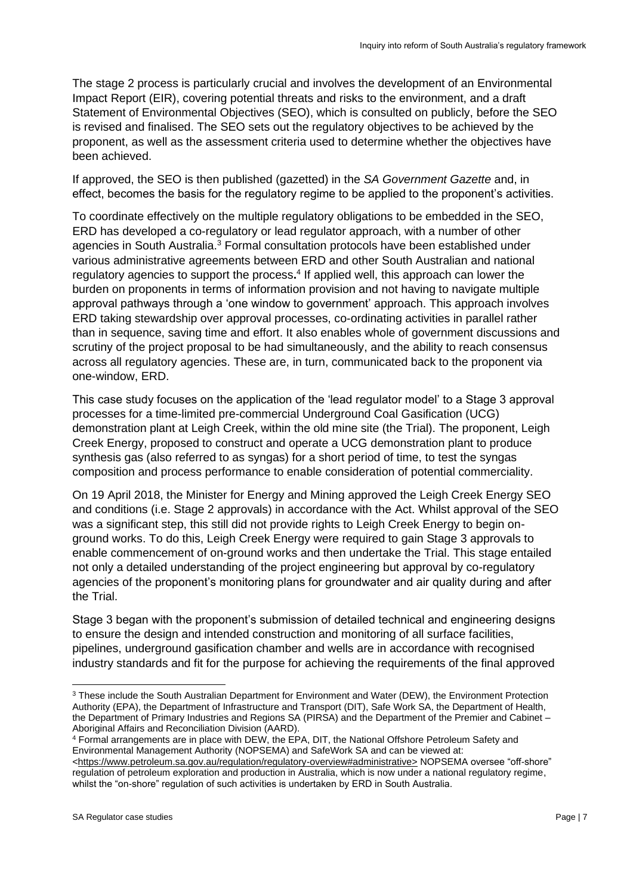The stage 2 process is particularly crucial and involves the development of an Environmental Impact Report (EIR), covering potential threats and risks to the environment, and a draft Statement of Environmental Objectives (SEO), which is consulted on publicly, before the SEO is revised and finalised. The SEO sets out the regulatory objectives to be achieved by the proponent, as well as the assessment criteria used to determine whether the objectives have been achieved.

If approved, the SEO is then published (gazetted) in the *SA Government Gazette* and, in effect, becomes the basis for the regulatory regime to be applied to the proponent's activities.

To coordinate effectively on the multiple regulatory obligations to be embedded in the SEO, ERD has developed a co-regulatory or lead regulator approach, with a number of other agencies in South Australia.[3] Formal consultation protocols have been established under various administrative agreements between ERD and other South Australian and national regulatory agencies to support the process**.**[4] If applied well, this approach can lower the burden on proponents in terms of information provision and not having to navigate multiple approval pathways through a 'one window to government' approach. This approach involves ERD taking stewardship over approval processes, co-ordinating activities in parallel rather than in sequence, saving time and effort. It also enables whole of government discussions and scrutiny of the project proposal to be had simultaneously, and the ability to reach consensus across all regulatory agencies. These are, in turn, communicated back to the proponent via one-window, ERD.

This case study focuses on the application of the 'lead regulator model' to a Stage 3 approval processes for a time-limited pre-commercial Underground Coal Gasification (UCG) demonstration plant at Leigh Creek, within the old mine site (the Trial). The proponent, Leigh Creek Energy, proposed to construct and operate a UCG demonstration plant to produce synthesis gas (also referred to as syngas) for a short period of time, to test the syngas composition and process performance to enable consideration of potential commerciality.

On 19 April 2018, the Minister for Energy and Mining approved the Leigh Creek Energy SEO and conditions (i.e. Stage 2 approvals) in accordance with the Act. Whilst approval of the SEO was a significant step, this still did not provide rights to Leigh Creek Energy to begin on-ground works. To do this, Leigh Creek Energy were required to gain Stage 3 approvals to enable commencement of on-ground works and then undertake the Trial. This stage entailed not only a detailed understanding of the project engineering but approval by co-regulatory agencies of the proponent's monitoring plans for groundwater and air quality during and after the Trial.

Stage 3 began with the proponent's submission of detailed technical and engineering designs to ensure the design and intended construction and monitoring of all surface facilities, pipelines, underground gasification chamber and wells are in accordance with recognised industry standards and fit for the purpose for achieving the requirements of the final approved

---

[3] These include the South Australian Department for Environment and Water (DEW), the Environment Protection Authority (EPA), the Department of Infrastructure and Transport (DIT), Safe Work SA, the Department of Health, the Department of Primary Industries and Regions SA (PIRSA) and the Department of the Premier and Cabinet – Aboriginal Affairs and Reconciliation Division (AARD).

[4] Formal arrangements are in place with DEW, the EPA, DIT, the National Offshore Petroleum Safety and Environmental Management Authority (NOPSEMA) and SafeWork SA and can be viewed at: <https://www.petroleum.sa.gov.au/regulation/regulatory-overview#administrative> NOPSEMA oversee "off-shore" regulation of petroleum exploration and production in Australia, which is now under a national regulatory regime, whilst the "on-shore" regulation of such activities is undertaken by ERD in South Australia.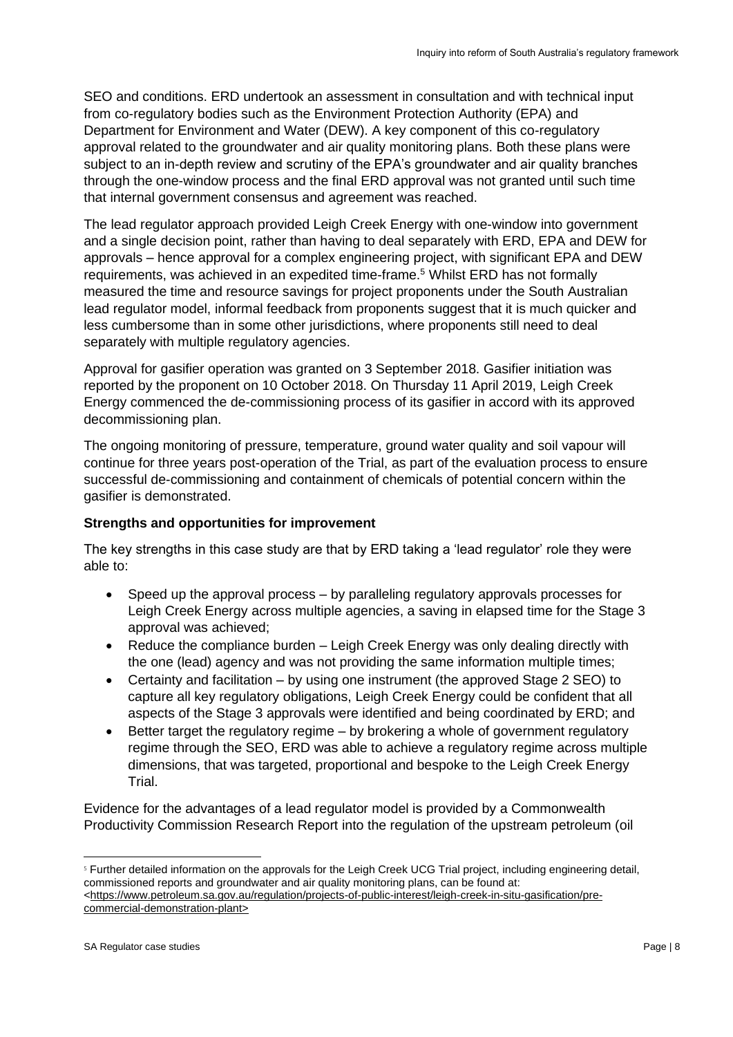SEO and conditions. ERD undertook an assessment in consultation and with technical input from co-regulatory bodies such as the Environment Protection Authority (EPA) and Department for Environment and Water (DEW). A key component of this co-regulatory approval related to the groundwater and air quality monitoring plans. Both these plans were subject to an in-depth review and scrutiny of the EPA's groundwater and air quality branches through the one-window process and the final ERD approval was not granted until such time that internal government consensus and agreement was reached.

The lead regulator approach provided Leigh Creek Energy with one-window into government and a single decision point, rather than having to deal separately with ERD, EPA and DEW for approvals – hence approval for a complex engineering project, with significant EPA and DEW requirements, was achieved in an expedited time-frame.[5] Whilst ERD has not formally measured the time and resource savings for project proponents under the South Australian lead regulator model, informal feedback from proponents suggest that it is much quicker and less cumbersome than in some other jurisdictions, where proponents still need to deal separately with multiple regulatory agencies.

Approval for gasifier operation was granted on 3 September 2018. Gasifier initiation was reported by the proponent on 10 October 2018. On Thursday 11 April 2019, Leigh Creek Energy commenced the de-commissioning process of its gasifier in accord with its approved decommissioning plan.

The ongoing monitoring of pressure, temperature, ground water quality and soil vapour will continue for three years post-operation of the Trial, as part of the evaluation process to ensure successful de-commissioning and containment of chemicals of potential concern within the gasifier is demonstrated.

**Strengths and opportunities for improvement**

The key strengths in this case study are that by ERD taking a 'lead regulator' role they were able to:

- Speed up the approval process – by paralleling regulatory approvals processes for Leigh Creek Energy across multiple agencies, a saving in elapsed time for the Stage 3 approval was achieved;
- Reduce the compliance burden – Leigh Creek Energy was only dealing directly with the one (lead) agency and was not providing the same information multiple times;
- Certainty and facilitation – by using one instrument (the approved Stage 2 SEO) to capture all key regulatory obligations, Leigh Creek Energy could be confident that all aspects of the Stage 3 approvals were identified and being coordinated by ERD; and
- Better target the regulatory regime – by brokering a whole of government regulatory regime through the SEO, ERD was able to achieve a regulatory regime across multiple dimensions, that was targeted, proportional and bespoke to the Leigh Creek Energy Trial.

Evidence for the advantages of a lead regulator model is provided by a Commonwealth Productivity Commission Research Report into the regulation of the upstream petroleum (oil

[5] Further detailed information on the approvals for the Leigh Creek UCG Trial project, including engineering detail, commissioned reports and groundwater and air quality monitoring plans, can be found at: <https://www.petroleum.sa.gov.au/regulation/projects-of-public-interest/leigh-creek-in-situ-gasification/pre-commercial-demonstration-plant>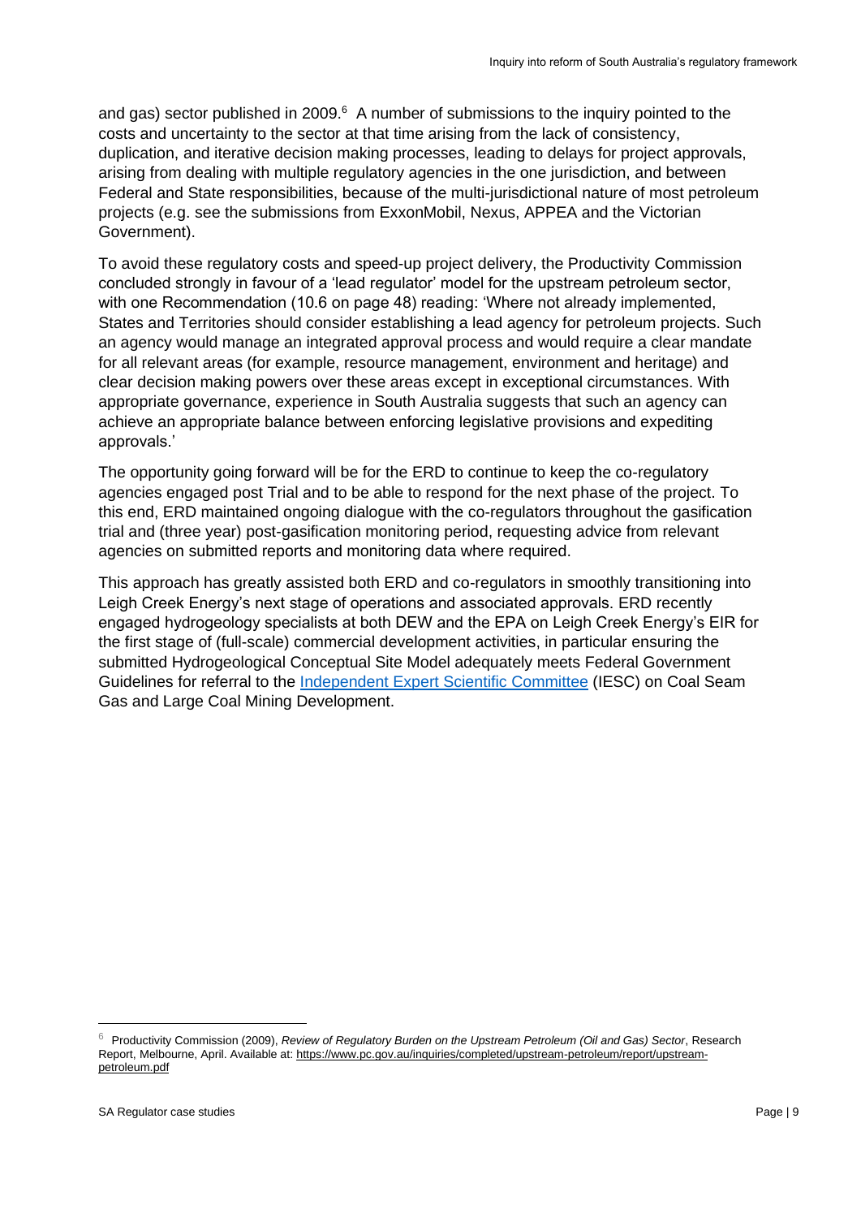and gas) sector published in 2009.[6] A number of submissions to the inquiry pointed to the costs and uncertainty to the sector at that time arising from the lack of consistency, duplication, and iterative decision making processes, leading to delays for project approvals, arising from dealing with multiple regulatory agencies in the one jurisdiction, and between Federal and State responsibilities, because of the multi-jurisdictional nature of most petroleum projects (e.g. see the submissions from ExxonMobil, Nexus, APPEA and the Victorian Government).

To avoid these regulatory costs and speed-up project delivery, the Productivity Commission concluded strongly in favour of a 'lead regulator' model for the upstream petroleum sector, with one Recommendation (10.6 on page 48) reading: 'Where not already implemented, States and Territories should consider establishing a lead agency for petroleum projects. Such an agency would manage an integrated approval process and would require a clear mandate for all relevant areas (for example, resource management, environment and heritage) and clear decision making powers over these areas except in exceptional circumstances. With appropriate governance, experience in South Australia suggests that such an agency can achieve an appropriate balance between enforcing legislative provisions and expediting approvals.'

The opportunity going forward will be for the ERD to continue to keep the co-regulatory agencies engaged post Trial and to be able to respond for the next phase of the project. To this end, ERD maintained ongoing dialogue with the co-regulators throughout the gasification trial and (three year) post-gasification monitoring period, requesting advice from relevant agencies on submitted reports and monitoring data where required.

This approach has greatly assisted both ERD and co-regulators in smoothly transitioning into Leigh Creek Energy's next stage of operations and associated approvals. ERD recently engaged hydrogeology specialists at both DEW and the EPA on Leigh Creek Energy's EIR for the first stage of (full-scale) commercial development activities, in particular ensuring the submitted Hydrogeological Conceptual Site Model adequately meets Federal Government Guidelines for referral to the Independent Expert Scientific Committee (IESC) on Coal Seam Gas and Large Coal Mining Development.

---

[6] Productivity Commission (2009), *Review of Regulatory Burden on the Upstream Petroleum (Oil and Gas) Sector*, Research Report, Melbourne, April. Available at: https://www.pc.gov.au/inquiries/completed/upstream-petroleum/report/upstream-petroleum.pdf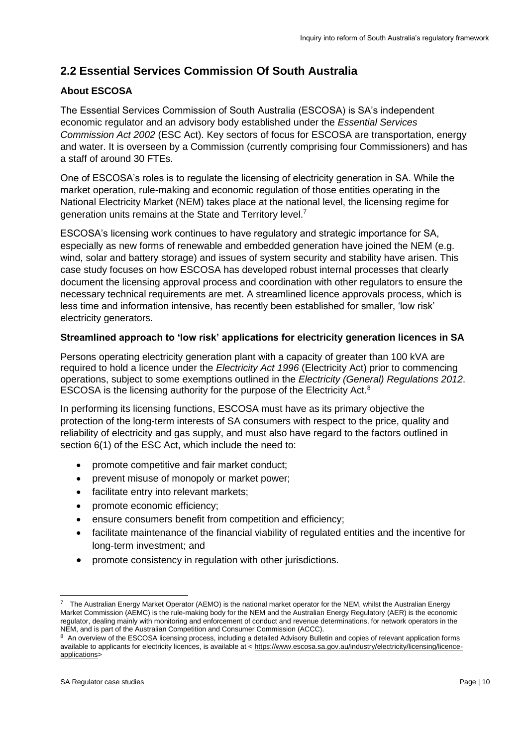## 2.2 Essential Services Commission Of South Australia

### About ESCOSA

The Essential Services Commission of South Australia (ESCOSA) is SA's independent economic regulator and an advisory body established under the *Essential Services Commission Act 2002* (ESC Act). Key sectors of focus for ESCOSA are transportation, energy and water. It is overseen by a Commission (currently comprising four Commissioners) and has a staff of around 30 FTEs.

One of ESCOSA's roles is to regulate the licensing of electricity generation in SA. While the market operation, rule-making and economic regulation of those entities operating in the National Electricity Market (NEM) takes place at the national level, the licensing regime for generation units remains at the State and Territory level.[7]

ESCOSA's licensing work continues to have regulatory and strategic importance for SA, especially as new forms of renewable and embedded generation have joined the NEM (e.g. wind, solar and battery storage) and issues of system security and stability have arisen. This case study focuses on how ESCOSA has developed robust internal processes that clearly document the licensing approval process and coordination with other regulators to ensure the necessary technical requirements are met. A streamlined licence approvals process, which is less time and information intensive, has recently been established for smaller, 'low risk' electricity generators.

### Streamlined approach to 'low risk' applications for electricity generation licences in SA

Persons operating electricity generation plant with a capacity of greater than 100 kVA are required to hold a licence under the *Electricity Act 1996* (Electricity Act) prior to commencing operations, subject to some exemptions outlined in the *Electricity (General) Regulations 2012*. ESCOSA is the licensing authority for the purpose of the Electricity Act.[8]

In performing its licensing functions, ESCOSA must have as its primary objective the protection of the long-term interests of SA consumers with respect to the price, quality and reliability of electricity and gas supply, and must also have regard to the factors outlined in section 6(1) of the ESC Act, which include the need to:

- promote competitive and fair market conduct;
- prevent misuse of monopoly or market power;
- facilitate entry into relevant markets;
- promote economic efficiency;
- ensure consumers benefit from competition and efficiency;
- facilitate maintenance of the financial viability of regulated entities and the incentive for long-term investment; and
- promote consistency in regulation with other jurisdictions.

---

[7] The Australian Energy Market Operator (AEMO) is the national market operator for the NEM, whilst the Australian Energy Market Commission (AEMC) is the rule-making body for the NEM and the Australian Energy Regulatory (AER) is the economic regulator, dealing mainly with monitoring and enforcement of conduct and revenue determinations, for network operators in the NEM, and is part of the Australian Competition and Consumer Commission (ACCC).

[8] An overview of the ESCOSA licensing process, including a detailed Advisory Bulletin and copies of relevant application forms available to applicants for electricity licences, is available at < https://www.escosa.sa.gov.au/industry/electricity/licensing/licence-applications>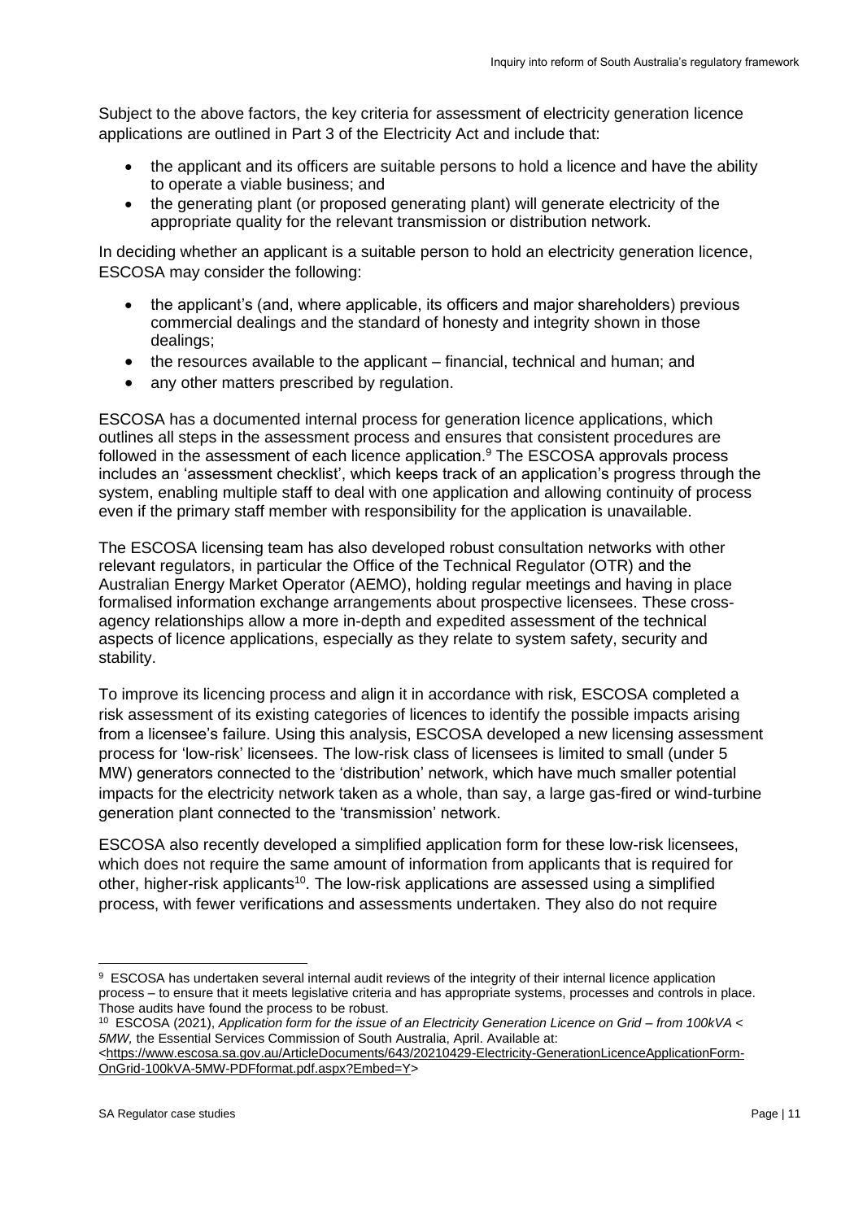Subject to the above factors, the key criteria for assessment of electricity generation licence applications are outlined in Part 3 of the Electricity Act and include that:

- the applicant and its officers are suitable persons to hold a licence and have the ability to operate a viable business; and
- the generating plant (or proposed generating plant) will generate electricity of the appropriate quality for the relevant transmission or distribution network.

In deciding whether an applicant is a suitable person to hold an electricity generation licence, ESCOSA may consider the following:

- the applicant's (and, where applicable, its officers and major shareholders) previous commercial dealings and the standard of honesty and integrity shown in those dealings;
- the resources available to the applicant – financial, technical and human; and
- any other matters prescribed by regulation.

ESCOSA has a documented internal process for generation licence applications, which outlines all steps in the assessment process and ensures that consistent procedures are followed in the assessment of each licence application.[9] The ESCOSA approvals process includes an 'assessment checklist', which keeps track of an application's progress through the system, enabling multiple staff to deal with one application and allowing continuity of process even if the primary staff member with responsibility for the application is unavailable.

The ESCOSA licensing team has also developed robust consultation networks with other relevant regulators, in particular the Office of the Technical Regulator (OTR) and the Australian Energy Market Operator (AEMO), holding regular meetings and having in place formalised information exchange arrangements about prospective licensees. These cross-agency relationships allow a more in-depth and expedited assessment of the technical aspects of licence applications, especially as they relate to system safety, security and stability.

To improve its licencing process and align it in accordance with risk, ESCOSA completed a risk assessment of its existing categories of licences to identify the possible impacts arising from a licensee's failure. Using this analysis, ESCOSA developed a new licensing assessment process for 'low-risk' licensees. The low-risk class of licensees is limited to small (under 5 MW) generators connected to the 'distribution' network, which have much smaller potential impacts for the electricity network taken as a whole, than say, a large gas-fired or wind-turbine generation plant connected to the 'transmission' network.

ESCOSA also recently developed a simplified application form for these low-risk licensees, which does not require the same amount of information from applicants that is required for other, higher-risk applicants[10]. The low-risk applications are assessed using a simplified process, with fewer verifications and assessments undertaken. They also do not require

---

[9] ESCOSA has undertaken several internal audit reviews of the integrity of their internal licence application process – to ensure that it meets legislative criteria and has appropriate systems, processes and controls in place. Those audits have found the process to be robust.

[10] ESCOSA (2021), *Application form for the issue of an Electricity Generation Licence on Grid – from 100kVA < 5MW,* the Essential Services Commission of South Australia, April. Available at: <https://www.escosa.sa.gov.au/ArticleDocuments/643/20210429-Electricity-GenerationLicenceApplicationForm-OnGrid-100kVA-5MW-PDFformat.pdf.aspx?Embed=Y>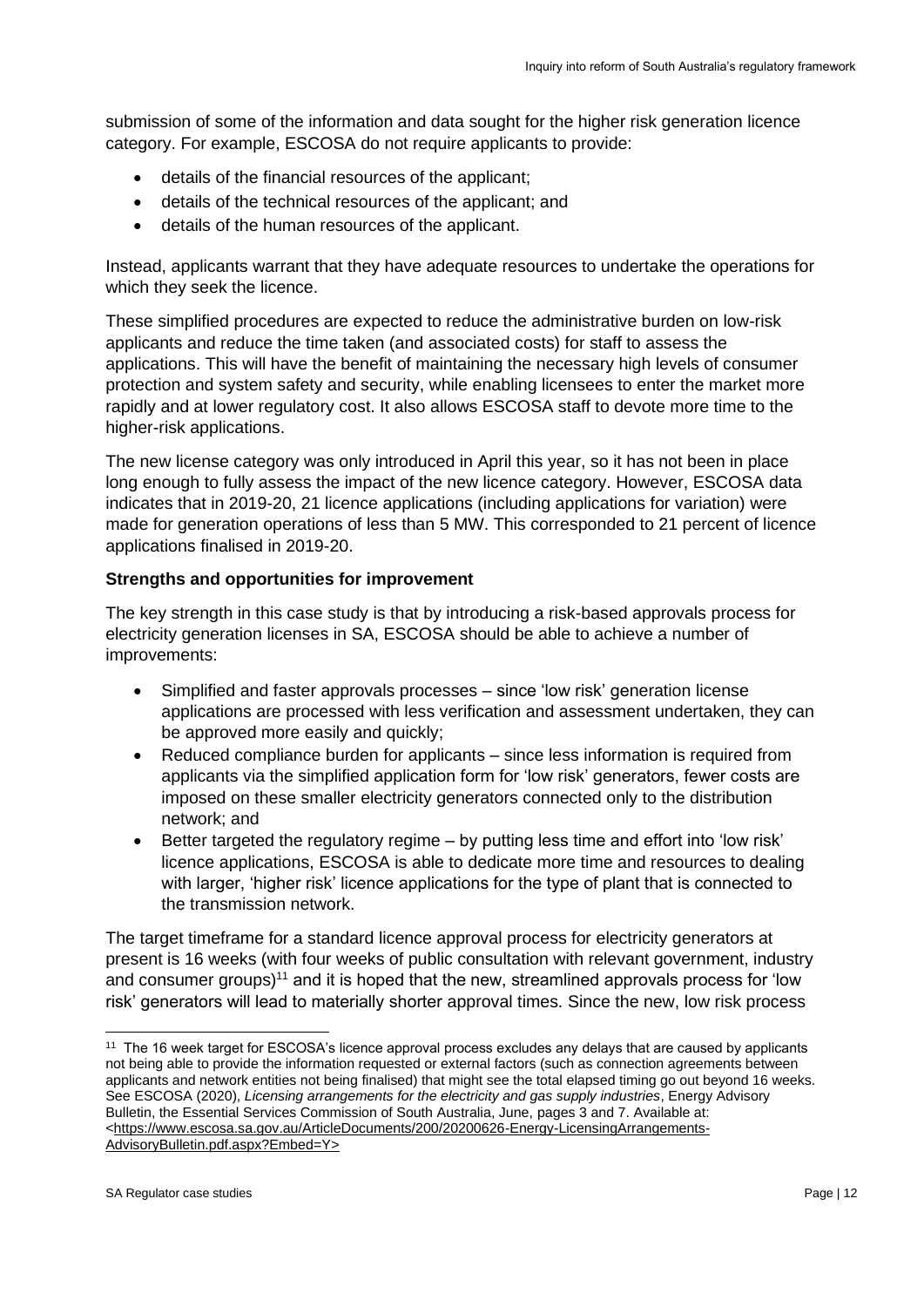submission of some of the information and data sought for the higher risk generation licence category. For example, ESCOSA do not require applicants to provide:

- details of the financial resources of the applicant;
- details of the technical resources of the applicant; and
- details of the human resources of the applicant.

Instead, applicants warrant that they have adequate resources to undertake the operations for which they seek the licence.

These simplified procedures are expected to reduce the administrative burden on low-risk applicants and reduce the time taken (and associated costs) for staff to assess the applications. This will have the benefit of maintaining the necessary high levels of consumer protection and system safety and security, while enabling licensees to enter the market more rapidly and at lower regulatory cost. It also allows ESCOSA staff to devote more time to the higher-risk applications.

The new license category was only introduced in April this year, so it has not been in place long enough to fully assess the impact of the new licence category. However, ESCOSA data indicates that in 2019-20, 21 licence applications (including applications for variation) were made for generation operations of less than 5 MW. This corresponded to 21 percent of licence applications finalised in 2019-20.

**Strengths and opportunities for improvement**

The key strength in this case study is that by introducing a risk-based approvals process for electricity generation licenses in SA, ESCOSA should be able to achieve a number of improvements:

- Simplified and faster approvals processes – since 'low risk' generation license applications are processed with less verification and assessment undertaken, they can be approved more easily and quickly;
- Reduced compliance burden for applicants – since less information is required from applicants via the simplified application form for 'low risk' generators, fewer costs are imposed on these smaller electricity generators connected only to the distribution network; and
- Better targeted the regulatory regime – by putting less time and effort into 'low risk' licence applications, ESCOSA is able to dedicate more time and resources to dealing with larger, 'higher risk' licence applications for the type of plant that is connected to the transmission network.

The target timeframe for a standard licence approval process for electricity generators at present is 16 weeks (with four weeks of public consultation with relevant government, industry and consumer groups)[11] and it is hoped that the new, streamlined approvals process for 'low risk' generators will lead to materially shorter approval times. Since the new, low risk process

[11] The 16 week target for ESCOSA's licence approval process excludes any delays that are caused by applicants not being able to provide the information requested or external factors (such as connection agreements between applicants and network entities not being finalised) that might see the total elapsed timing go out beyond 16 weeks. See ESCOSA (2020), *Licensing arrangements for the electricity and gas supply industries*, Energy Advisory Bulletin, the Essential Services Commission of South Australia, June, pages 3 and 7. Available at: <https://www.escosa.sa.gov.au/ArticleDocuments/200/20200626-Energy-LicensingArrangements-AdvisoryBulletin.pdf.aspx?Embed=Y>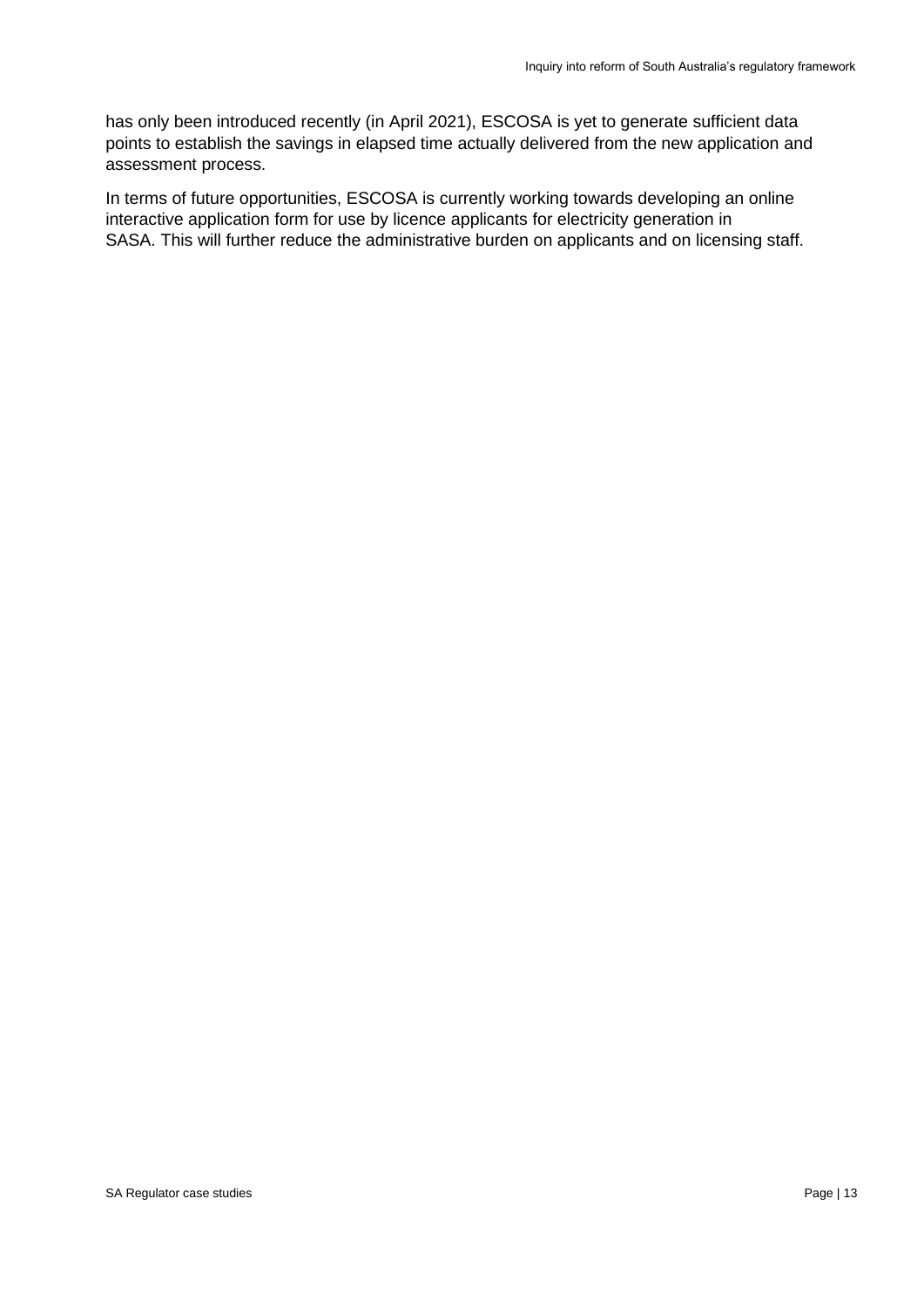has only been introduced recently (in April 2021), ESCOSA is yet to generate sufficient data points to establish the savings in elapsed time actually delivered from the new application and assessment process.

In terms of future opportunities, ESCOSA is currently working towards developing an online interactive application form for use by licence applicants for electricity generation in SASA. This will further reduce the administrative burden on applicants and on licensing staff.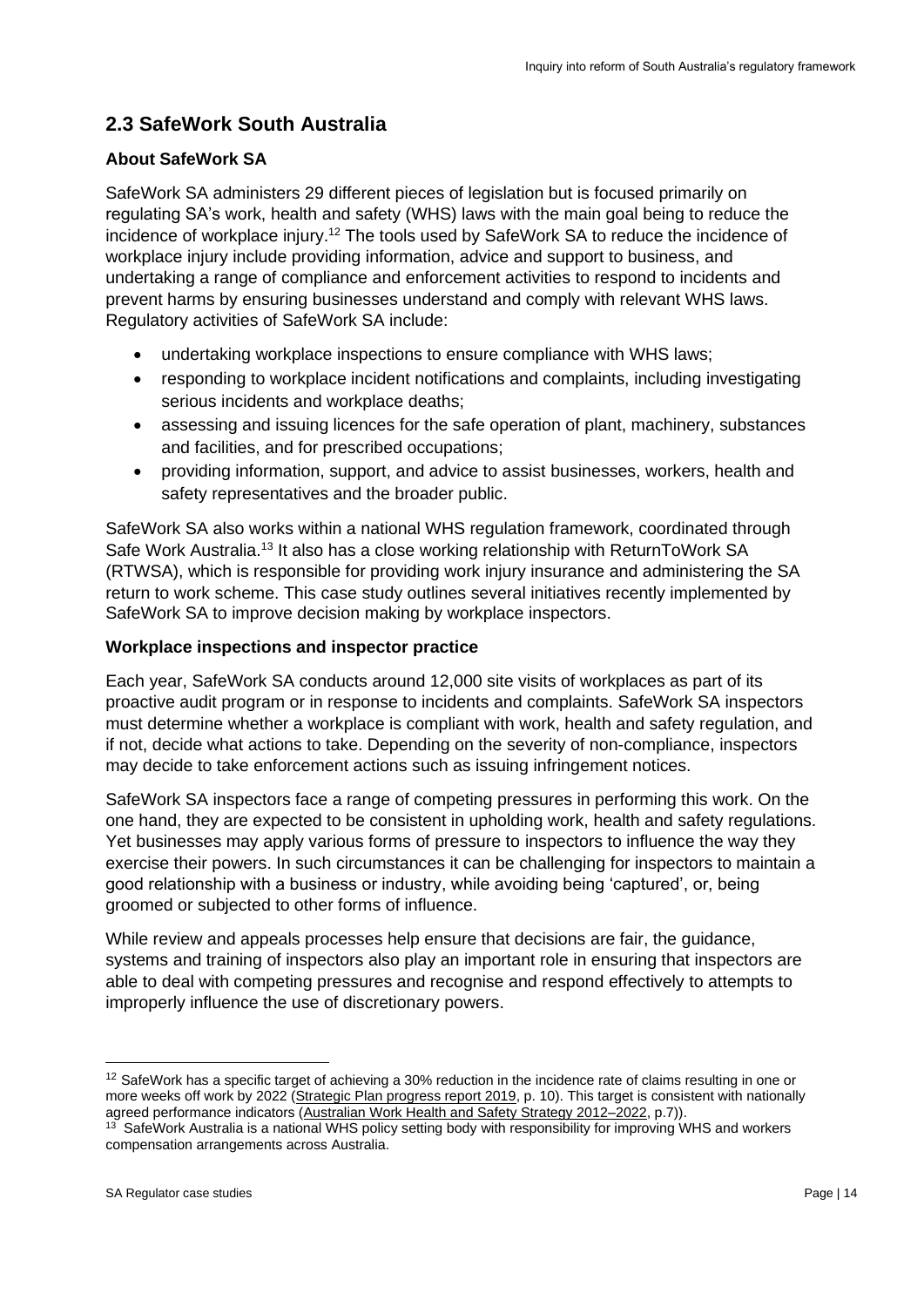## 2.3 SafeWork South Australia

### About SafeWork SA

SafeWork SA administers 29 different pieces of legislation but is focused primarily on regulating SA's work, health and safety (WHS) laws with the main goal being to reduce the incidence of workplace injury.[12] The tools used by SafeWork SA to reduce the incidence of workplace injury include providing information, advice and support to business, and undertaking a range of compliance and enforcement activities to respond to incidents and prevent harms by ensuring businesses understand and comply with relevant WHS laws. Regulatory activities of SafeWork SA include:

- undertaking workplace inspections to ensure compliance with WHS laws;
- responding to workplace incident notifications and complaints, including investigating serious incidents and workplace deaths;
- assessing and issuing licences for the safe operation of plant, machinery, substances and facilities, and for prescribed occupations;
- providing information, support, and advice to assist businesses, workers, health and safety representatives and the broader public.

SafeWork SA also works within a national WHS regulation framework, coordinated through Safe Work Australia.[13] It also has a close working relationship with ReturnToWork SA (RTWSA), which is responsible for providing work injury insurance and administering the SA return to work scheme. This case study outlines several initiatives recently implemented by SafeWork SA to improve decision making by workplace inspectors.

### Workplace inspections and inspector practice

Each year, SafeWork SA conducts around 12,000 site visits of workplaces as part of its proactive audit program or in response to incidents and complaints. SafeWork SA inspectors must determine whether a workplace is compliant with work, health and safety regulation, and if not, decide what actions to take. Depending on the severity of non-compliance, inspectors may decide to take enforcement actions such as issuing infringement notices.

SafeWork SA inspectors face a range of competing pressures in performing this work. On the one hand, they are expected to be consistent in upholding work, health and safety regulations. Yet businesses may apply various forms of pressure to inspectors to influence the way they exercise their powers. In such circumstances it can be challenging for inspectors to maintain a good relationship with a business or industry, while avoiding being 'captured', or, being groomed or subjected to other forms of influence.

While review and appeals processes help ensure that decisions are fair, the guidance, systems and training of inspectors also play an important role in ensuring that inspectors are able to deal with competing pressures and recognise and respond effectively to attempts to improperly influence the use of discretionary powers.

---

[12] SafeWork has a specific target of achieving a 30% reduction in the incidence rate of claims resulting in one or more weeks off work by 2022 (Strategic Plan progress report 2019, p. 10). This target is consistent with nationally agreed performance indicators (Australian Work Health and Safety Strategy 2012–2022, p.7)).

[13] SafeWork Australia is a national WHS policy setting body with responsibility for improving WHS and workers compensation arrangements across Australia.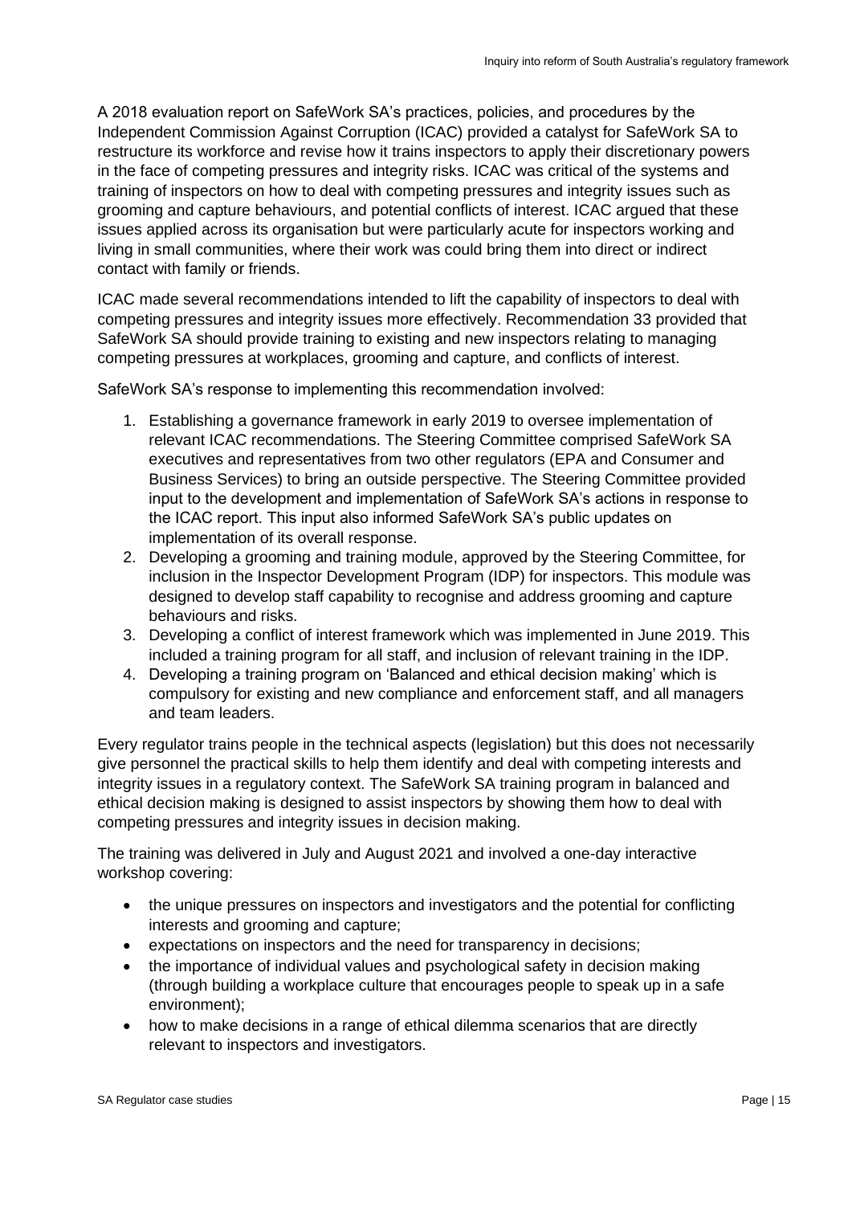A 2018 evaluation report on SafeWork SA's practices, policies, and procedures by the Independent Commission Against Corruption (ICAC) provided a catalyst for SafeWork SA to restructure its workforce and revise how it trains inspectors to apply their discretionary powers in the face of competing pressures and integrity risks. ICAC was critical of the systems and training of inspectors on how to deal with competing pressures and integrity issues such as grooming and capture behaviours, and potential conflicts of interest. ICAC argued that these issues applied across its organisation but were particularly acute for inspectors working and living in small communities, where their work was could bring them into direct or indirect contact with family or friends.

ICAC made several recommendations intended to lift the capability of inspectors to deal with competing pressures and integrity issues more effectively. Recommendation 33 provided that SafeWork SA should provide training to existing and new inspectors relating to managing competing pressures at workplaces, grooming and capture, and conflicts of interest.

SafeWork SA's response to implementing this recommendation involved:

1. Establishing a governance framework in early 2019 to oversee implementation of relevant ICAC recommendations. The Steering Committee comprised SafeWork SA executives and representatives from two other regulators (EPA and Consumer and Business Services) to bring an outside perspective. The Steering Committee provided input to the development and implementation of SafeWork SA's actions in response to the ICAC report. This input also informed SafeWork SA's public updates on implementation of its overall response.
2. Developing a grooming and training module, approved by the Steering Committee, for inclusion in the Inspector Development Program (IDP) for inspectors. This module was designed to develop staff capability to recognise and address grooming and capture behaviours and risks.
3. Developing a conflict of interest framework which was implemented in June 2019. This included a training program for all staff, and inclusion of relevant training in the IDP.
4. Developing a training program on 'Balanced and ethical decision making' which is compulsory for existing and new compliance and enforcement staff, and all managers and team leaders.

Every regulator trains people in the technical aspects (legislation) but this does not necessarily give personnel the practical skills to help them identify and deal with competing interests and integrity issues in a regulatory context. The SafeWork SA training program in balanced and ethical decision making is designed to assist inspectors by showing them how to deal with competing pressures and integrity issues in decision making.

The training was delivered in July and August 2021 and involved a one-day interactive workshop covering:

- the unique pressures on inspectors and investigators and the potential for conflicting interests and grooming and capture;
- expectations on inspectors and the need for transparency in decisions;
- the importance of individual values and psychological safety in decision making (through building a workplace culture that encourages people to speak up in a safe environment);
- how to make decisions in a range of ethical dilemma scenarios that are directly relevant to inspectors and investigators.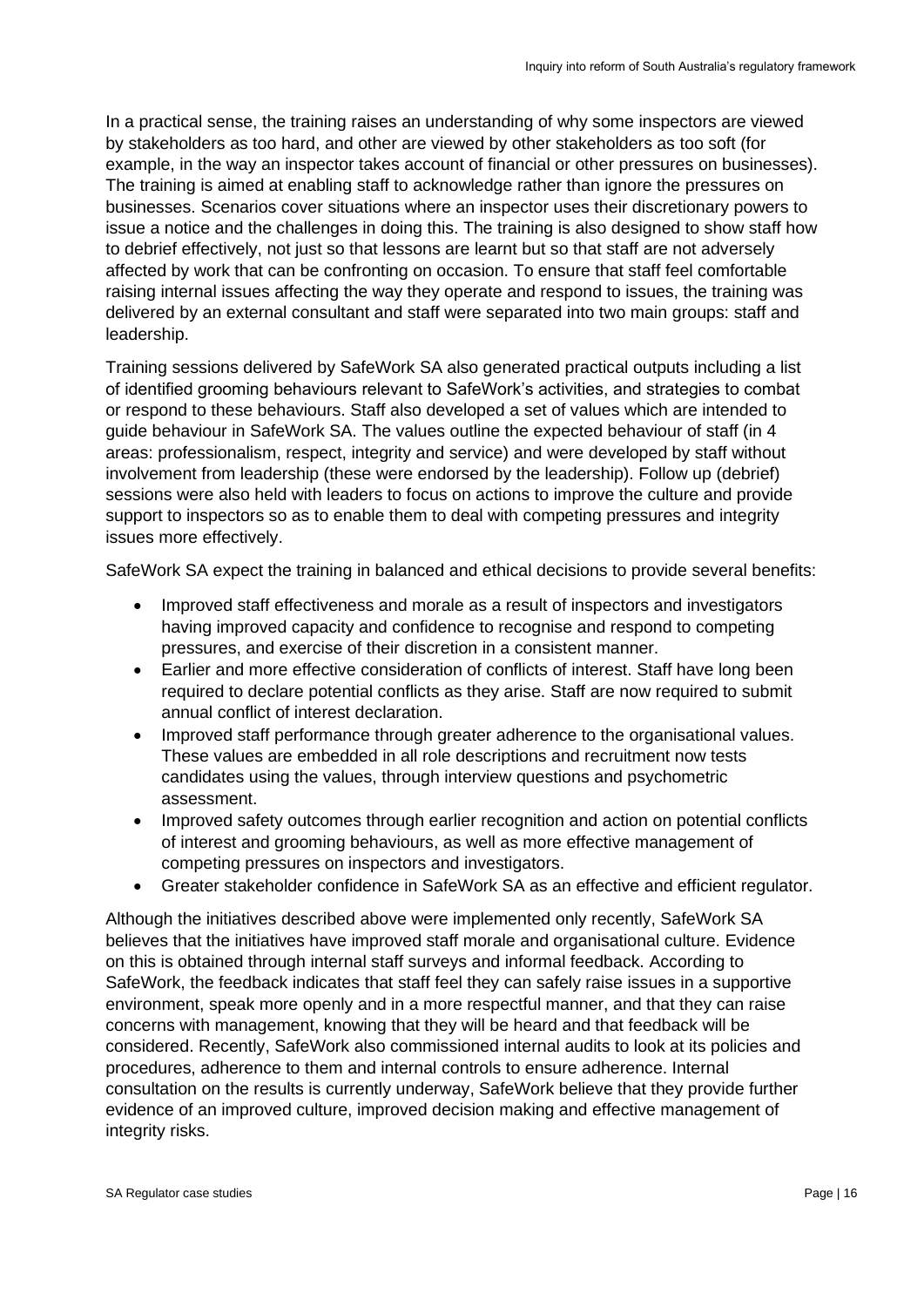In a practical sense, the training raises an understanding of why some inspectors are viewed by stakeholders as too hard, and other are viewed by other stakeholders as too soft (for example, in the way an inspector takes account of financial or other pressures on businesses). The training is aimed at enabling staff to acknowledge rather than ignore the pressures on businesses. Scenarios cover situations where an inspector uses their discretionary powers to issue a notice and the challenges in doing this. The training is also designed to show staff how to debrief effectively, not just so that lessons are learnt but so that staff are not adversely affected by work that can be confronting on occasion. To ensure that staff feel comfortable raising internal issues affecting the way they operate and respond to issues, the training was delivered by an external consultant and staff were separated into two main groups: staff and leadership.

Training sessions delivered by SafeWork SA also generated practical outputs including a list of identified grooming behaviours relevant to SafeWork's activities, and strategies to combat or respond to these behaviours. Staff also developed a set of values which are intended to guide behaviour in SafeWork SA. The values outline the expected behaviour of staff (in 4 areas: professionalism, respect, integrity and service) and were developed by staff without involvement from leadership (these were endorsed by the leadership). Follow up (debrief) sessions were also held with leaders to focus on actions to improve the culture and provide support to inspectors so as to enable them to deal with competing pressures and integrity issues more effectively.

SafeWork SA expect the training in balanced and ethical decisions to provide several benefits:

- Improved staff effectiveness and morale as a result of inspectors and investigators having improved capacity and confidence to recognise and respond to competing pressures, and exercise of their discretion in a consistent manner.
- Earlier and more effective consideration of conflicts of interest. Staff have long been required to declare potential conflicts as they arise. Staff are now required to submit annual conflict of interest declaration.
- Improved staff performance through greater adherence to the organisational values. These values are embedded in all role descriptions and recruitment now tests candidates using the values, through interview questions and psychometric assessment.
- Improved safety outcomes through earlier recognition and action on potential conflicts of interest and grooming behaviours, as well as more effective management of competing pressures on inspectors and investigators.
- Greater stakeholder confidence in SafeWork SA as an effective and efficient regulator.

Although the initiatives described above were implemented only recently, SafeWork SA believes that the initiatives have improved staff morale and organisational culture. Evidence on this is obtained through internal staff surveys and informal feedback. According to SafeWork, the feedback indicates that staff feel they can safely raise issues in a supportive environment, speak more openly and in a more respectful manner, and that they can raise concerns with management, knowing that they will be heard and that feedback will be considered. Recently, SafeWork also commissioned internal audits to look at its policies and procedures, adherence to them and internal controls to ensure adherence. Internal consultation on the results is currently underway, SafeWork believe that they provide further evidence of an improved culture, improved decision making and effective management of integrity risks.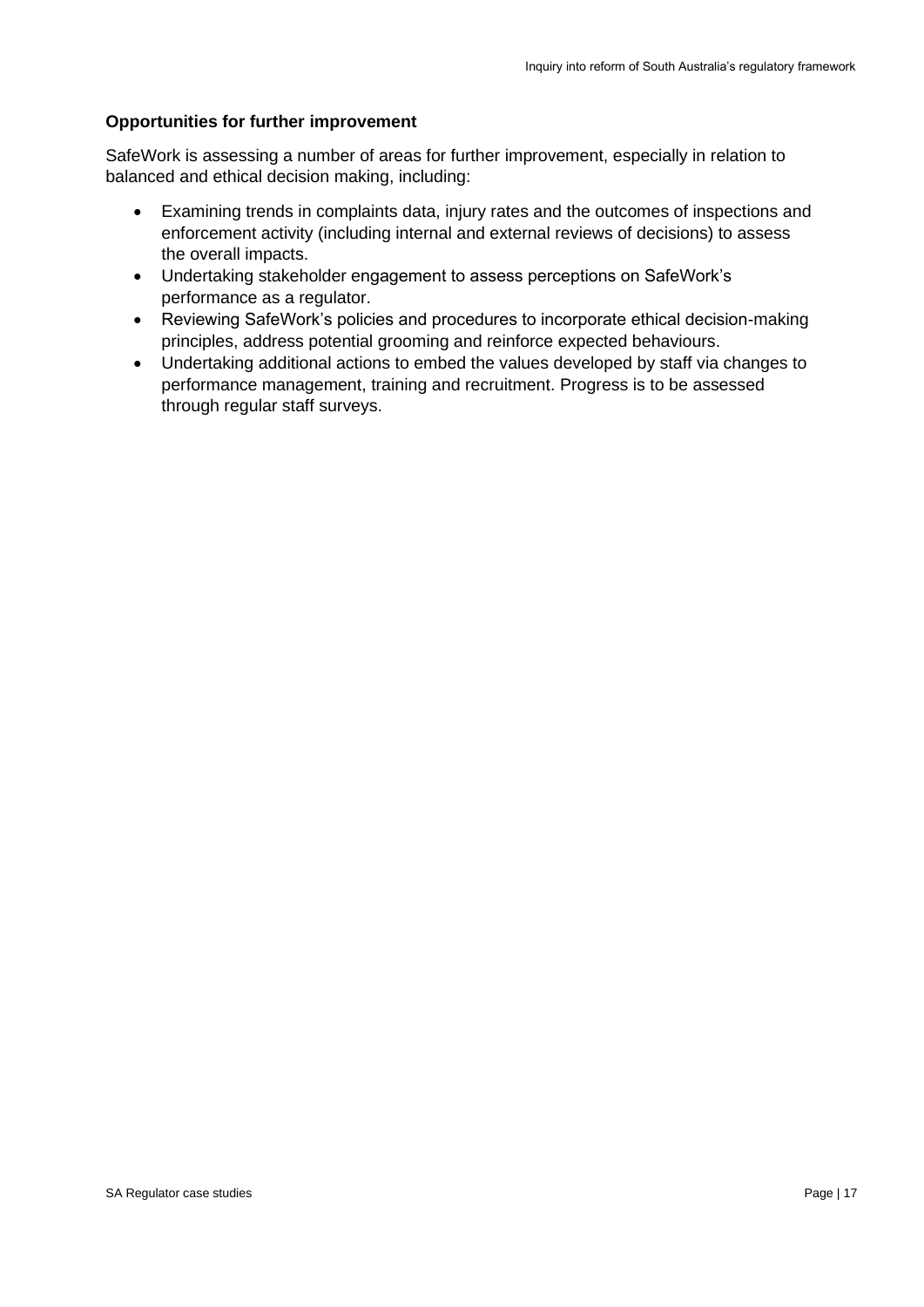**Opportunities for further improvement**

SafeWork is assessing a number of areas for further improvement, especially in relation to balanced and ethical decision making, including:

- Examining trends in complaints data, injury rates and the outcomes of inspections and enforcement activity (including internal and external reviews of decisions) to assess the overall impacts.
- Undertaking stakeholder engagement to assess perceptions on SafeWork's performance as a regulator.
- Reviewing SafeWork's policies and procedures to incorporate ethical decision-making principles, address potential grooming and reinforce expected behaviours.
- Undertaking additional actions to embed the values developed by staff via changes to performance management, training and recruitment. Progress is to be assessed through regular staff surveys.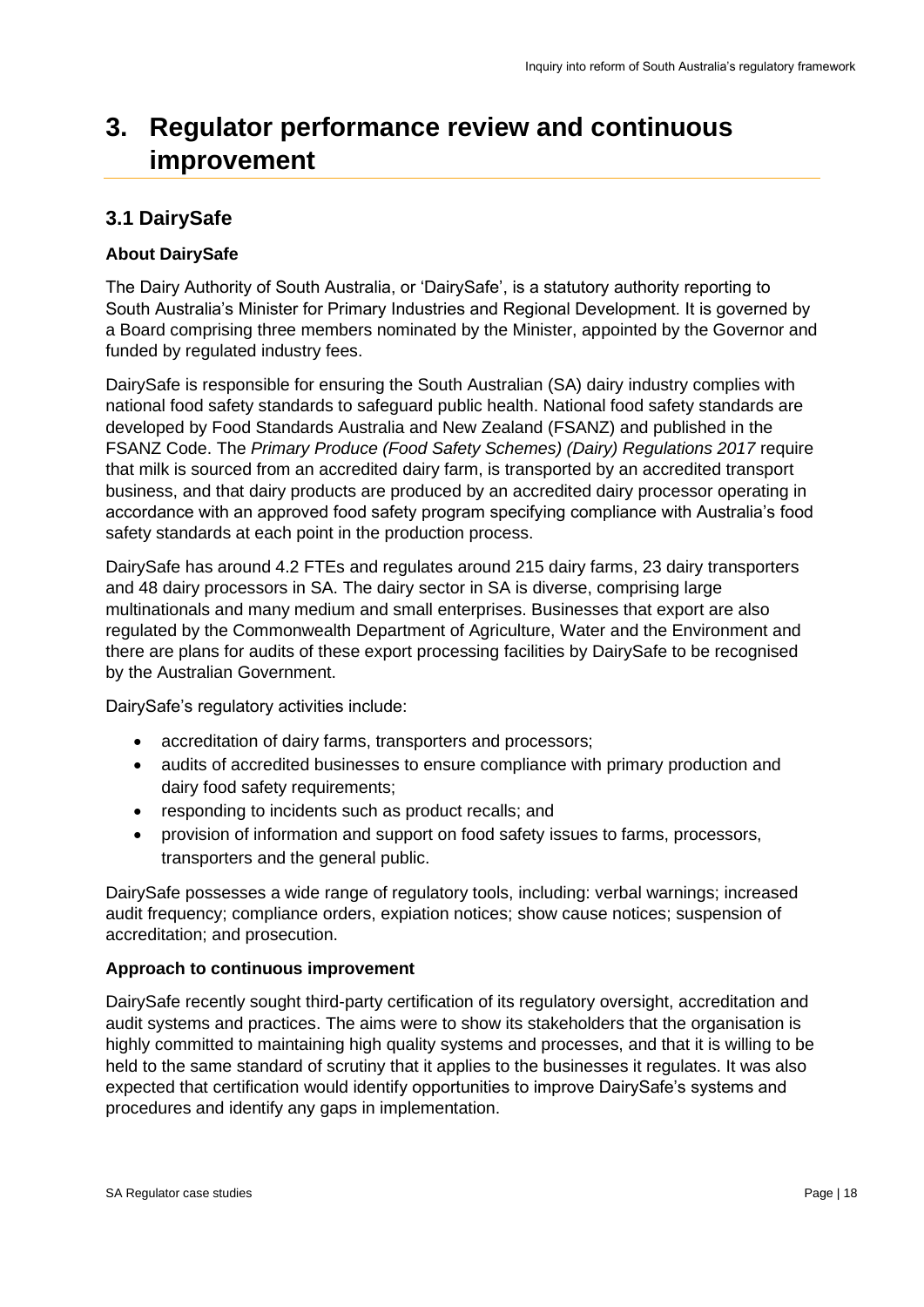# 3. Regulator performance review and continuous improvement

## 3.1 DairySafe

### About DairySafe

The Dairy Authority of South Australia, or 'DairySafe', is a statutory authority reporting to South Australia's Minister for Primary Industries and Regional Development. It is governed by a Board comprising three members nominated by the Minister, appointed by the Governor and funded by regulated industry fees.

DairySafe is responsible for ensuring the South Australian (SA) dairy industry complies with national food safety standards to safeguard public health. National food safety standards are developed by Food Standards Australia and New Zealand (FSANZ) and published in the FSANZ Code. The *Primary Produce (Food Safety Schemes) (Dairy) Regulations 2017* require that milk is sourced from an accredited dairy farm, is transported by an accredited transport business, and that dairy products are produced by an accredited dairy processor operating in accordance with an approved food safety program specifying compliance with Australia's food safety standards at each point in the production process.

DairySafe has around 4.2 FTEs and regulates around 215 dairy farms, 23 dairy transporters and 48 dairy processors in SA. The dairy sector in SA is diverse, comprising large multinationals and many medium and small enterprises. Businesses that export are also regulated by the Commonwealth Department of Agriculture, Water and the Environment and there are plans for audits of these export processing facilities by DairySafe to be recognised by the Australian Government.

DairySafe's regulatory activities include:

- accreditation of dairy farms, transporters and processors;
- audits of accredited businesses to ensure compliance with primary production and dairy food safety requirements;
- responding to incidents such as product recalls; and
- provision of information and support on food safety issues to farms, processors, transporters and the general public.

DairySafe possesses a wide range of regulatory tools, including: verbal warnings; increased audit frequency; compliance orders, expiation notices; show cause notices; suspension of accreditation; and prosecution.

### Approach to continuous improvement

DairySafe recently sought third-party certification of its regulatory oversight, accreditation and audit systems and practices. The aims were to show its stakeholders that the organisation is highly committed to maintaining high quality systems and processes, and that it is willing to be held to the same standard of scrutiny that it applies to the businesses it regulates. It was also expected that certification would identify opportunities to improve DairySafe's systems and procedures and identify any gaps in implementation.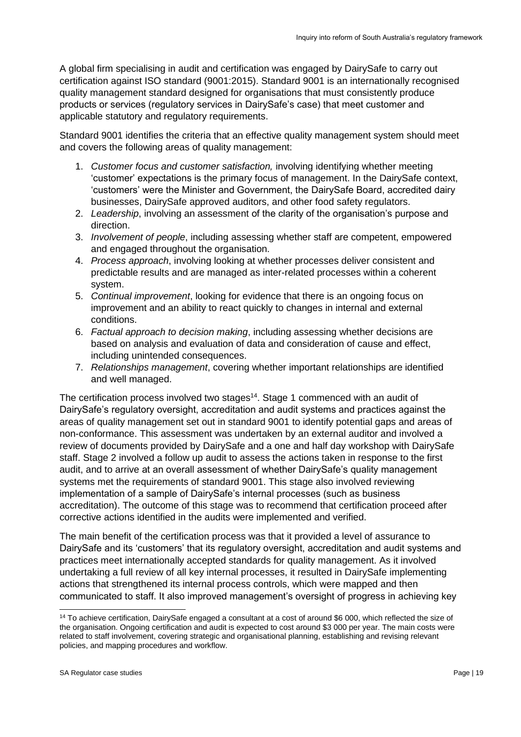A global firm specialising in audit and certification was engaged by DairySafe to carry out certification against ISO standard (9001:2015). Standard 9001 is an internationally recognised quality management standard designed for organisations that must consistently produce products or services (regulatory services in DairySafe's case) that meet customer and applicable statutory and regulatory requirements.

Standard 9001 identifies the criteria that an effective quality management system should meet and covers the following areas of quality management:

1. *Customer focus and customer satisfaction,* involving identifying whether meeting 'customer' expectations is the primary focus of management. In the DairySafe context, 'customers' were the Minister and Government, the DairySafe Board, accredited dairy businesses, DairySafe approved auditors, and other food safety regulators.
2. *Leadership*, involving an assessment of the clarity of the organisation's purpose and direction.
3. *Involvement of people*, including assessing whether staff are competent, empowered and engaged throughout the organisation.
4. *Process approach*, involving looking at whether processes deliver consistent and predictable results and are managed as inter-related processes within a coherent system.
5. *Continual improvement*, looking for evidence that there is an ongoing focus on improvement and an ability to react quickly to changes in internal and external conditions.
6. *Factual approach to decision making*, including assessing whether decisions are based on analysis and evaluation of data and consideration of cause and effect, including unintended consequences.
7. *Relationships management*, covering whether important relationships are identified and well managed.

The certification process involved two stages[14]. Stage 1 commenced with an audit of DairySafe's regulatory oversight, accreditation and audit systems and practices against the areas of quality management set out in standard 9001 to identify potential gaps and areas of non-conformance. This assessment was undertaken by an external auditor and involved a review of documents provided by DairySafe and a one and half day workshop with DairySafe staff. Stage 2 involved a follow up audit to assess the actions taken in response to the first audit, and to arrive at an overall assessment of whether DairySafe's quality management systems met the requirements of standard 9001. This stage also involved reviewing implementation of a sample of DairySafe's internal processes (such as business accreditation). The outcome of this stage was to recommend that certification proceed after corrective actions identified in the audits were implemented and verified.

The main benefit of the certification process was that it provided a level of assurance to DairySafe and its 'customers' that its regulatory oversight, accreditation and audit systems and practices meet internationally accepted standards for quality management. As it involved undertaking a full review of all key internal processes, it resulted in DairySafe implementing actions that strengthened its internal process controls, which were mapped and then communicated to staff. It also improved management's oversight of progress in achieving key

[14] To achieve certification, DairySafe engaged a consultant at a cost of around $6 000, which reflected the size of the organisation. Ongoing certification and audit is expected to cost around $3 000 per year. The main costs were related to staff involvement, covering strategic and organisational planning, establishing and revising relevant policies, and mapping procedures and workflow.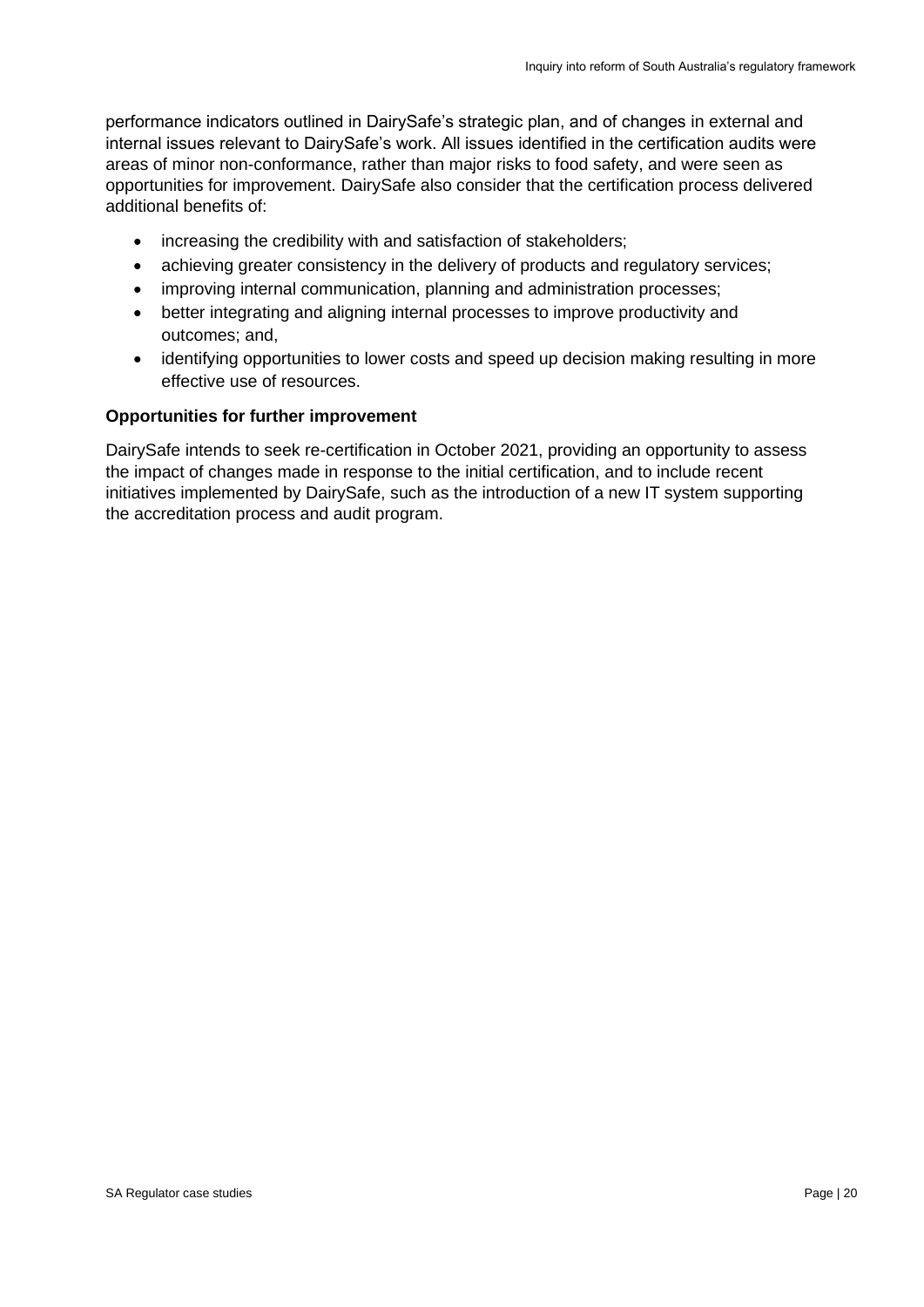performance indicators outlined in DairySafe's strategic plan, and of changes in external and internal issues relevant to DairySafe's work. All issues identified in the certification audits were areas of minor non-conformance, rather than major risks to food safety, and were seen as opportunities for improvement. DairySafe also consider that the certification process delivered additional benefits of:

- increasing the credibility with and satisfaction of stakeholders;
- achieving greater consistency in the delivery of products and regulatory services;
- improving internal communication, planning and administration processes;
- better integrating and aligning internal processes to improve productivity and outcomes; and,
- identifying opportunities to lower costs and speed up decision making resulting in more effective use of resources.

**Opportunities for further improvement**

DairySafe intends to seek re-certification in October 2021, providing an opportunity to assess the impact of changes made in response to the initial certification, and to include recent initiatives implemented by DairySafe, such as the introduction of a new IT system supporting the accreditation process and audit program.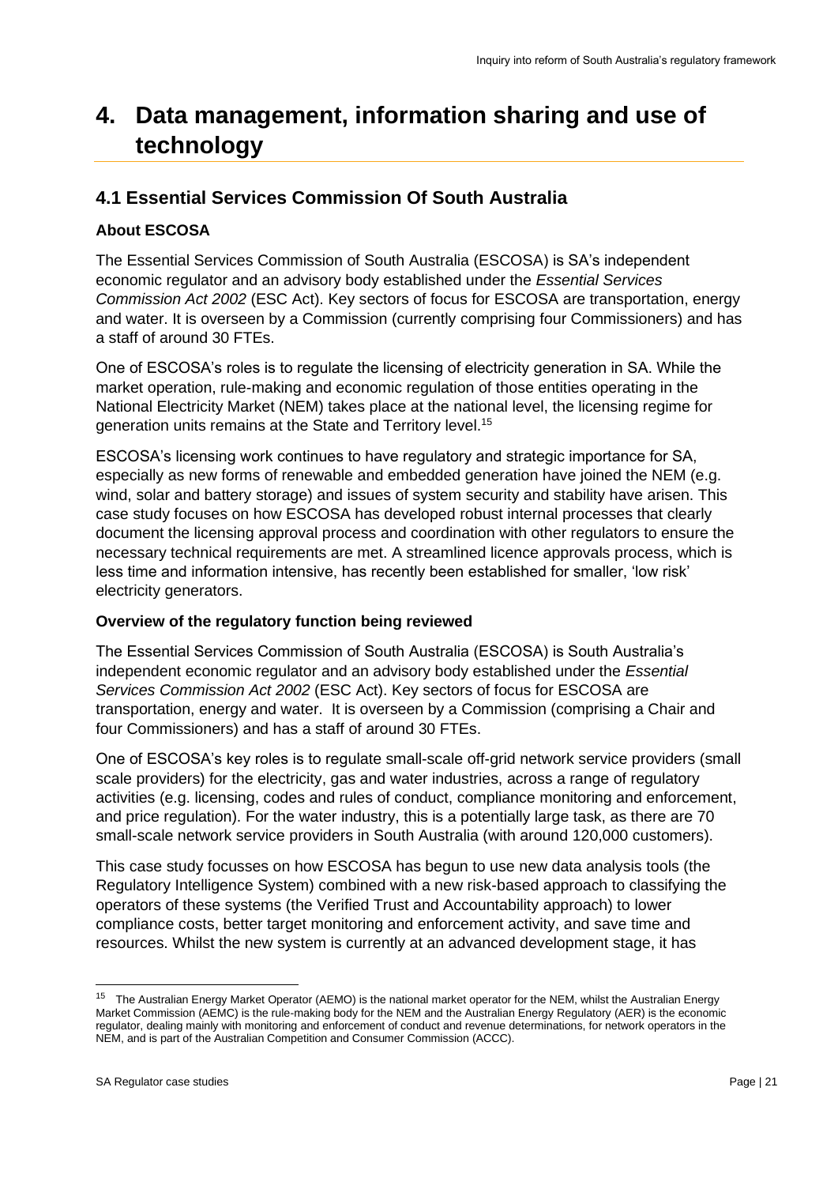# 4. Data management, information sharing and use of technology

## 4.1 Essential Services Commission Of South Australia

### About ESCOSA

The Essential Services Commission of South Australia (ESCOSA) is SA's independent economic regulator and an advisory body established under the *Essential Services Commission Act 2002* (ESC Act). Key sectors of focus for ESCOSA are transportation, energy and water. It is overseen by a Commission (currently comprising four Commissioners) and has a staff of around 30 FTEs.

One of ESCOSA's roles is to regulate the licensing of electricity generation in SA. While the market operation, rule-making and economic regulation of those entities operating in the National Electricity Market (NEM) takes place at the national level, the licensing regime for generation units remains at the State and Territory level.[15]

ESCOSA's licensing work continues to have regulatory and strategic importance for SA, especially as new forms of renewable and embedded generation have joined the NEM (e.g. wind, solar and battery storage) and issues of system security and stability have arisen. This case study focuses on how ESCOSA has developed robust internal processes that clearly document the licensing approval process and coordination with other regulators to ensure the necessary technical requirements are met. A streamlined licence approvals process, which is less time and information intensive, has recently been established for smaller, 'low risk' electricity generators.

### Overview of the regulatory function being reviewed

The Essential Services Commission of South Australia (ESCOSA) is South Australia's independent economic regulator and an advisory body established under the *Essential Services Commission Act 2002* (ESC Act). Key sectors of focus for ESCOSA are transportation, energy and water. It is overseen by a Commission (comprising a Chair and four Commissioners) and has a staff of around 30 FTEs.

One of ESCOSA's key roles is to regulate small-scale off-grid network service providers (small scale providers) for the electricity, gas and water industries, across a range of regulatory activities (e.g. licensing, codes and rules of conduct, compliance monitoring and enforcement, and price regulation). For the water industry, this is a potentially large task, as there are 70 small-scale network service providers in South Australia (with around 120,000 customers).

This case study focusses on how ESCOSA has begun to use new data analysis tools (the Regulatory Intelligence System) combined with a new risk-based approach to classifying the operators of these systems (the Verified Trust and Accountability approach) to lower compliance costs, better target monitoring and enforcement activity, and save time and resources. Whilst the new system is currently at an advanced development stage, it has

[15] The Australian Energy Market Operator (AEMO) is the national market operator for the NEM, whilst the Australian Energy Market Commission (AEMC) is the rule-making body for the NEM and the Australian Energy Regulatory (AER) is the economic regulator, dealing mainly with monitoring and enforcement of conduct and revenue determinations, for network operators in the NEM, and is part of the Australian Competition and Consumer Commission (ACCC).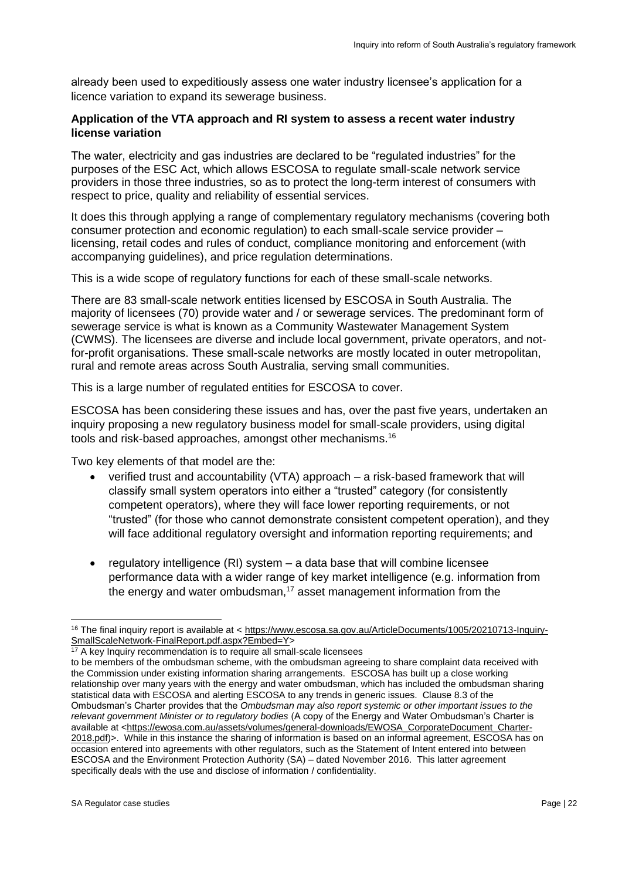already been used to expeditiously assess one water industry licensee's application for a licence variation to expand its sewerage business.

**Application of the VTA approach and RI system to assess a recent water industry license variation**

The water, electricity and gas industries are declared to be "regulated industries" for the purposes of the ESC Act, which allows ESCOSA to regulate small-scale network service providers in those three industries, so as to protect the long-term interest of consumers with respect to price, quality and reliability of essential services.

It does this through applying a range of complementary regulatory mechanisms (covering both consumer protection and economic regulation) to each small-scale service provider – licensing, retail codes and rules of conduct, compliance monitoring and enforcement (with accompanying guidelines), and price regulation determinations.

This is a wide scope of regulatory functions for each of these small-scale networks.

There are 83 small-scale network entities licensed by ESCOSA in South Australia. The majority of licensees (70) provide water and / or sewerage services. The predominant form of sewerage service is what is known as a Community Wastewater Management System (CWMS). The licensees are diverse and include local government, private operators, and not-for-profit organisations. These small-scale networks are mostly located in outer metropolitan, rural and remote areas across South Australia, serving small communities.

This is a large number of regulated entities for ESCOSA to cover.

ESCOSA has been considering these issues and has, over the past five years, undertaken an inquiry proposing a new regulatory business model for small-scale providers, using digital tools and risk-based approaches, amongst other mechanisms.[16]

Two key elements of that model are the:

- verified trust and accountability (VTA) approach – a risk-based framework that will classify small system operators into either a "trusted" category (for consistently competent operators), where they will face lower reporting requirements, or not "trusted" (for those who cannot demonstrate consistent competent operation), and they will face additional regulatory oversight and information reporting requirements; and
- regulatory intelligence (RI) system – a data base that will combine licensee performance data with a wider range of key market intelligence (e.g. information from the energy and water ombudsman,[17] asset management information from the

---

[16] The final inquiry report is available at < https://www.escosa.sa.gov.au/ArticleDocuments/1005/20210713-Inquiry-SmallScaleNetwork-FinalReport.pdf.aspx?Embed=Y>

[17] A key Inquiry recommendation is to require all small-scale licensees to be members of the ombudsman scheme, with the ombudsman agreeing to share complaint data received with the Commission under existing information sharing arrangements. ESCOSA has built up a close working relationship over many years with the energy and water ombudsman, which has included the ombudsman sharing statistical data with ESCOSA and alerting ESCOSA to any trends in generic issues. Clause 8.3 of the Ombudsman's Charter provides that the *Ombudsman may also report systemic or other important issues to the relevant government Minister or to regulatory bodies* (A copy of the Energy and Water Ombudsman's Charter is available at <https://ewosa.com.au/assets/volumes/general-downloads/EWOSA_CorporateDocument_Charter-2018.pdf)>. While in this instance the sharing of information is based on an informal agreement, ESCOSA has on occasion entered into agreements with other regulators, such as the Statement of Intent entered into between ESCOSA and the Environment Protection Authority (SA) – dated November 2016. This latter agreement specifically deals with the use and disclose of information / confidentiality.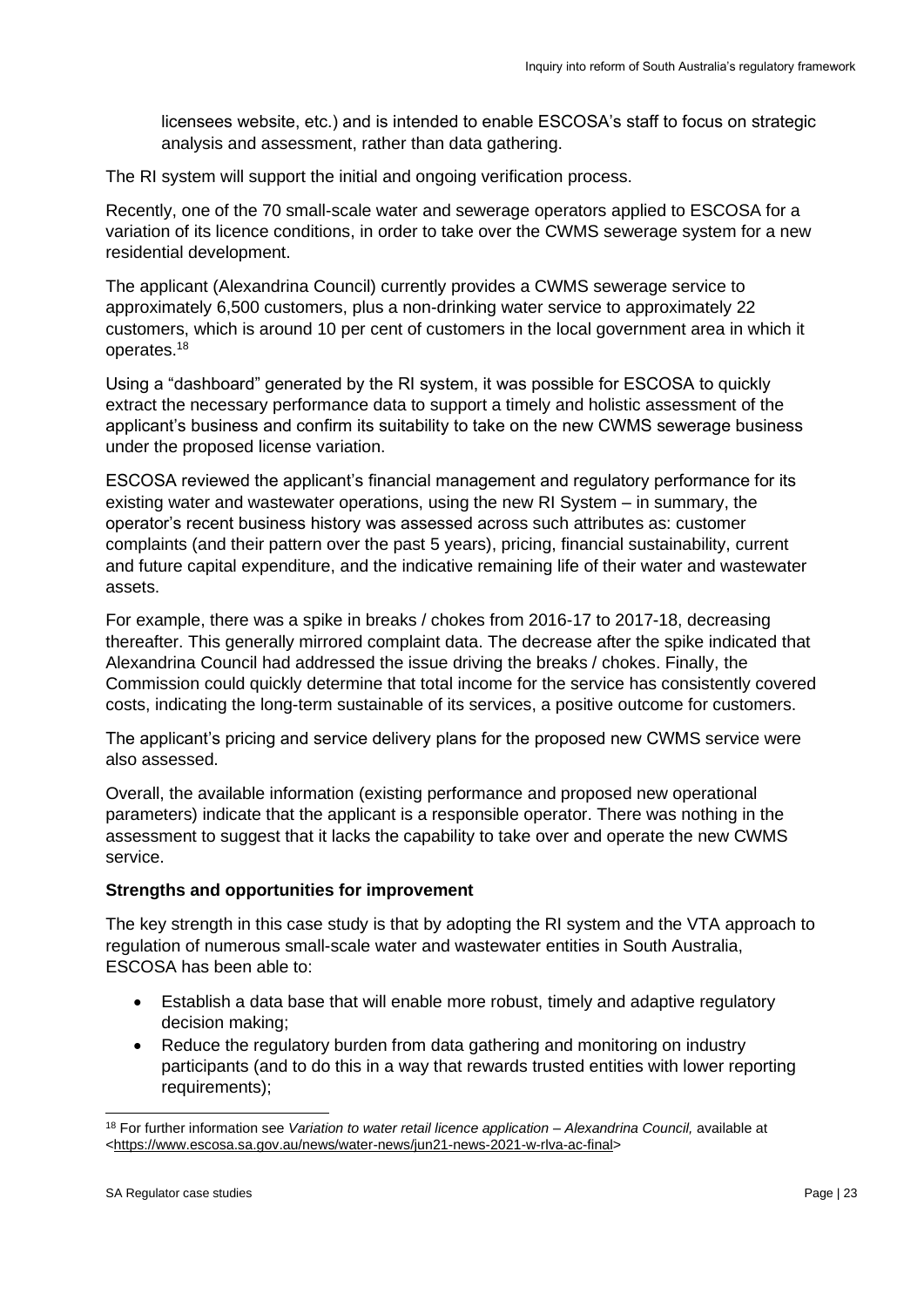licensees website, etc.) and is intended to enable ESCOSA's staff to focus on strategic analysis and assessment, rather than data gathering.

The RI system will support the initial and ongoing verification process.

Recently, one of the 70 small-scale water and sewerage operators applied to ESCOSA for a variation of its licence conditions, in order to take over the CWMS sewerage system for a new residential development.

The applicant (Alexandrina Council) currently provides a CWMS sewerage service to approximately 6,500 customers, plus a non-drinking water service to approximately 22 customers, which is around 10 per cent of customers in the local government area in which it operates.[18]

Using a "dashboard" generated by the RI system, it was possible for ESCOSA to quickly extract the necessary performance data to support a timely and holistic assessment of the applicant's business and confirm its suitability to take on the new CWMS sewerage business under the proposed license variation.

ESCOSA reviewed the applicant's financial management and regulatory performance for its existing water and wastewater operations, using the new RI System – in summary, the operator's recent business history was assessed across such attributes as: customer complaints (and their pattern over the past 5 years), pricing, financial sustainability, current and future capital expenditure, and the indicative remaining life of their water and wastewater assets.

For example, there was a spike in breaks / chokes from 2016-17 to 2017-18, decreasing thereafter. This generally mirrored complaint data. The decrease after the spike indicated that Alexandrina Council had addressed the issue driving the breaks / chokes. Finally, the Commission could quickly determine that total income for the service has consistently covered costs, indicating the long-term sustainable of its services, a positive outcome for customers.

The applicant's pricing and service delivery plans for the proposed new CWMS service were also assessed.

Overall, the available information (existing performance and proposed new operational parameters) indicate that the applicant is a responsible operator. There was nothing in the assessment to suggest that it lacks the capability to take over and operate the new CWMS service.

**Strengths and opportunities for improvement**

The key strength in this case study is that by adopting the RI system and the VTA approach to regulation of numerous small-scale water and wastewater entities in South Australia, ESCOSA has been able to:

- Establish a data base that will enable more robust, timely and adaptive regulatory decision making;
- Reduce the regulatory burden from data gathering and monitoring on industry participants (and to do this in a way that rewards trusted entities with lower reporting requirements);

[18] For further information see *Variation to water retail licence application – Alexandrina Council,* available at <https://www.escosa.sa.gov.au/news/water-news/jun21-news-2021-w-rlva-ac-final>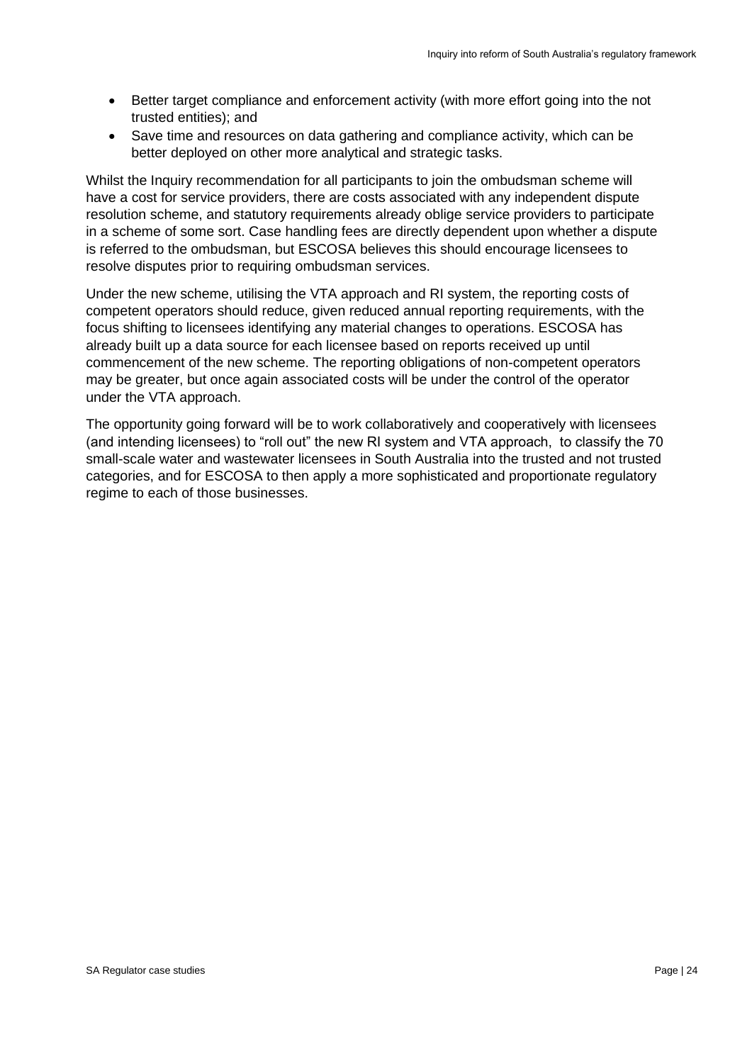- Better target compliance and enforcement activity (with more effort going into the not trusted entities); and
- Save time and resources on data gathering and compliance activity, which can be better deployed on other more analytical and strategic tasks.

Whilst the Inquiry recommendation for all participants to join the ombudsman scheme will have a cost for service providers, there are costs associated with any independent dispute resolution scheme, and statutory requirements already oblige service providers to participate in a scheme of some sort. Case handling fees are directly dependent upon whether a dispute is referred to the ombudsman, but ESCOSA believes this should encourage licensees to resolve disputes prior to requiring ombudsman services.

Under the new scheme, utilising the VTA approach and RI system, the reporting costs of competent operators should reduce, given reduced annual reporting requirements, with the focus shifting to licensees identifying any material changes to operations. ESCOSA has already built up a data source for each licensee based on reports received up until commencement of the new scheme. The reporting obligations of non-competent operators may be greater, but once again associated costs will be under the control of the operator under the VTA approach.

The opportunity going forward will be to work collaboratively and cooperatively with licensees (and intending licensees) to "roll out" the new RI system and VTA approach, to classify the 70 small-scale water and wastewater licensees in South Australia into the trusted and not trusted categories, and for ESCOSA to then apply a more sophisticated and proportionate regulatory regime to each of those businesses.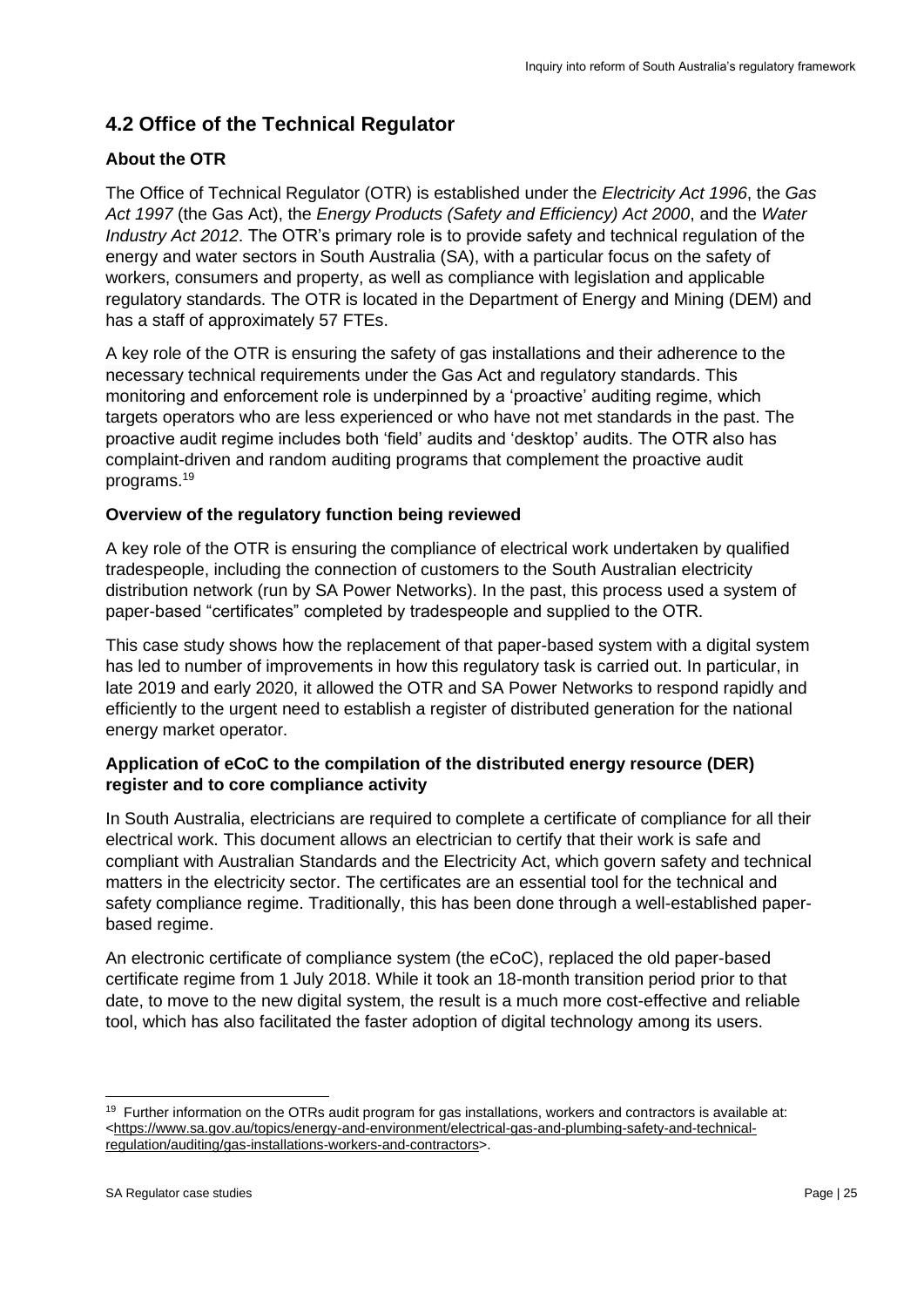## 4.2 Office of the Technical Regulator

**About the OTR**

The Office of Technical Regulator (OTR) is established under the *Electricity Act 1996*, the *Gas Act 1997* (the Gas Act), the *Energy Products (Safety and Efficiency) Act 2000*, and the *Water Industry Act 2012*. The OTR's primary role is to provide safety and technical regulation of the energy and water sectors in South Australia (SA), with a particular focus on the safety of workers, consumers and property, as well as compliance with legislation and applicable regulatory standards. The OTR is located in the Department of Energy and Mining (DEM) and has a staff of approximately 57 FTEs.

A key role of the OTR is ensuring the safety of gas installations and their adherence to the necessary technical requirements under the Gas Act and regulatory standards. This monitoring and enforcement role is underpinned by a 'proactive' auditing regime, which targets operators who are less experienced or who have not met standards in the past. The proactive audit regime includes both 'field' audits and 'desktop' audits. The OTR also has complaint-driven and random auditing programs that complement the proactive audit programs.[19]

**Overview of the regulatory function being reviewed**

A key role of the OTR is ensuring the compliance of electrical work undertaken by qualified tradespeople, including the connection of customers to the South Australian electricity distribution network (run by SA Power Networks). In the past, this process used a system of paper-based "certificates" completed by tradespeople and supplied to the OTR.

This case study shows how the replacement of that paper-based system with a digital system has led to number of improvements in how this regulatory task is carried out. In particular, in late 2019 and early 2020, it allowed the OTR and SA Power Networks to respond rapidly and efficiently to the urgent need to establish a register of distributed generation for the national energy market operator.

**Application of eCoC to the compilation of the distributed energy resource (DER) register and to core compliance activity**

In South Australia, electricians are required to complete a certificate of compliance for all their electrical work. This document allows an electrician to certify that their work is safe and compliant with Australian Standards and the Electricity Act, which govern safety and technical matters in the electricity sector. The certificates are an essential tool for the technical and safety compliance regime. Traditionally, this has been done through a well-established paper-based regime.

An electronic certificate of compliance system (the eCoC), replaced the old paper-based certificate regime from 1 July 2018. While it took an 18-month transition period prior to that date, to move to the new digital system, the result is a much more cost-effective and reliable tool, which has also facilitated the faster adoption of digital technology among its users.

---

[19] Further information on the OTRs audit program for gas installations, workers and contractors is available at: <https://www.sa.gov.au/topics/energy-and-environment/electrical-gas-and-plumbing-safety-and-technical-regulation/auditing/gas-installations-workers-and-contractors>.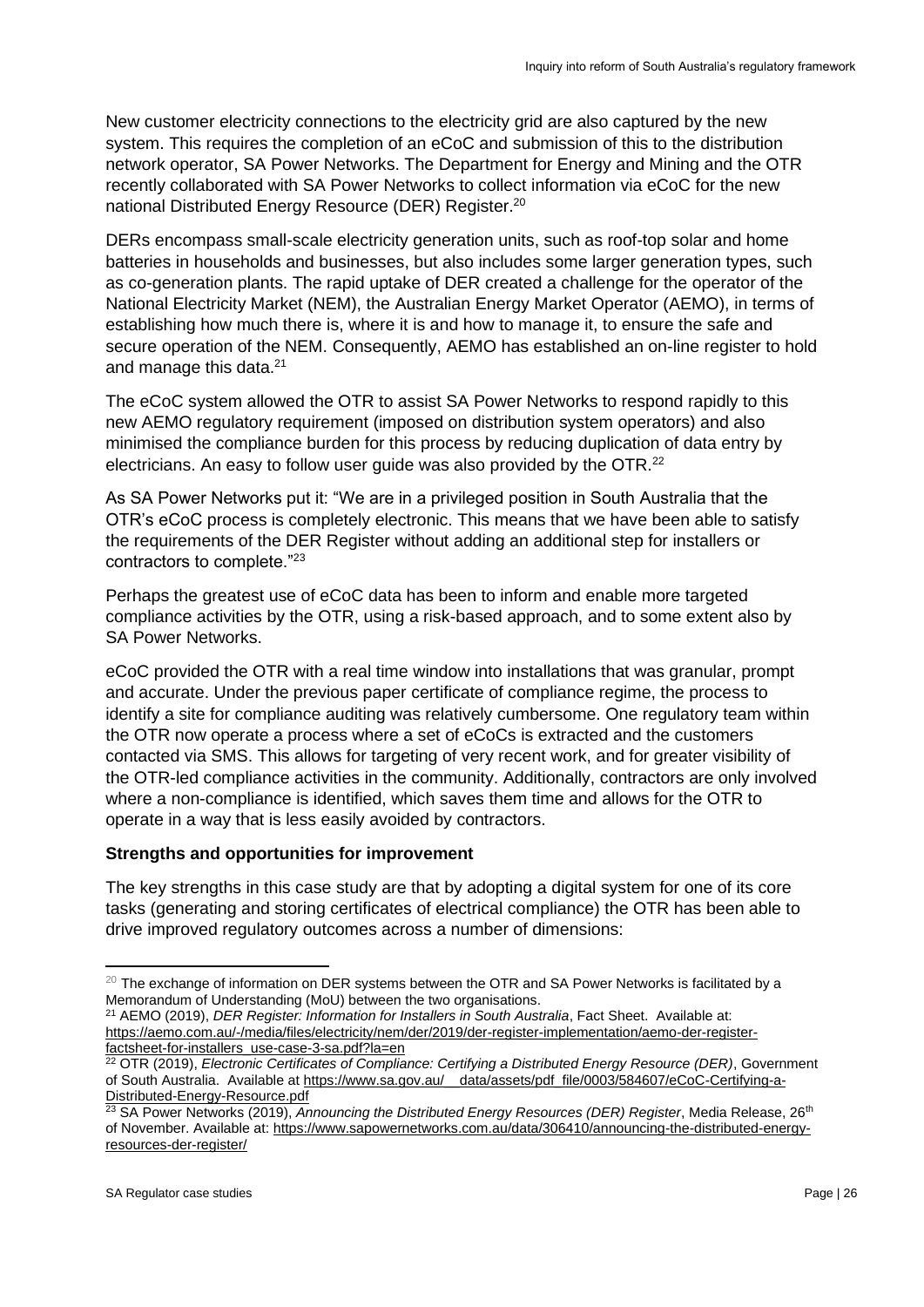New customer electricity connections to the electricity grid are also captured by the new system. This requires the completion of an eCoC and submission of this to the distribution network operator, SA Power Networks. The Department for Energy and Mining and the OTR recently collaborated with SA Power Networks to collect information via eCoC for the new national Distributed Energy Resource (DER) Register.[20]

DERs encompass small-scale electricity generation units, such as roof-top solar and home batteries in households and businesses, but also includes some larger generation types, such as co-generation plants. The rapid uptake of DER created a challenge for the operator of the National Electricity Market (NEM), the Australian Energy Market Operator (AEMO), in terms of establishing how much there is, where it is and how to manage it, to ensure the safe and secure operation of the NEM. Consequently, AEMO has established an on-line register to hold and manage this data.[21]

The eCoC system allowed the OTR to assist SA Power Networks to respond rapidly to this new AEMO regulatory requirement (imposed on distribution system operators) and also minimised the compliance burden for this process by reducing duplication of data entry by electricians. An easy to follow user guide was also provided by the OTR.[22]

As SA Power Networks put it: "We are in a privileged position in South Australia that the OTR's eCoC process is completely electronic. This means that we have been able to satisfy the requirements of the DER Register without adding an additional step for installers or contractors to complete."[23]

Perhaps the greatest use of eCoC data has been to inform and enable more targeted compliance activities by the OTR, using a risk-based approach, and to some extent also by SA Power Networks.

eCoC provided the OTR with a real time window into installations that was granular, prompt and accurate. Under the previous paper certificate of compliance regime, the process to identify a site for compliance auditing was relatively cumbersome. One regulatory team within the OTR now operate a process where a set of eCoCs is extracted and the customers contacted via SMS. This allows for targeting of very recent work, and for greater visibility of the OTR-led compliance activities in the community. Additionally, contractors are only involved where a non-compliance is identified, which saves them time and allows for the OTR to operate in a way that is less easily avoided by contractors.

**Strengths and opportunities for improvement**

The key strengths in this case study are that by adopting a digital system for one of its core tasks (generating and storing certificates of electrical compliance) the OTR has been able to drive improved regulatory outcomes across a number of dimensions:

---

[20] The exchange of information on DER systems between the OTR and SA Power Networks is facilitated by a Memorandum of Understanding (MoU) between the two organisations.

[21] AEMO (2019), *DER Register: Information for Installers in South Australia*, Fact Sheet. Available at: https://aemo.com.au/-/media/files/electricity/nem/der/2019/der-register-implementation/aemo-der-register-factsheet-for-installers_use-case-3-sa.pdf?la=en

[22] OTR (2019), *Electronic Certificates of Compliance: Certifying a Distributed Energy Resource (DER)*, Government of South Australia. Available at https://www.sa.gov.au/__data/assets/pdf_file/0003/584607/eCoC-Certifying-a-Distributed-Energy-Resource.pdf

[23] SA Power Networks (2019), *Announcing the Distributed Energy Resources (DER) Register*, Media Release, 26th of November. Available at: https://www.sapowernetworks.com.au/data/306410/announcing-the-distributed-energy-resources-der-register/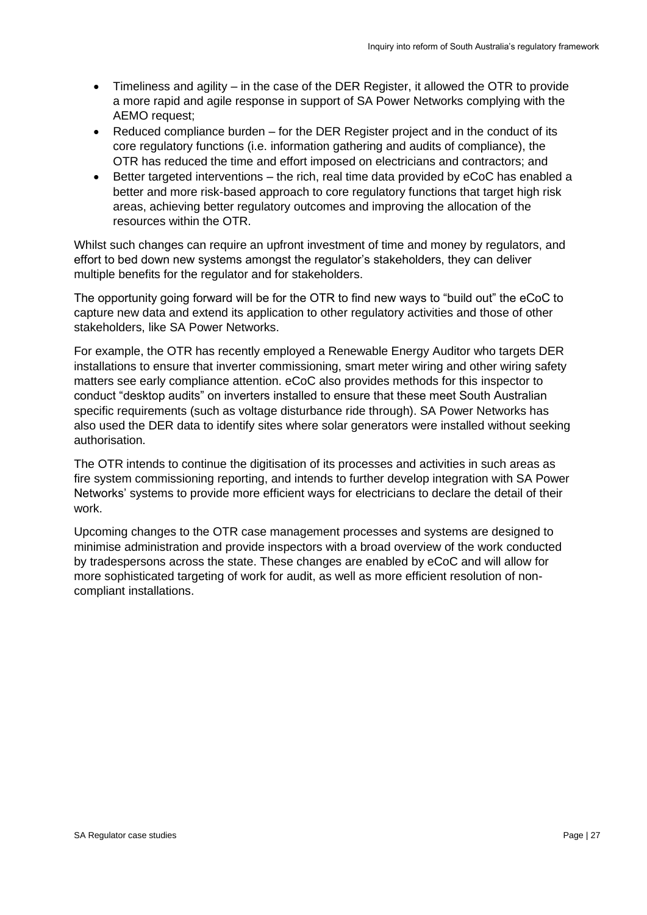- Timeliness and agility – in the case of the DER Register, it allowed the OTR to provide a more rapid and agile response in support of SA Power Networks complying with the AEMO request;
- Reduced compliance burden – for the DER Register project and in the conduct of its core regulatory functions (i.e. information gathering and audits of compliance), the OTR has reduced the time and effort imposed on electricians and contractors; and
- Better targeted interventions – the rich, real time data provided by eCoC has enabled a better and more risk-based approach to core regulatory functions that target high risk areas, achieving better regulatory outcomes and improving the allocation of the resources within the OTR.

Whilst such changes can require an upfront investment of time and money by regulators, and effort to bed down new systems amongst the regulator's stakeholders, they can deliver multiple benefits for the regulator and for stakeholders.

The opportunity going forward will be for the OTR to find new ways to "build out" the eCoC to capture new data and extend its application to other regulatory activities and those of other stakeholders, like SA Power Networks.

For example, the OTR has recently employed a Renewable Energy Auditor who targets DER installations to ensure that inverter commissioning, smart meter wiring and other wiring safety matters see early compliance attention. eCoC also provides methods for this inspector to conduct "desktop audits" on inverters installed to ensure that these meet South Australian specific requirements (such as voltage disturbance ride through). SA Power Networks has also used the DER data to identify sites where solar generators were installed without seeking authorisation.

The OTR intends to continue the digitisation of its processes and activities in such areas as fire system commissioning reporting, and intends to further develop integration with SA Power Networks' systems to provide more efficient ways for electricians to declare the detail of their work.

Upcoming changes to the OTR case management processes and systems are designed to minimise administration and provide inspectors with a broad overview of the work conducted by tradespersons across the state. These changes are enabled by eCoC and will allow for more sophisticated targeting of work for audit, as well as more efficient resolution of non-compliant installations.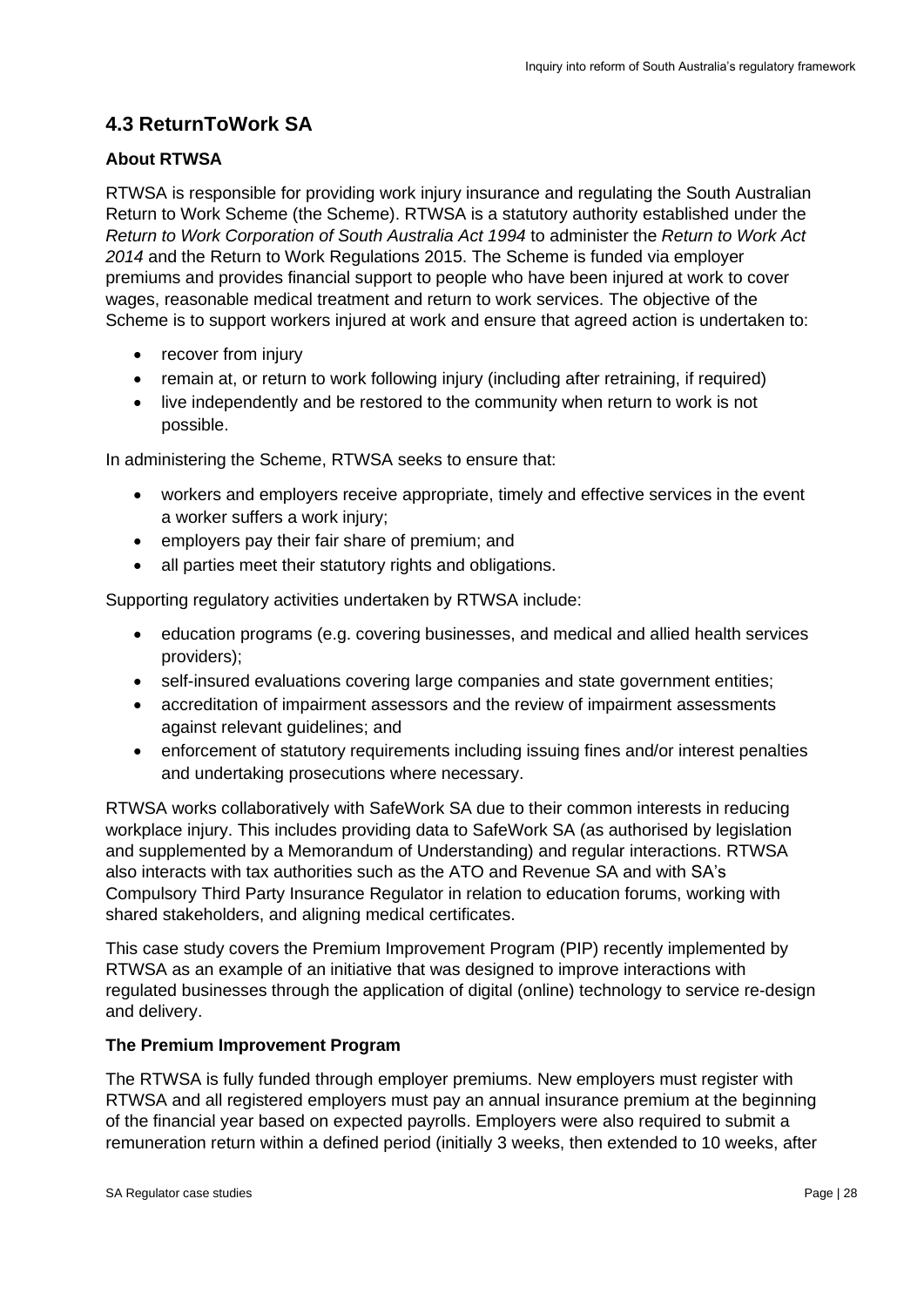## 4.3 ReturnToWork SA

### About RTWSA

RTWSA is responsible for providing work injury insurance and regulating the South Australian Return to Work Scheme (the Scheme). RTWSA is a statutory authority established under the *Return to Work Corporation of South Australia Act 1994* to administer the *Return to Work Act 2014* and the Return to Work Regulations 2015. The Scheme is funded via employer premiums and provides financial support to people who have been injured at work to cover wages, reasonable medical treatment and return to work services. The objective of the Scheme is to support workers injured at work and ensure that agreed action is undertaken to:

- recover from injury
- remain at, or return to work following injury (including after retraining, if required)
- live independently and be restored to the community when return to work is not possible.

In administering the Scheme, RTWSA seeks to ensure that:

- workers and employers receive appropriate, timely and effective services in the event a worker suffers a work injury;
- employers pay their fair share of premium; and
- all parties meet their statutory rights and obligations.

Supporting regulatory activities undertaken by RTWSA include:

- education programs (e.g. covering businesses, and medical and allied health services providers);
- self-insured evaluations covering large companies and state government entities;
- accreditation of impairment assessors and the review of impairment assessments against relevant guidelines; and
- enforcement of statutory requirements including issuing fines and/or interest penalties and undertaking prosecutions where necessary.

RTWSA works collaboratively with SafeWork SA due to their common interests in reducing workplace injury. This includes providing data to SafeWork SA (as authorised by legislation and supplemented by a Memorandum of Understanding) and regular interactions. RTWSA also interacts with tax authorities such as the ATO and Revenue SA and with SA's Compulsory Third Party Insurance Regulator in relation to education forums, working with shared stakeholders, and aligning medical certificates.

This case study covers the Premium Improvement Program (PIP) recently implemented by RTWSA as an example of an initiative that was designed to improve interactions with regulated businesses through the application of digital (online) technology to service re-design and delivery.

### The Premium Improvement Program

The RTWSA is fully funded through employer premiums. New employers must register with RTWSA and all registered employers must pay an annual insurance premium at the beginning of the financial year based on expected payrolls. Employers were also required to submit a remuneration return within a defined period (initially 3 weeks, then extended to 10 weeks, after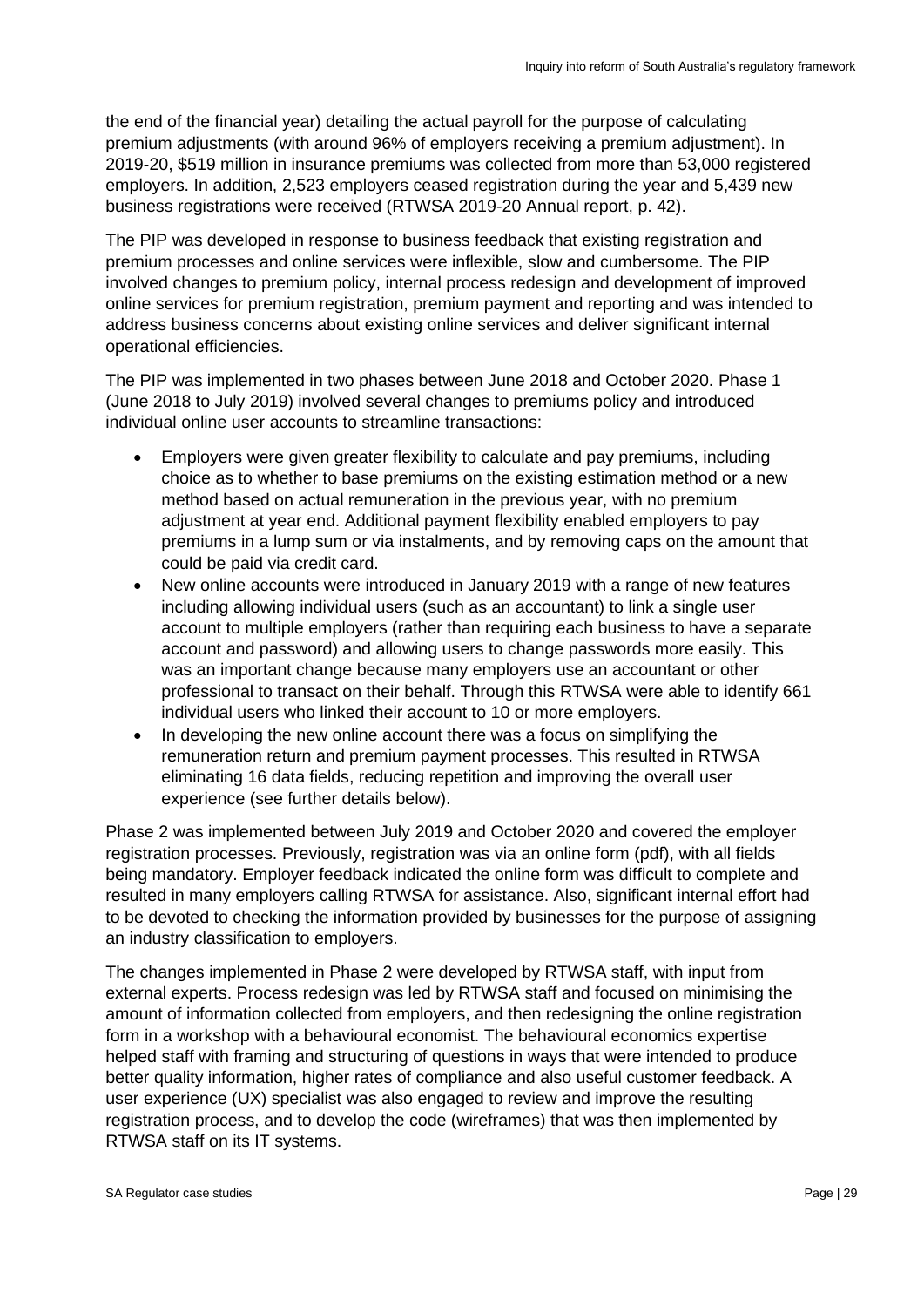the end of the financial year) detailing the actual payroll for the purpose of calculating premium adjustments (with around 96% of employers receiving a premium adjustment). In 2019-20, $519 million in insurance premiums was collected from more than 53,000 registered employers. In addition, 2,523 employers ceased registration during the year and 5,439 new business registrations were received (RTWSA 2019-20 Annual report, p. 42).

The PIP was developed in response to business feedback that existing registration and premium processes and online services were inflexible, slow and cumbersome. The PIP involved changes to premium policy, internal process redesign and development of improved online services for premium registration, premium payment and reporting and was intended to address business concerns about existing online services and deliver significant internal operational efficiencies.

The PIP was implemented in two phases between June 2018 and October 2020. Phase 1 (June 2018 to July 2019) involved several changes to premiums policy and introduced individual online user accounts to streamline transactions:

- Employers were given greater flexibility to calculate and pay premiums, including choice as to whether to base premiums on the existing estimation method or a new method based on actual remuneration in the previous year, with no premium adjustment at year end. Additional payment flexibility enabled employers to pay premiums in a lump sum or via instalments, and by removing caps on the amount that could be paid via credit card.
- New online accounts were introduced in January 2019 with a range of new features including allowing individual users (such as an accountant) to link a single user account to multiple employers (rather than requiring each business to have a separate account and password) and allowing users to change passwords more easily. This was an important change because many employers use an accountant or other professional to transact on their behalf. Through this RTWSA were able to identify 661 individual users who linked their account to 10 or more employers.
- In developing the new online account there was a focus on simplifying the remuneration return and premium payment processes. This resulted in RTWSA eliminating 16 data fields, reducing repetition and improving the overall user experience (see further details below).

Phase 2 was implemented between July 2019 and October 2020 and covered the employer registration processes. Previously, registration was via an online form (pdf), with all fields being mandatory. Employer feedback indicated the online form was difficult to complete and resulted in many employers calling RTWSA for assistance. Also, significant internal effort had to be devoted to checking the information provided by businesses for the purpose of assigning an industry classification to employers.

The changes implemented in Phase 2 were developed by RTWSA staff, with input from external experts. Process redesign was led by RTWSA staff and focused on minimising the amount of information collected from employers, and then redesigning the online registration form in a workshop with a behavioural economist. The behavioural economics expertise helped staff with framing and structuring of questions in ways that were intended to produce better quality information, higher rates of compliance and also useful customer feedback. A user experience (UX) specialist was also engaged to review and improve the resulting registration process, and to develop the code (wireframes) that was then implemented by RTWSA staff on its IT systems.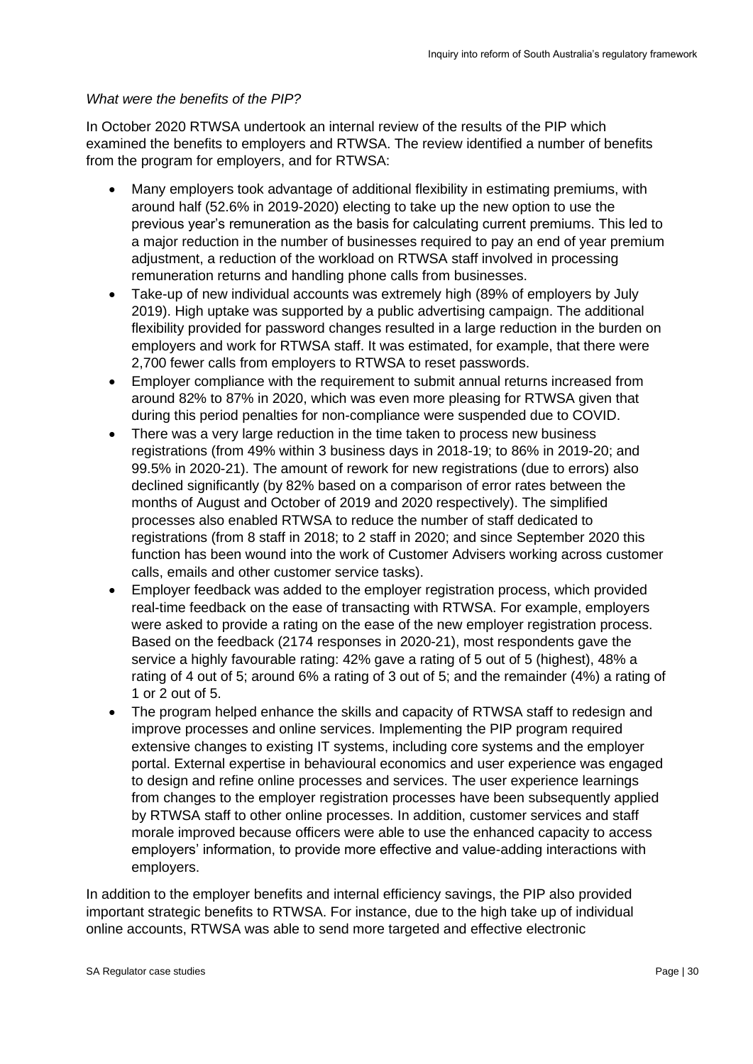*What were the benefits of the PIP?*

In October 2020 RTWSA undertook an internal review of the results of the PIP which examined the benefits to employers and RTWSA. The review identified a number of benefits from the program for employers, and for RTWSA:

- Many employers took advantage of additional flexibility in estimating premiums, with around half (52.6% in 2019-2020) electing to take up the new option to use the previous year's remuneration as the basis for calculating current premiums. This led to a major reduction in the number of businesses required to pay an end of year premium adjustment, a reduction of the workload on RTWSA staff involved in processing remuneration returns and handling phone calls from businesses.
- Take-up of new individual accounts was extremely high (89% of employers by July 2019). High uptake was supported by a public advertising campaign. The additional flexibility provided for password changes resulted in a large reduction in the burden on employers and work for RTWSA staff. It was estimated, for example, that there were 2,700 fewer calls from employers to RTWSA to reset passwords.
- Employer compliance with the requirement to submit annual returns increased from around 82% to 87% in 2020, which was even more pleasing for RTWSA given that during this period penalties for non-compliance were suspended due to COVID.
- There was a very large reduction in the time taken to process new business registrations (from 49% within 3 business days in 2018-19; to 86% in 2019-20; and 99.5% in 2020-21). The amount of rework for new registrations (due to errors) also declined significantly (by 82% based on a comparison of error rates between the months of August and October of 2019 and 2020 respectively). The simplified processes also enabled RTWSA to reduce the number of staff dedicated to registrations (from 8 staff in 2018; to 2 staff in 2020; and since September 2020 this function has been wound into the work of Customer Advisers working across customer calls, emails and other customer service tasks).
- Employer feedback was added to the employer registration process, which provided real-time feedback on the ease of transacting with RTWSA. For example, employers were asked to provide a rating on the ease of the new employer registration process. Based on the feedback (2174 responses in 2020-21), most respondents gave the service a highly favourable rating: 42% gave a rating of 5 out of 5 (highest), 48% a rating of 4 out of 5; around 6% a rating of 3 out of 5; and the remainder (4%) a rating of 1 or 2 out of 5.
- The program helped enhance the skills and capacity of RTWSA staff to redesign and improve processes and online services. Implementing the PIP program required extensive changes to existing IT systems, including core systems and the employer portal. External expertise in behavioural economics and user experience was engaged to design and refine online processes and services. The user experience learnings from changes to the employer registration processes have been subsequently applied by RTWSA staff to other online processes. In addition, customer services and staff morale improved because officers were able to use the enhanced capacity to access employers' information, to provide more effective and value-adding interactions with employers.

In addition to the employer benefits and internal efficiency savings, the PIP also provided important strategic benefits to RTWSA. For instance, due to the high take up of individual online accounts, RTWSA was able to send more targeted and effective electronic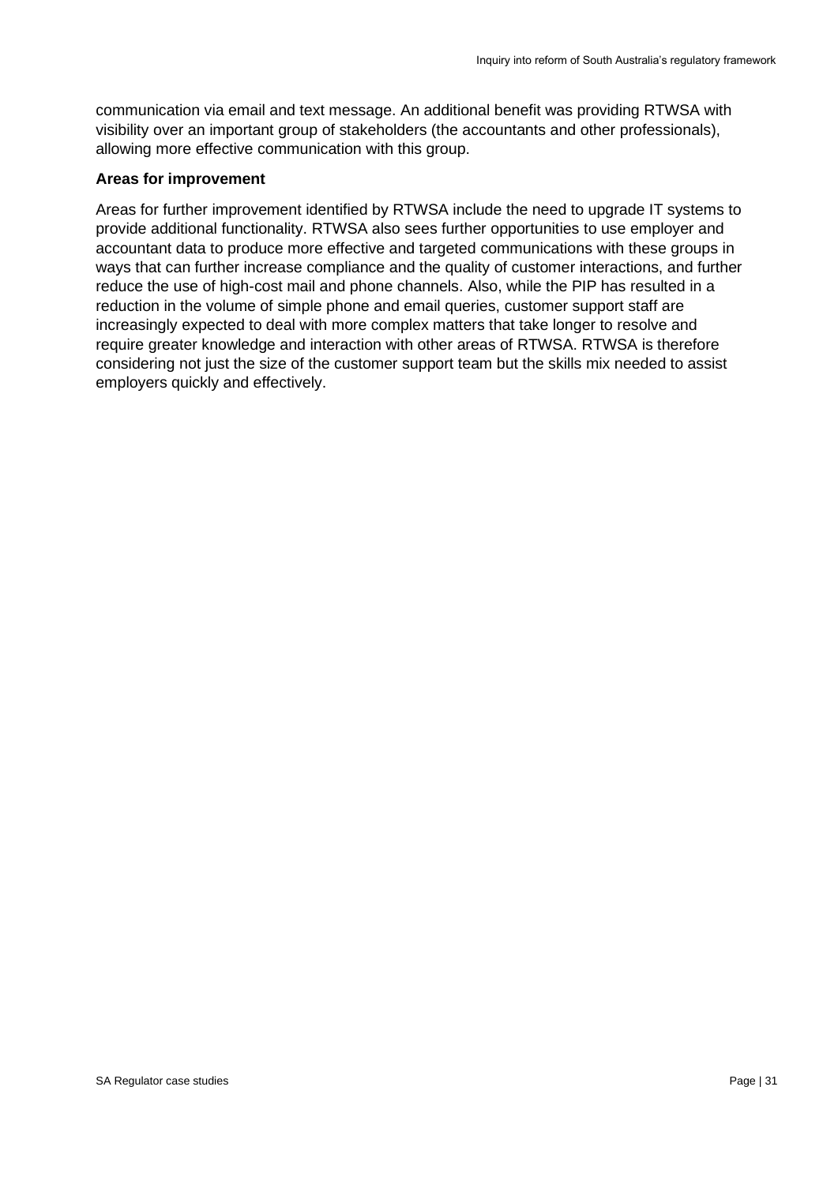communication via email and text message. An additional benefit was providing RTWSA with visibility over an important group of stakeholders (the accountants and other professionals), allowing more effective communication with this group.

**Areas for improvement**

Areas for further improvement identified by RTWSA include the need to upgrade IT systems to provide additional functionality. RTWSA also sees further opportunities to use employer and accountant data to produce more effective and targeted communications with these groups in ways that can further increase compliance and the quality of customer interactions, and further reduce the use of high-cost mail and phone channels. Also, while the PIP has resulted in a reduction in the volume of simple phone and email queries, customer support staff are increasingly expected to deal with more complex matters that take longer to resolve and require greater knowledge and interaction with other areas of RTWSA. RTWSA is therefore considering not just the size of the customer support team but the skills mix needed to assist employers quickly and effectively.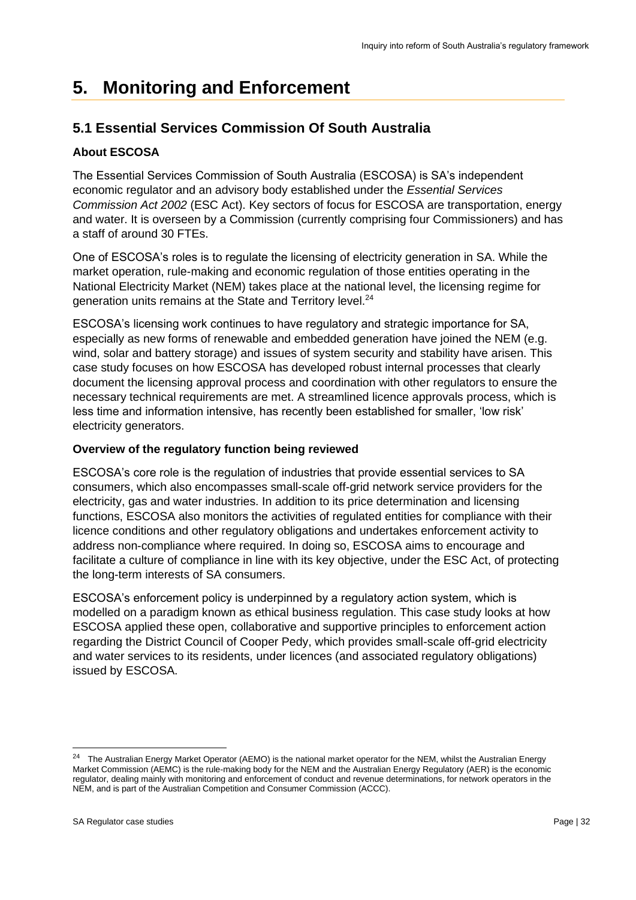# 5. Monitoring and Enforcement

## 5.1 Essential Services Commission Of South Australia

### About ESCOSA

The Essential Services Commission of South Australia (ESCOSA) is SA's independent economic regulator and an advisory body established under the *Essential Services Commission Act 2002* (ESC Act). Key sectors of focus for ESCOSA are transportation, energy and water. It is overseen by a Commission (currently comprising four Commissioners) and has a staff of around 30 FTEs.

One of ESCOSA's roles is to regulate the licensing of electricity generation in SA. While the market operation, rule-making and economic regulation of those entities operating in the National Electricity Market (NEM) takes place at the national level, the licensing regime for generation units remains at the State and Territory level.[24]

ESCOSA's licensing work continues to have regulatory and strategic importance for SA, especially as new forms of renewable and embedded generation have joined the NEM (e.g. wind, solar and battery storage) and issues of system security and stability have arisen. This case study focuses on how ESCOSA has developed robust internal processes that clearly document the licensing approval process and coordination with other regulators to ensure the necessary technical requirements are met. A streamlined licence approvals process, which is less time and information intensive, has recently been established for smaller, 'low risk' electricity generators.

### Overview of the regulatory function being reviewed

ESCOSA's core role is the regulation of industries that provide essential services to SA consumers, which also encompasses small-scale off-grid network service providers for the electricity, gas and water industries. In addition to its price determination and licensing functions, ESCOSA also monitors the activities of regulated entities for compliance with their licence conditions and other regulatory obligations and undertakes enforcement activity to address non-compliance where required. In doing so, ESCOSA aims to encourage and facilitate a culture of compliance in line with its key objective, under the ESC Act, of protecting the long-term interests of SA consumers.

ESCOSA's enforcement policy is underpinned by a regulatory action system, which is modelled on a paradigm known as ethical business regulation. This case study looks at how ESCOSA applied these open, collaborative and supportive principles to enforcement action regarding the District Council of Cooper Pedy, which provides small-scale off-grid electricity and water services to its residents, under licences (and associated regulatory obligations) issued by ESCOSA.

---

[24] The Australian Energy Market Operator (AEMO) is the national market operator for the NEM, whilst the Australian Energy Market Commission (AEMC) is the rule-making body for the NEM and the Australian Energy Regulatory (AER) is the economic regulator, dealing mainly with monitoring and enforcement of conduct and revenue determinations, for network operators in the NEM, and is part of the Australian Competition and Consumer Commission (ACCC).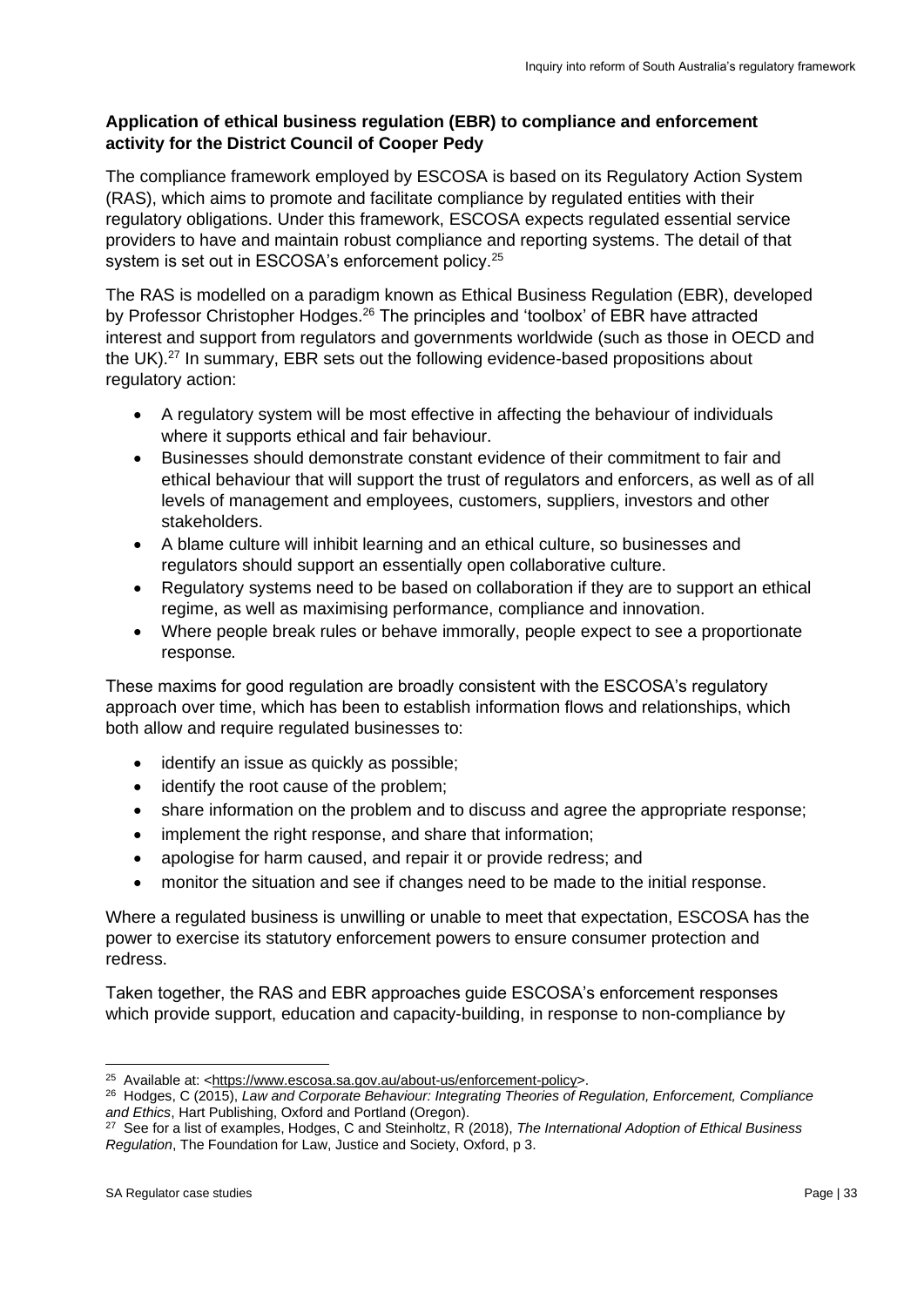**Application of ethical business regulation (EBR) to compliance and enforcement activity for the District Council of Cooper Pedy**

The compliance framework employed by ESCOSA is based on its Regulatory Action System (RAS), which aims to promote and facilitate compliance by regulated entities with their regulatory obligations. Under this framework, ESCOSA expects regulated essential service providers to have and maintain robust compliance and reporting systems. The detail of that system is set out in ESCOSA's enforcement policy.[25]

The RAS is modelled on a paradigm known as Ethical Business Regulation (EBR), developed by Professor Christopher Hodges.[26] The principles and 'toolbox' of EBR have attracted interest and support from regulators and governments worldwide (such as those in OECD and the UK).[27] In summary, EBR sets out the following evidence-based propositions about regulatory action:

- A regulatory system will be most effective in affecting the behaviour of individuals where it supports ethical and fair behaviour.
- Businesses should demonstrate constant evidence of their commitment to fair and ethical behaviour that will support the trust of regulators and enforcers, as well as of all levels of management and employees, customers, suppliers, investors and other stakeholders.
- A blame culture will inhibit learning and an ethical culture, so businesses and regulators should support an essentially open collaborative culture.
- Regulatory systems need to be based on collaboration if they are to support an ethical regime, as well as maximising performance, compliance and innovation.
- Where people break rules or behave immorally, people expect to see a proportionate response*.*

These maxims for good regulation are broadly consistent with the ESCOSA's regulatory approach over time, which has been to establish information flows and relationships, which both allow and require regulated businesses to:

- identify an issue as quickly as possible;
- identify the root cause of the problem;
- share information on the problem and to discuss and agree the appropriate response;
- implement the right response, and share that information;
- apologise for harm caused, and repair it or provide redress; and
- monitor the situation and see if changes need to be made to the initial response.

Where a regulated business is unwilling or unable to meet that expectation, ESCOSA has the power to exercise its statutory enforcement powers to ensure consumer protection and redress.

Taken together, the RAS and EBR approaches guide ESCOSA's enforcement responses which provide support, education and capacity-building, in response to non-compliance by

---

[25] Available at: <https://www.escosa.sa.gov.au/about-us/enforcement-policy>.

[26] Hodges, C (2015), *Law and Corporate Behaviour: Integrating Theories of Regulation, Enforcement, Compliance and Ethics*, Hart Publishing, Oxford and Portland (Oregon).

[27] See for a list of examples, Hodges, C and Steinholtz, R (2018), *The International Adoption of Ethical Business Regulation*, The Foundation for Law, Justice and Society, Oxford, p 3.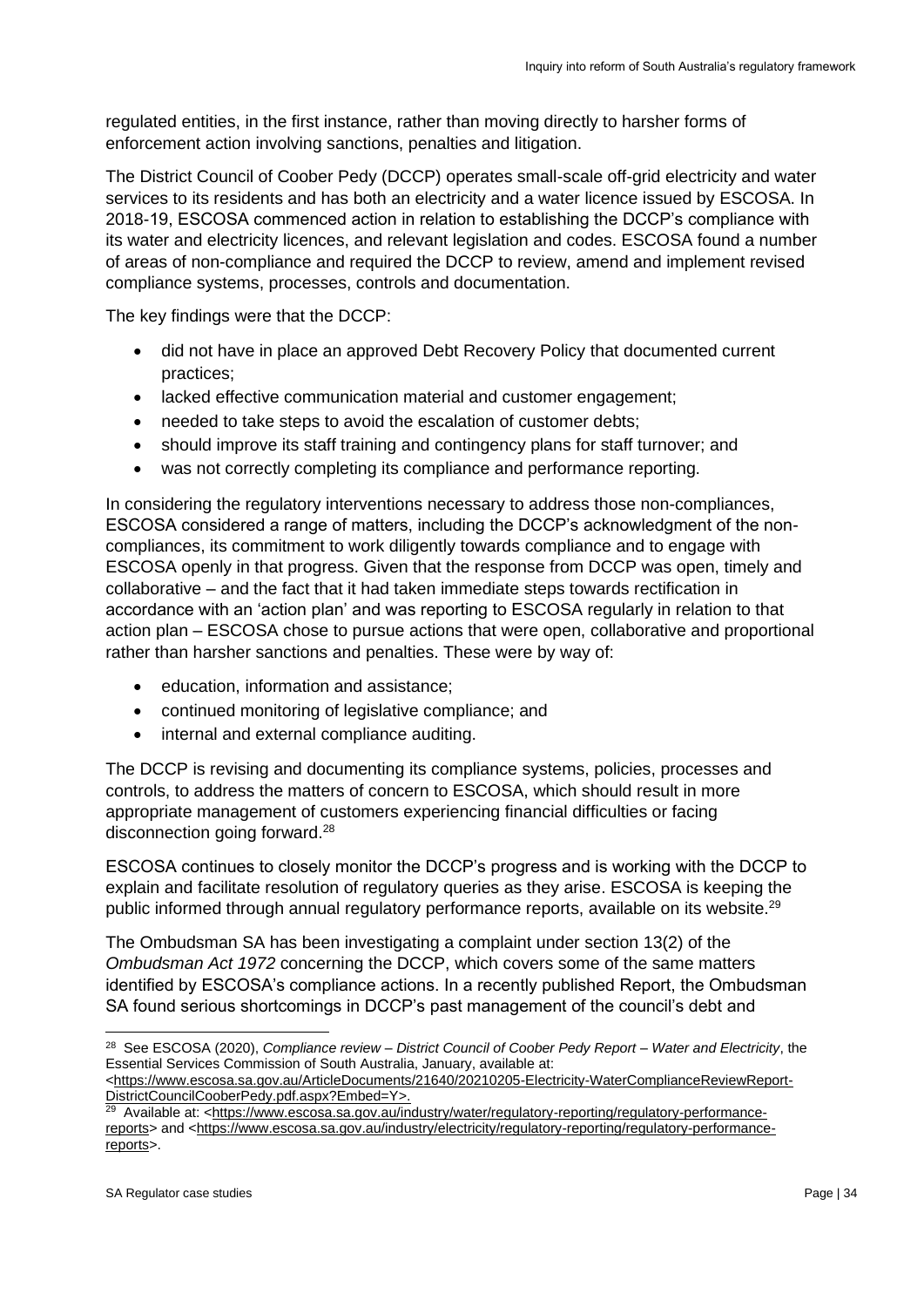regulated entities, in the first instance, rather than moving directly to harsher forms of enforcement action involving sanctions, penalties and litigation.

The District Council of Coober Pedy (DCCP) operates small-scale off-grid electricity and water services to its residents and has both an electricity and a water licence issued by ESCOSA. In 2018-19, ESCOSA commenced action in relation to establishing the DCCP's compliance with its water and electricity licences, and relevant legislation and codes. ESCOSA found a number of areas of non-compliance and required the DCCP to review, amend and implement revised compliance systems, processes, controls and documentation.

The key findings were that the DCCP:

- did not have in place an approved Debt Recovery Policy that documented current practices;
- lacked effective communication material and customer engagement;
- needed to take steps to avoid the escalation of customer debts;
- should improve its staff training and contingency plans for staff turnover; and
- was not correctly completing its compliance and performance reporting.

In considering the regulatory interventions necessary to address those non-compliances, ESCOSA considered a range of matters, including the DCCP's acknowledgment of the non-compliances, its commitment to work diligently towards compliance and to engage with ESCOSA openly in that progress. Given that the response from DCCP was open, timely and collaborative – and the fact that it had taken immediate steps towards rectification in accordance with an 'action plan' and was reporting to ESCOSA regularly in relation to that action plan – ESCOSA chose to pursue actions that were open, collaborative and proportional rather than harsher sanctions and penalties. These were by way of:

- education, information and assistance;
- continued monitoring of legislative compliance; and
- internal and external compliance auditing.

The DCCP is revising and documenting its compliance systems, policies, processes and controls, to address the matters of concern to ESCOSA, which should result in more appropriate management of customers experiencing financial difficulties or facing disconnection going forward.[28]

ESCOSA continues to closely monitor the DCCP's progress and is working with the DCCP to explain and facilitate resolution of regulatory queries as they arise. ESCOSA is keeping the public informed through annual regulatory performance reports, available on its website.[29]

The Ombudsman SA has been investigating a complaint under section 13(2) of the *Ombudsman Act 1972* concerning the DCCP, which covers some of the same matters identified by ESCOSA's compliance actions. In a recently published Report, the Ombudsman SA found serious shortcomings in DCCP's past management of the council's debt and

---

[28] See ESCOSA (2020), *Compliance review – District Council of Coober Pedy Report – Water and Electricity*, the Essential Services Commission of South Australia, January, available at: <https://www.escosa.sa.gov.au/ArticleDocuments/21640/20210205-Electricity-WaterComplianceReviewReport-DistrictCouncilCooberPedy.pdf.aspx?Embed=Y>.

[29] Available at: <https://www.escosa.sa.gov.au/industry/water/regulatory-reporting/regulatory-performance-reports> and <https://www.escosa.sa.gov.au/industry/electricity/regulatory-reporting/regulatory-performance-reports>.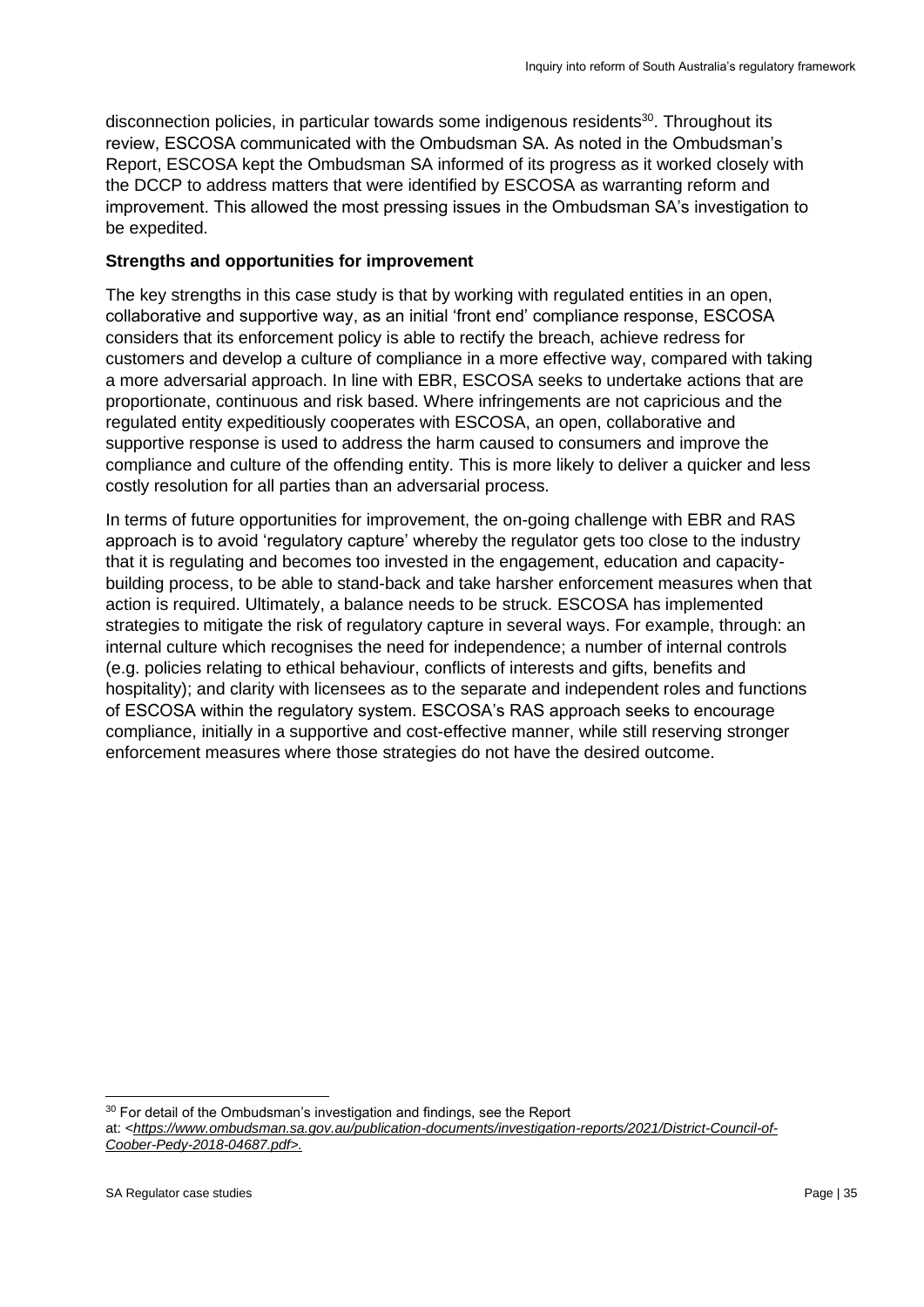disconnection policies, in particular towards some indigenous residents[30]. Throughout its review, ESCOSA communicated with the Ombudsman SA. As noted in the Ombudsman's Report, ESCOSA kept the Ombudsman SA informed of its progress as it worked closely with the DCCP to address matters that were identified by ESCOSA as warranting reform and improvement. This allowed the most pressing issues in the Ombudsman SA's investigation to be expedited.

**Strengths and opportunities for improvement**

The key strengths in this case study is that by working with regulated entities in an open, collaborative and supportive way, as an initial 'front end' compliance response, ESCOSA considers that its enforcement policy is able to rectify the breach, achieve redress for customers and develop a culture of compliance in a more effective way, compared with taking a more adversarial approach. In line with EBR, ESCOSA seeks to undertake actions that are proportionate, continuous and risk based. Where infringements are not capricious and the regulated entity expeditiously cooperates with ESCOSA, an open, collaborative and supportive response is used to address the harm caused to consumers and improve the compliance and culture of the offending entity. This is more likely to deliver a quicker and less costly resolution for all parties than an adversarial process.

In terms of future opportunities for improvement, the on-going challenge with EBR and RAS approach is to avoid 'regulatory capture' whereby the regulator gets too close to the industry that it is regulating and becomes too invested in the engagement, education and capacity-building process, to be able to stand-back and take harsher enforcement measures when that action is required. Ultimately, a balance needs to be struck. ESCOSA has implemented strategies to mitigate the risk of regulatory capture in several ways. For example, through: an internal culture which recognises the need for independence; a number of internal controls (e.g. policies relating to ethical behaviour, conflicts of interests and gifts, benefits and hospitality); and clarity with licensees as to the separate and independent roles and functions of ESCOSA within the regulatory system. ESCOSA's RAS approach seeks to encourage compliance, initially in a supportive and cost-effective manner, while still reserving stronger enforcement measures where those strategies do not have the desired outcome.

---

[30] For detail of the Ombudsman's investigation and findings, see the Report at: <*https://www.ombudsman.sa.gov.au/publication-documents/investigation-reports/2021/District-Council-of-Coober-Pedy-2018-04687.pdf>.*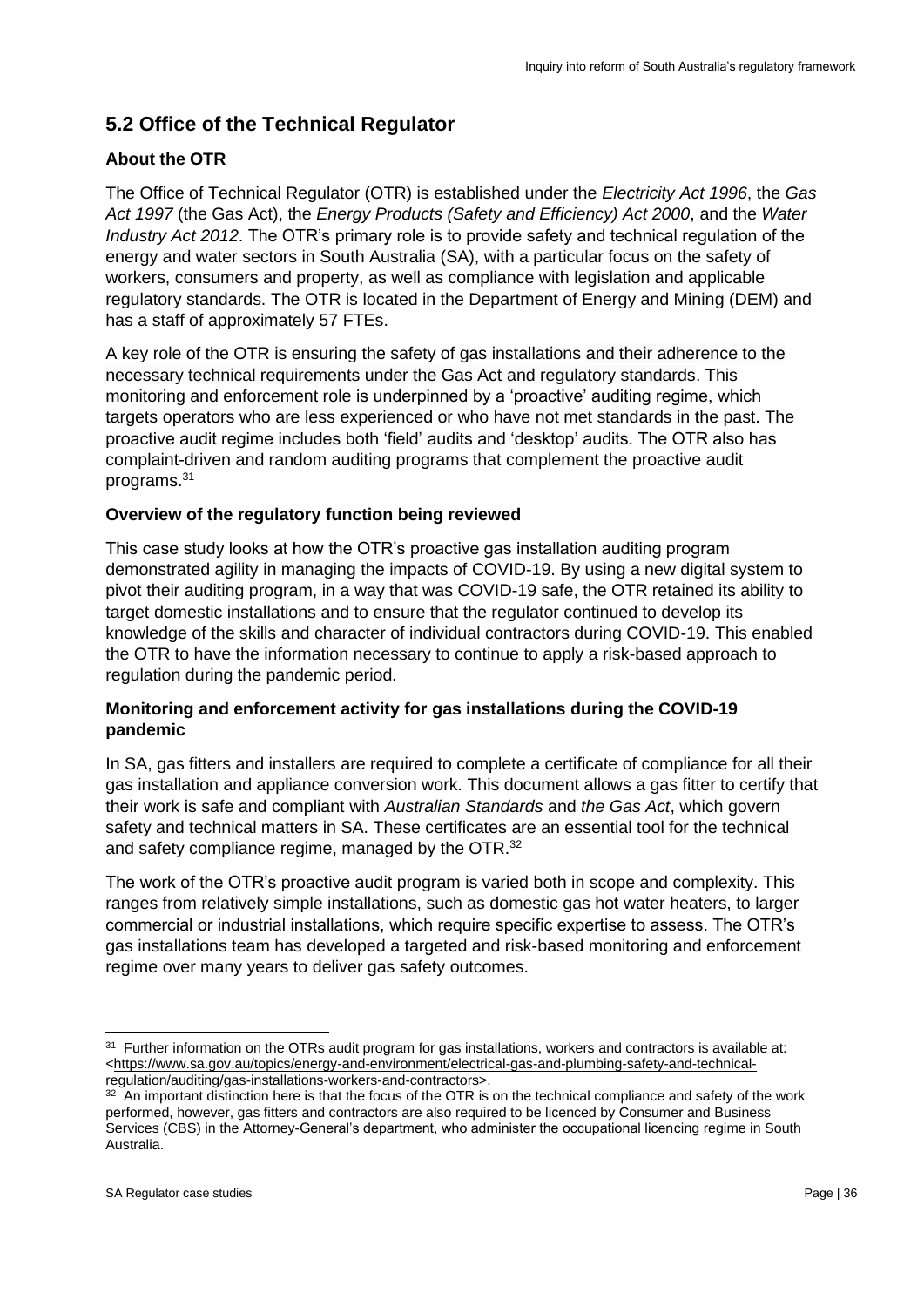## 5.2 Office of the Technical Regulator

### About the OTR

The Office of Technical Regulator (OTR) is established under the *Electricity Act 1996*, the *Gas Act 1997* (the Gas Act), the *Energy Products (Safety and Efficiency) Act 2000*, and the *Water Industry Act 2012*. The OTR's primary role is to provide safety and technical regulation of the energy and water sectors in South Australia (SA), with a particular focus on the safety of workers, consumers and property, as well as compliance with legislation and applicable regulatory standards. The OTR is located in the Department of Energy and Mining (DEM) and has a staff of approximately 57 FTEs.

A key role of the OTR is ensuring the safety of gas installations and their adherence to the necessary technical requirements under the Gas Act and regulatory standards. This monitoring and enforcement role is underpinned by a 'proactive' auditing regime, which targets operators who are less experienced or who have not met standards in the past. The proactive audit regime includes both 'field' audits and 'desktop' audits. The OTR also has complaint-driven and random auditing programs that complement the proactive audit programs.[31]

### Overview of the regulatory function being reviewed

This case study looks at how the OTR's proactive gas installation auditing program demonstrated agility in managing the impacts of COVID-19. By using a new digital system to pivot their auditing program, in a way that was COVID-19 safe, the OTR retained its ability to target domestic installations and to ensure that the regulator continued to develop its knowledge of the skills and character of individual contractors during COVID-19. This enabled the OTR to have the information necessary to continue to apply a risk-based approach to regulation during the pandemic period.

### Monitoring and enforcement activity for gas installations during the COVID-19 pandemic

In SA, gas fitters and installers are required to complete a certificate of compliance for all their gas installation and appliance conversion work. This document allows a gas fitter to certify that their work is safe and compliant with *Australian Standards* and *the Gas Act*, which govern safety and technical matters in SA. These certificates are an essential tool for the technical and safety compliance regime, managed by the OTR.[32]

The work of the OTR's proactive audit program is varied both in scope and complexity. This ranges from relatively simple installations, such as domestic gas hot water heaters, to larger commercial or industrial installations, which require specific expertise to assess. The OTR's gas installations team has developed a targeted and risk-based monitoring and enforcement regime over many years to deliver gas safety outcomes.

---

[31] Further information on the OTRs audit program for gas installations, workers and contractors is available at: <https://www.sa.gov.au/topics/energy-and-environment/electrical-gas-and-plumbing-safety-and-technical-regulation/auditing/gas-installations-workers-and-contractors>.

[32] An important distinction here is that the focus of the OTR is on the technical compliance and safety of the work performed, however, gas fitters and contractors are also required to be licenced by Consumer and Business Services (CBS) in the Attorney-General's department, who administer the occupational licencing regime in South Australia.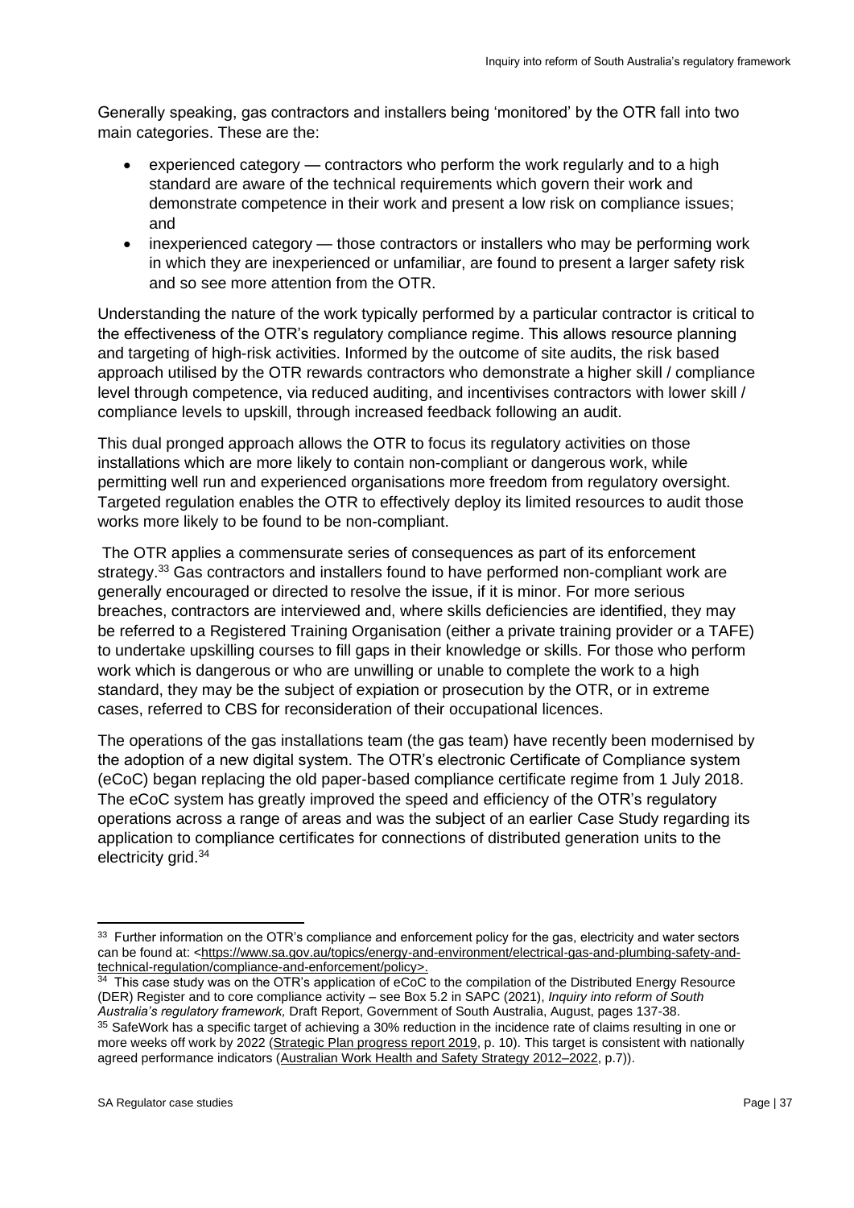Generally speaking, gas contractors and installers being 'monitored' by the OTR fall into two main categories. These are the:

- experienced category — contractors who perform the work regularly and to a high standard are aware of the technical requirements which govern their work and demonstrate competence in their work and present a low risk on compliance issues; and
- inexperienced category — those contractors or installers who may be performing work in which they are inexperienced or unfamiliar, are found to present a larger safety risk and so see more attention from the OTR.

Understanding the nature of the work typically performed by a particular contractor is critical to the effectiveness of the OTR's regulatory compliance regime. This allows resource planning and targeting of high-risk activities. Informed by the outcome of site audits, the risk based approach utilised by the OTR rewards contractors who demonstrate a higher skill / compliance level through competence, via reduced auditing, and incentivises contractors with lower skill / compliance levels to upskill, through increased feedback following an audit.

This dual pronged approach allows the OTR to focus its regulatory activities on those installations which are more likely to contain non-compliant or dangerous work, while permitting well run and experienced organisations more freedom from regulatory oversight. Targeted regulation enables the OTR to effectively deploy its limited resources to audit those works more likely to be found to be non-compliant.

The OTR applies a commensurate series of consequences as part of its enforcement strategy.[33] Gas contractors and installers found to have performed non-compliant work are generally encouraged or directed to resolve the issue, if it is minor. For more serious breaches, contractors are interviewed and, where skills deficiencies are identified, they may be referred to a Registered Training Organisation (either a private training provider or a TAFE) to undertake upskilling courses to fill gaps in their knowledge or skills. For those who perform work which is dangerous or who are unwilling or unable to complete the work to a high standard, they may be the subject of expiation or prosecution by the OTR, or in extreme cases, referred to CBS for reconsideration of their occupational licences.

The operations of the gas installations team (the gas team) have recently been modernised by the adoption of a new digital system. The OTR's electronic Certificate of Compliance system (eCoC) began replacing the old paper-based compliance certificate regime from 1 July 2018. The eCoC system has greatly improved the speed and efficiency of the OTR's regulatory operations across a range of areas and was the subject of an earlier Case Study regarding its application to compliance certificates for connections of distributed generation units to the electricity grid.[34]

---

[33] Further information on the OTR's compliance and enforcement policy for the gas, electricity and water sectors can be found at: <https://www.sa.gov.au/topics/energy-and-environment/electrical-gas-and-plumbing-safety-and-technical-regulation/compliance-and-enforcement/policy>.

[34] This case study was on the OTR's application of eCoC to the compilation of the Distributed Energy Resource (DER) Register and to core compliance activity – see Box 5.2 in SAPC (2021), *Inquiry into reform of South Australia's regulatory framework,* Draft Report, Government of South Australia, August, pages 137-38.

[35] SafeWork has a specific target of achieving a 30% reduction in the incidence rate of claims resulting in one or more weeks off work by 2022 (Strategic Plan progress report 2019, p. 10). This target is consistent with nationally agreed performance indicators (Australian Work Health and Safety Strategy 2012–2022, p.7)).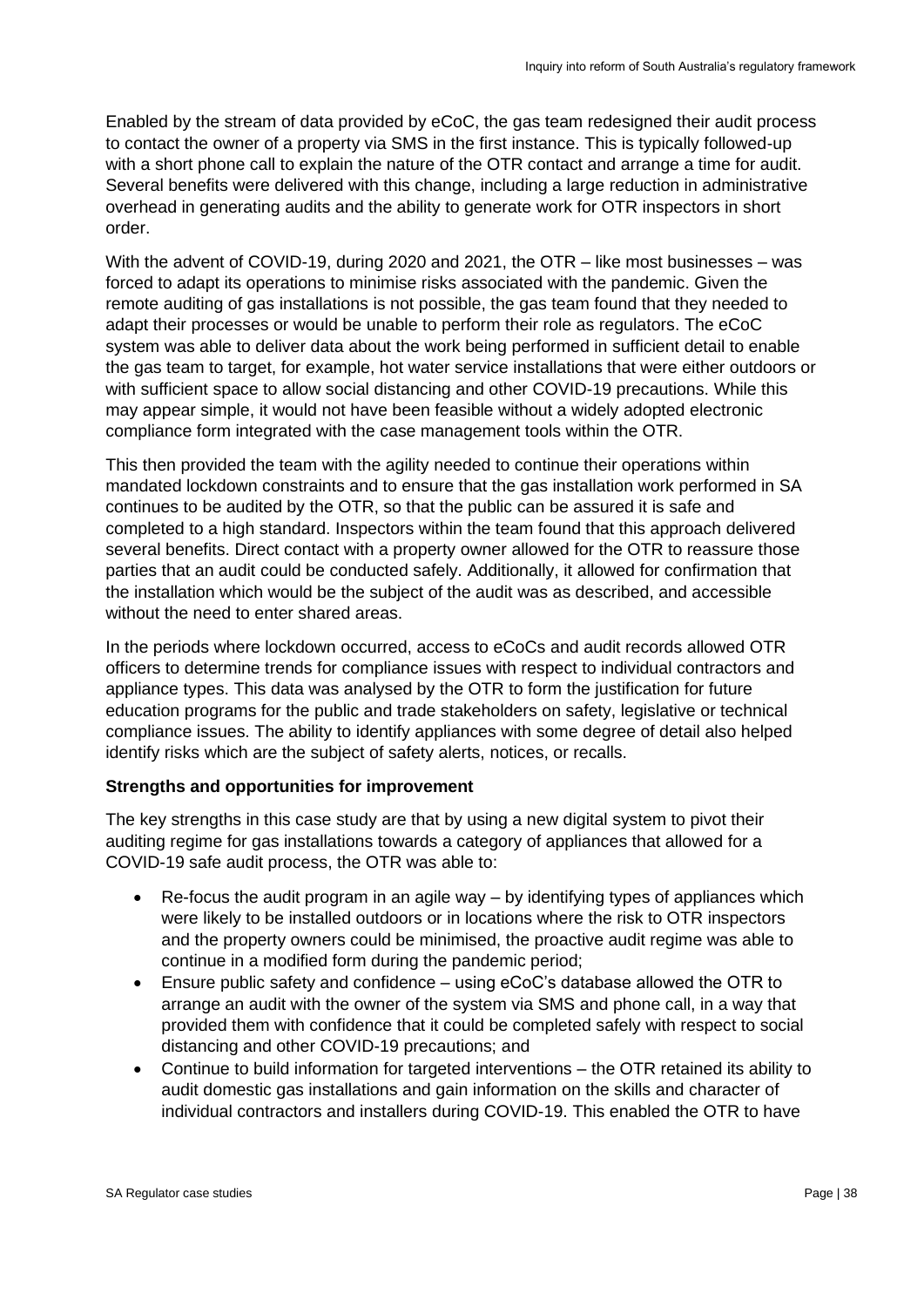Enabled by the stream of data provided by eCoC, the gas team redesigned their audit process to contact the owner of a property via SMS in the first instance. This is typically followed-up with a short phone call to explain the nature of the OTR contact and arrange a time for audit. Several benefits were delivered with this change, including a large reduction in administrative overhead in generating audits and the ability to generate work for OTR inspectors in short order.

With the advent of COVID-19, during 2020 and 2021, the OTR – like most businesses – was forced to adapt its operations to minimise risks associated with the pandemic. Given the remote auditing of gas installations is not possible, the gas team found that they needed to adapt their processes or would be unable to perform their role as regulators. The eCoC system was able to deliver data about the work being performed in sufficient detail to enable the gas team to target, for example, hot water service installations that were either outdoors or with sufficient space to allow social distancing and other COVID-19 precautions. While this may appear simple, it would not have been feasible without a widely adopted electronic compliance form integrated with the case management tools within the OTR.

This then provided the team with the agility needed to continue their operations within mandated lockdown constraints and to ensure that the gas installation work performed in SA continues to be audited by the OTR, so that the public can be assured it is safe and completed to a high standard. Inspectors within the team found that this approach delivered several benefits. Direct contact with a property owner allowed for the OTR to reassure those parties that an audit could be conducted safely. Additionally, it allowed for confirmation that the installation which would be the subject of the audit was as described, and accessible without the need to enter shared areas.

In the periods where lockdown occurred, access to eCoCs and audit records allowed OTR officers to determine trends for compliance issues with respect to individual contractors and appliance types. This data was analysed by the OTR to form the justification for future education programs for the public and trade stakeholders on safety, legislative or technical compliance issues. The ability to identify appliances with some degree of detail also helped identify risks which are the subject of safety alerts, notices, or recalls.

**Strengths and opportunities for improvement**

The key strengths in this case study are that by using a new digital system to pivot their auditing regime for gas installations towards a category of appliances that allowed for a COVID-19 safe audit process, the OTR was able to:

- Re-focus the audit program in an agile way – by identifying types of appliances which were likely to be installed outdoors or in locations where the risk to OTR inspectors and the property owners could be minimised, the proactive audit regime was able to continue in a modified form during the pandemic period;
- Ensure public safety and confidence – using eCoC's database allowed the OTR to arrange an audit with the owner of the system via SMS and phone call, in a way that provided them with confidence that it could be completed safely with respect to social distancing and other COVID-19 precautions; and
- Continue to build information for targeted interventions – the OTR retained its ability to audit domestic gas installations and gain information on the skills and character of individual contractors and installers during COVID-19. This enabled the OTR to have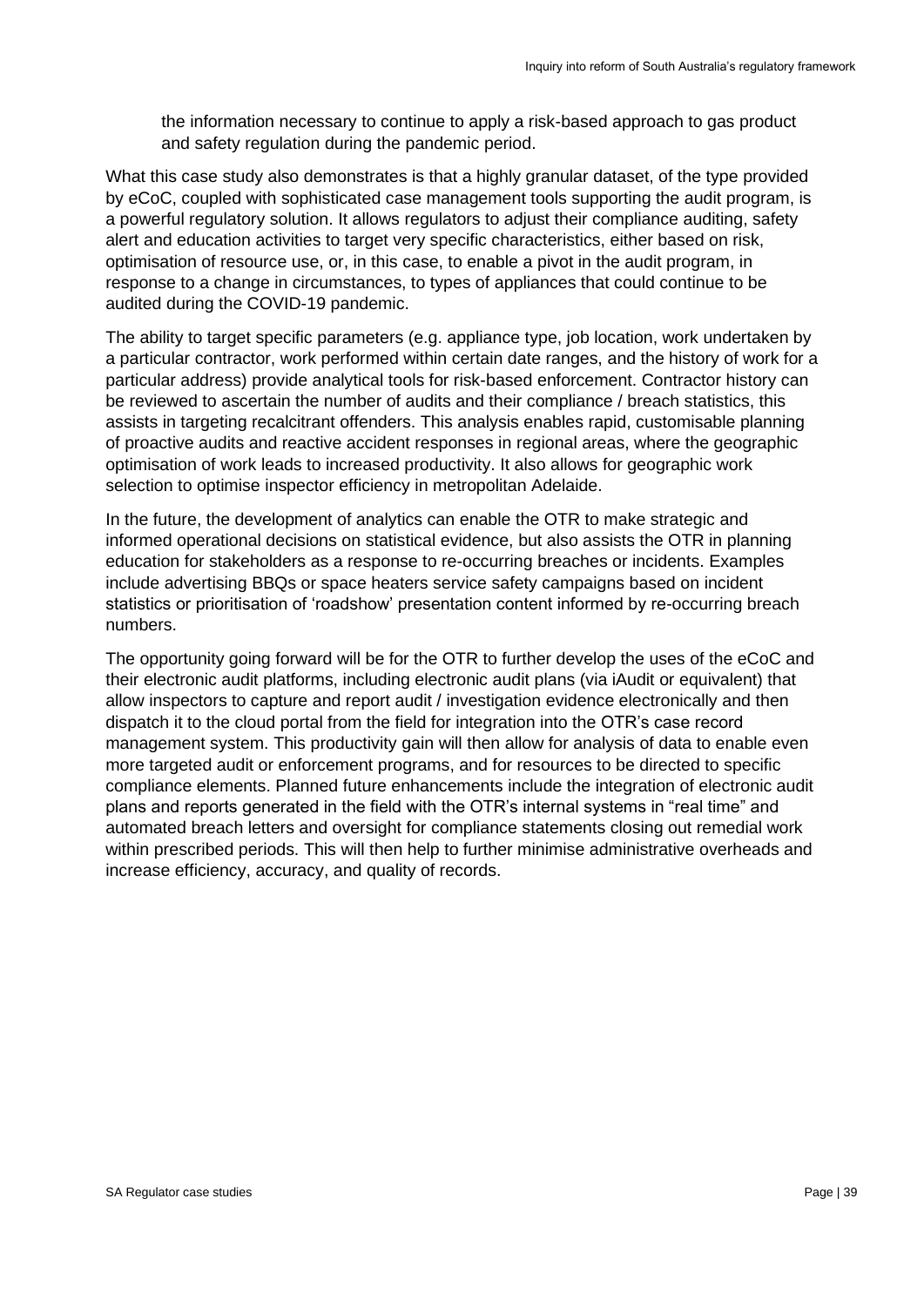the information necessary to continue to apply a risk-based approach to gas product and safety regulation during the pandemic period.

What this case study also demonstrates is that a highly granular dataset, of the type provided by eCoC, coupled with sophisticated case management tools supporting the audit program, is a powerful regulatory solution. It allows regulators to adjust their compliance auditing, safety alert and education activities to target very specific characteristics, either based on risk, optimisation of resource use, or, in this case, to enable a pivot in the audit program, in response to a change in circumstances, to types of appliances that could continue to be audited during the COVID-19 pandemic.

The ability to target specific parameters (e.g. appliance type, job location, work undertaken by a particular contractor, work performed within certain date ranges, and the history of work for a particular address) provide analytical tools for risk-based enforcement. Contractor history can be reviewed to ascertain the number of audits and their compliance / breach statistics, this assists in targeting recalcitrant offenders. This analysis enables rapid, customisable planning of proactive audits and reactive accident responses in regional areas, where the geographic optimisation of work leads to increased productivity. It also allows for geographic work selection to optimise inspector efficiency in metropolitan Adelaide.

In the future, the development of analytics can enable the OTR to make strategic and informed operational decisions on statistical evidence, but also assists the OTR in planning education for stakeholders as a response to re-occurring breaches or incidents. Examples include advertising BBQs or space heaters service safety campaigns based on incident statistics or prioritisation of 'roadshow' presentation content informed by re-occurring breach numbers.

The opportunity going forward will be for the OTR to further develop the uses of the eCoC and their electronic audit platforms, including electronic audit plans (via iAudit or equivalent) that allow inspectors to capture and report audit / investigation evidence electronically and then dispatch it to the cloud portal from the field for integration into the OTR's case record management system. This productivity gain will then allow for analysis of data to enable even more targeted audit or enforcement programs, and for resources to be directed to specific compliance elements. Planned future enhancements include the integration of electronic audit plans and reports generated in the field with the OTR's internal systems in "real time" and automated breach letters and oversight for compliance statements closing out remedial work within prescribed periods. This will then help to further minimise administrative overheads and increase efficiency, accuracy, and quality of records.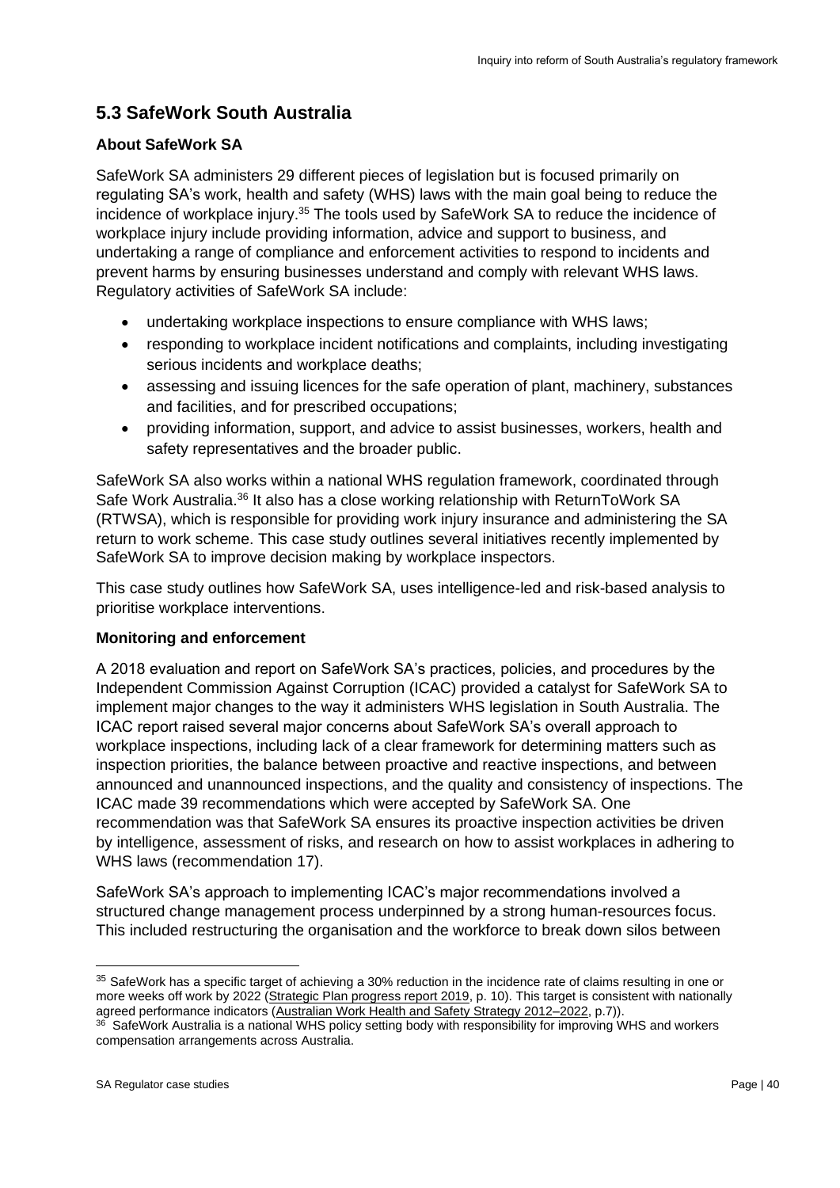## 5.3 SafeWork South Australia

### About SafeWork SA

SafeWork SA administers 29 different pieces of legislation but is focused primarily on regulating SA's work, health and safety (WHS) laws with the main goal being to reduce the incidence of workplace injury.[35] The tools used by SafeWork SA to reduce the incidence of workplace injury include providing information, advice and support to business, and undertaking a range of compliance and enforcement activities to respond to incidents and prevent harms by ensuring businesses understand and comply with relevant WHS laws. Regulatory activities of SafeWork SA include:

- undertaking workplace inspections to ensure compliance with WHS laws;
- responding to workplace incident notifications and complaints, including investigating serious incidents and workplace deaths;
- assessing and issuing licences for the safe operation of plant, machinery, substances and facilities, and for prescribed occupations;
- providing information, support, and advice to assist businesses, workers, health and safety representatives and the broader public.

SafeWork SA also works within a national WHS regulation framework, coordinated through Safe Work Australia.[36] It also has a close working relationship with ReturnToWork SA (RTWSA), which is responsible for providing work injury insurance and administering the SA return to work scheme. This case study outlines several initiatives recently implemented by SafeWork SA to improve decision making by workplace inspectors.

This case study outlines how SafeWork SA, uses intelligence-led and risk-based analysis to prioritise workplace interventions.

### Monitoring and enforcement

A 2018 evaluation and report on SafeWork SA's practices, policies, and procedures by the Independent Commission Against Corruption (ICAC) provided a catalyst for SafeWork SA to implement major changes to the way it administers WHS legislation in South Australia. The ICAC report raised several major concerns about SafeWork SA's overall approach to workplace inspections, including lack of a clear framework for determining matters such as inspection priorities, the balance between proactive and reactive inspections, and between announced and unannounced inspections, and the quality and consistency of inspections. The ICAC made 39 recommendations which were accepted by SafeWork SA. One recommendation was that SafeWork SA ensures its proactive inspection activities be driven by intelligence, assessment of risks, and research on how to assist workplaces in adhering to WHS laws (recommendation 17).

SafeWork SA's approach to implementing ICAC's major recommendations involved a structured change management process underpinned by a strong human-resources focus. This included restructuring the organisation and the workforce to break down silos between

---

[35] SafeWork has a specific target of achieving a 30% reduction in the incidence rate of claims resulting in one or more weeks off work by 2022 (Strategic Plan progress report 2019, p. 10). This target is consistent with nationally agreed performance indicators (Australian Work Health and Safety Strategy 2012–2022, p.7)).

[36] SafeWork Australia is a national WHS policy setting body with responsibility for improving WHS and workers compensation arrangements across Australia.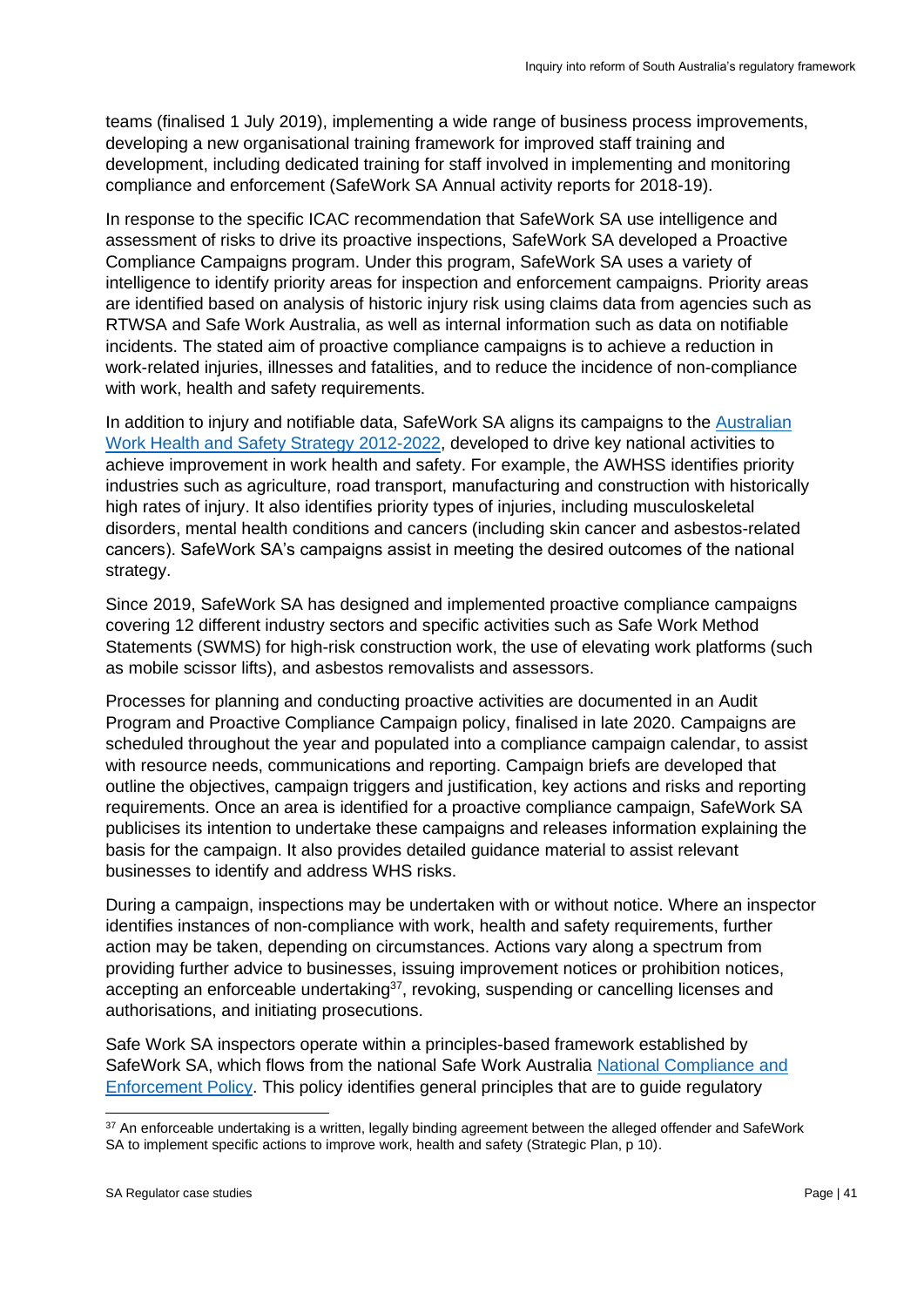teams (finalised 1 July 2019), implementing a wide range of business process improvements, developing a new organisational training framework for improved staff training and development, including dedicated training for staff involved in implementing and monitoring compliance and enforcement (SafeWork SA Annual activity reports for 2018-19).

In response to the specific ICAC recommendation that SafeWork SA use intelligence and assessment of risks to drive its proactive inspections, SafeWork SA developed a Proactive Compliance Campaigns program. Under this program, SafeWork SA uses a variety of intelligence to identify priority areas for inspection and enforcement campaigns. Priority areas are identified based on analysis of historic injury risk using claims data from agencies such as RTWSA and Safe Work Australia, as well as internal information such as data on notifiable incidents. The stated aim of proactive compliance campaigns is to achieve a reduction in work-related injuries, illnesses and fatalities, and to reduce the incidence of non-compliance with work, health and safety requirements.

In addition to injury and notifiable data, SafeWork SA aligns its campaigns to the [Australian Work Health and Safety Strategy 2012-2022](), developed to drive key national activities to achieve improvement in work health and safety. For example, the AWHSS identifies priority industries such as agriculture, road transport, manufacturing and construction with historically high rates of injury. It also identifies priority types of injuries, including musculoskeletal disorders, mental health conditions and cancers (including skin cancer and asbestos-related cancers). SafeWork SA's campaigns assist in meeting the desired outcomes of the national strategy.

Since 2019, SafeWork SA has designed and implemented proactive compliance campaigns covering 12 different industry sectors and specific activities such as Safe Work Method Statements (SWMS) for high-risk construction work, the use of elevating work platforms (such as mobile scissor lifts), and asbestos removalists and assessors.

Processes for planning and conducting proactive activities are documented in an Audit Program and Proactive Compliance Campaign policy, finalised in late 2020. Campaigns are scheduled throughout the year and populated into a compliance campaign calendar, to assist with resource needs, communications and reporting. Campaign briefs are developed that outline the objectives, campaign triggers and justification, key actions and risks and reporting requirements. Once an area is identified for a proactive compliance campaign, SafeWork SA publicises its intention to undertake these campaigns and releases information explaining the basis for the campaign. It also provides detailed guidance material to assist relevant businesses to identify and address WHS risks.

During a campaign, inspections may be undertaken with or without notice. Where an inspector identifies instances of non-compliance with work, health and safety requirements, further action may be taken, depending on circumstances. Actions vary along a spectrum from providing further advice to businesses, issuing improvement notices or prohibition notices, accepting an enforceable undertaking[37], revoking, suspending or cancelling licenses and authorisations, and initiating prosecutions.

Safe Work SA inspectors operate within a principles-based framework established by SafeWork SA, which flows from the national Safe Work Australia [National Compliance and Enforcement Policy](). This policy identifies general principles that are to guide regulatory

[37] An enforceable undertaking is a written, legally binding agreement between the alleged offender and SafeWork SA to implement specific actions to improve work, health and safety (Strategic Plan, p 10).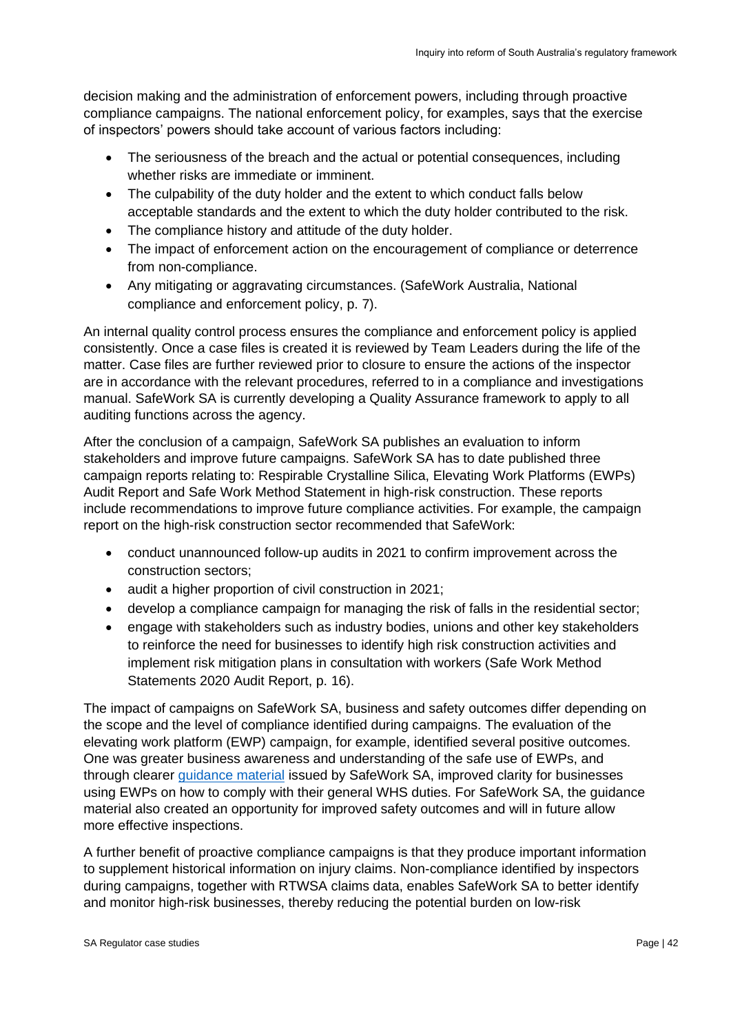decision making and the administration of enforcement powers, including through proactive compliance campaigns. The national enforcement policy, for examples, says that the exercise of inspectors' powers should take account of various factors including:

- The seriousness of the breach and the actual or potential consequences, including whether risks are immediate or imminent.
- The culpability of the duty holder and the extent to which conduct falls below acceptable standards and the extent to which the duty holder contributed to the risk.
- The compliance history and attitude of the duty holder.
- The impact of enforcement action on the encouragement of compliance or deterrence from non-compliance.
- Any mitigating or aggravating circumstances. (SafeWork Australia, National compliance and enforcement policy, p. 7).

An internal quality control process ensures the compliance and enforcement policy is applied consistently. Once a case files is created it is reviewed by Team Leaders during the life of the matter. Case files are further reviewed prior to closure to ensure the actions of the inspector are in accordance with the relevant procedures, referred to in a compliance and investigations manual. SafeWork SA is currently developing a Quality Assurance framework to apply to all auditing functions across the agency.

After the conclusion of a campaign, SafeWork SA publishes an evaluation to inform stakeholders and improve future campaigns. SafeWork SA has to date published three campaign reports relating to: Respirable Crystalline Silica, Elevating Work Platforms (EWPs) Audit Report and Safe Work Method Statement in high-risk construction. These reports include recommendations to improve future compliance activities. For example, the campaign report on the high-risk construction sector recommended that SafeWork:

- conduct unannounced follow-up audits in 2021 to confirm improvement across the construction sectors;
- audit a higher proportion of civil construction in 2021;
- develop a compliance campaign for managing the risk of falls in the residential sector;
- engage with stakeholders such as industry bodies, unions and other key stakeholders to reinforce the need for businesses to identify high risk construction activities and implement risk mitigation plans in consultation with workers (Safe Work Method Statements 2020 Audit Report, p. 16).

The impact of campaigns on SafeWork SA, business and safety outcomes differ depending on the scope and the level of compliance identified during campaigns. The evaluation of the elevating work platform (EWP) campaign, for example, identified several positive outcomes. One was greater business awareness and understanding of the safe use of EWPs, and through clearer guidance material issued by SafeWork SA, improved clarity for businesses using EWPs on how to comply with their general WHS duties. For SafeWork SA, the guidance material also created an opportunity for improved safety outcomes and will in future allow more effective inspections.

A further benefit of proactive compliance campaigns is that they produce important information to supplement historical information on injury claims. Non-compliance identified by inspectors during campaigns, together with RTWSA claims data, enables SafeWork SA to better identify and monitor high-risk businesses, thereby reducing the potential burden on low-risk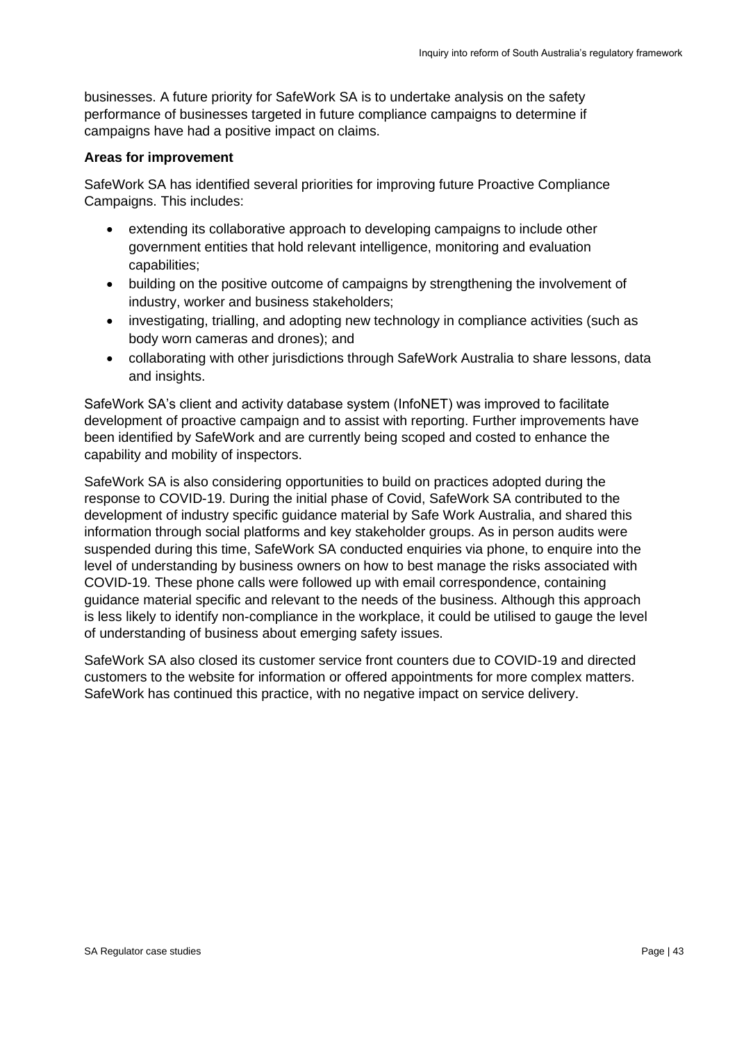businesses. A future priority for SafeWork SA is to undertake analysis on the safety performance of businesses targeted in future compliance campaigns to determine if campaigns have had a positive impact on claims.

**Areas for improvement**

SafeWork SA has identified several priorities for improving future Proactive Compliance Campaigns. This includes:

- extending its collaborative approach to developing campaigns to include other government entities that hold relevant intelligence, monitoring and evaluation capabilities;
- building on the positive outcome of campaigns by strengthening the involvement of industry, worker and business stakeholders;
- investigating, trialling, and adopting new technology in compliance activities (such as body worn cameras and drones); and
- collaborating with other jurisdictions through SafeWork Australia to share lessons, data and insights.

SafeWork SA's client and activity database system (InfoNET) was improved to facilitate development of proactive campaign and to assist with reporting. Further improvements have been identified by SafeWork and are currently being scoped and costed to enhance the capability and mobility of inspectors.

SafeWork SA is also considering opportunities to build on practices adopted during the response to COVID-19. During the initial phase of Covid, SafeWork SA contributed to the development of industry specific guidance material by Safe Work Australia, and shared this information through social platforms and key stakeholder groups. As in person audits were suspended during this time, SafeWork SA conducted enquiries via phone, to enquire into the level of understanding by business owners on how to best manage the risks associated with COVID-19. These phone calls were followed up with email correspondence, containing guidance material specific and relevant to the needs of the business. Although this approach is less likely to identify non-compliance in the workplace, it could be utilised to gauge the level of understanding of business about emerging safety issues.

SafeWork SA also closed its customer service front counters due to COVID-19 and directed customers to the website for information or offered appointments for more complex matters. SafeWork has continued this practice, with no negative impact on service delivery.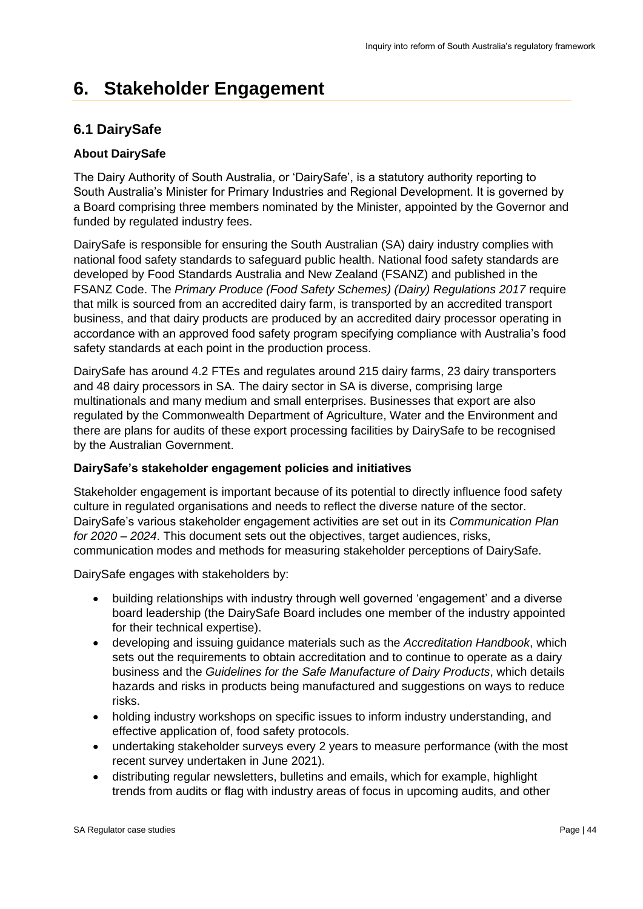# 6. Stakeholder Engagement

## 6.1 DairySafe

### About DairySafe

The Dairy Authority of South Australia, or 'DairySafe', is a statutory authority reporting to South Australia's Minister for Primary Industries and Regional Development. It is governed by a Board comprising three members nominated by the Minister, appointed by the Governor and funded by regulated industry fees.

DairySafe is responsible for ensuring the South Australian (SA) dairy industry complies with national food safety standards to safeguard public health. National food safety standards are developed by Food Standards Australia and New Zealand (FSANZ) and published in the FSANZ Code. The *Primary Produce (Food Safety Schemes) (Dairy) Regulations 2017* require that milk is sourced from an accredited dairy farm, is transported by an accredited transport business, and that dairy products are produced by an accredited dairy processor operating in accordance with an approved food safety program specifying compliance with Australia's food safety standards at each point in the production process.

DairySafe has around 4.2 FTEs and regulates around 215 dairy farms, 23 dairy transporters and 48 dairy processors in SA. The dairy sector in SA is diverse, comprising large multinationals and many medium and small enterprises. Businesses that export are also regulated by the Commonwealth Department of Agriculture, Water and the Environment and there are plans for audits of these export processing facilities by DairySafe to be recognised by the Australian Government.

### DairySafe's stakeholder engagement policies and initiatives

Stakeholder engagement is important because of its potential to directly influence food safety culture in regulated organisations and needs to reflect the diverse nature of the sector. DairySafe's various stakeholder engagement activities are set out in its *Communication Plan for 2020 – 2024*. This document sets out the objectives, target audiences, risks, communication modes and methods for measuring stakeholder perceptions of DairySafe.

DairySafe engages with stakeholders by:

- building relationships with industry through well governed 'engagement' and a diverse board leadership (the DairySafe Board includes one member of the industry appointed for their technical expertise).
- developing and issuing guidance materials such as the *Accreditation Handbook*, which sets out the requirements to obtain accreditation and to continue to operate as a dairy business and the *Guidelines for the Safe Manufacture of Dairy Products*, which details hazards and risks in products being manufactured and suggestions on ways to reduce risks.
- holding industry workshops on specific issues to inform industry understanding, and effective application of, food safety protocols.
- undertaking stakeholder surveys every 2 years to measure performance (with the most recent survey undertaken in June 2021).
- distributing regular newsletters, bulletins and emails, which for example, highlight trends from audits or flag with industry areas of focus in upcoming audits, and other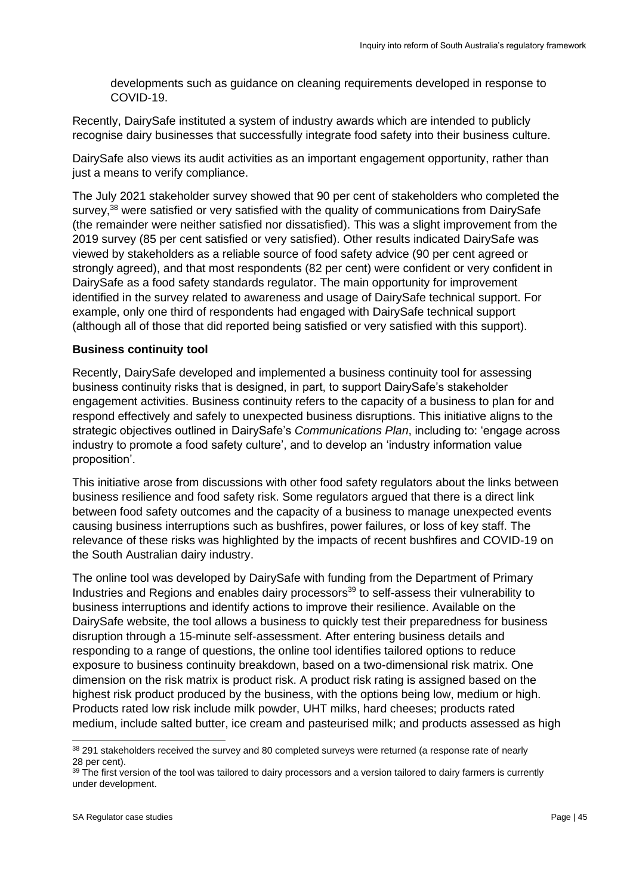developments such as guidance on cleaning requirements developed in response to COVID-19.

Recently, DairySafe instituted a system of industry awards which are intended to publicly recognise dairy businesses that successfully integrate food safety into their business culture.

DairySafe also views its audit activities as an important engagement opportunity, rather than just a means to verify compliance.

The July 2021 stakeholder survey showed that 90 per cent of stakeholders who completed the survey,[38] were satisfied or very satisfied with the quality of communications from DairySafe (the remainder were neither satisfied nor dissatisfied). This was a slight improvement from the 2019 survey (85 per cent satisfied or very satisfied). Other results indicated DairySafe was viewed by stakeholders as a reliable source of food safety advice (90 per cent agreed or strongly agreed), and that most respondents (82 per cent) were confident or very confident in DairySafe as a food safety standards regulator. The main opportunity for improvement identified in the survey related to awareness and usage of DairySafe technical support. For example, only one third of respondents had engaged with DairySafe technical support (although all of those that did reported being satisfied or very satisfied with this support).

**Business continuity tool**

Recently, DairySafe developed and implemented a business continuity tool for assessing business continuity risks that is designed, in part, to support DairySafe's stakeholder engagement activities. Business continuity refers to the capacity of a business to plan for and respond effectively and safely to unexpected business disruptions. This initiative aligns to the strategic objectives outlined in DairySafe's *Communications Plan*, including to: 'engage across industry to promote a food safety culture', and to develop an 'industry information value proposition'.

This initiative arose from discussions with other food safety regulators about the links between business resilience and food safety risk. Some regulators argued that there is a direct link between food safety outcomes and the capacity of a business to manage unexpected events causing business interruptions such as bushfires, power failures, or loss of key staff. The relevance of these risks was highlighted by the impacts of recent bushfires and COVID-19 on the South Australian dairy industry.

The online tool was developed by DairySafe with funding from the Department of Primary Industries and Regions and enables dairy processors[39] to self-assess their vulnerability to business interruptions and identify actions to improve their resilience. Available on the DairySafe website, the tool allows a business to quickly test their preparedness for business disruption through a 15-minute self-assessment. After entering business details and responding to a range of questions, the online tool identifies tailored options to reduce exposure to business continuity breakdown, based on a two-dimensional risk matrix. One dimension on the risk matrix is product risk. A product risk rating is assigned based on the highest risk product produced by the business, with the options being low, medium or high. Products rated low risk include milk powder, UHT milks, hard cheeses; products rated medium, include salted butter, ice cream and pasteurised milk; and products assessed as high

---

[38] 291 stakeholders received the survey and 80 completed surveys were returned (a response rate of nearly 28 per cent).

[39] The first version of the tool was tailored to dairy processors and a version tailored to dairy farmers is currently under development.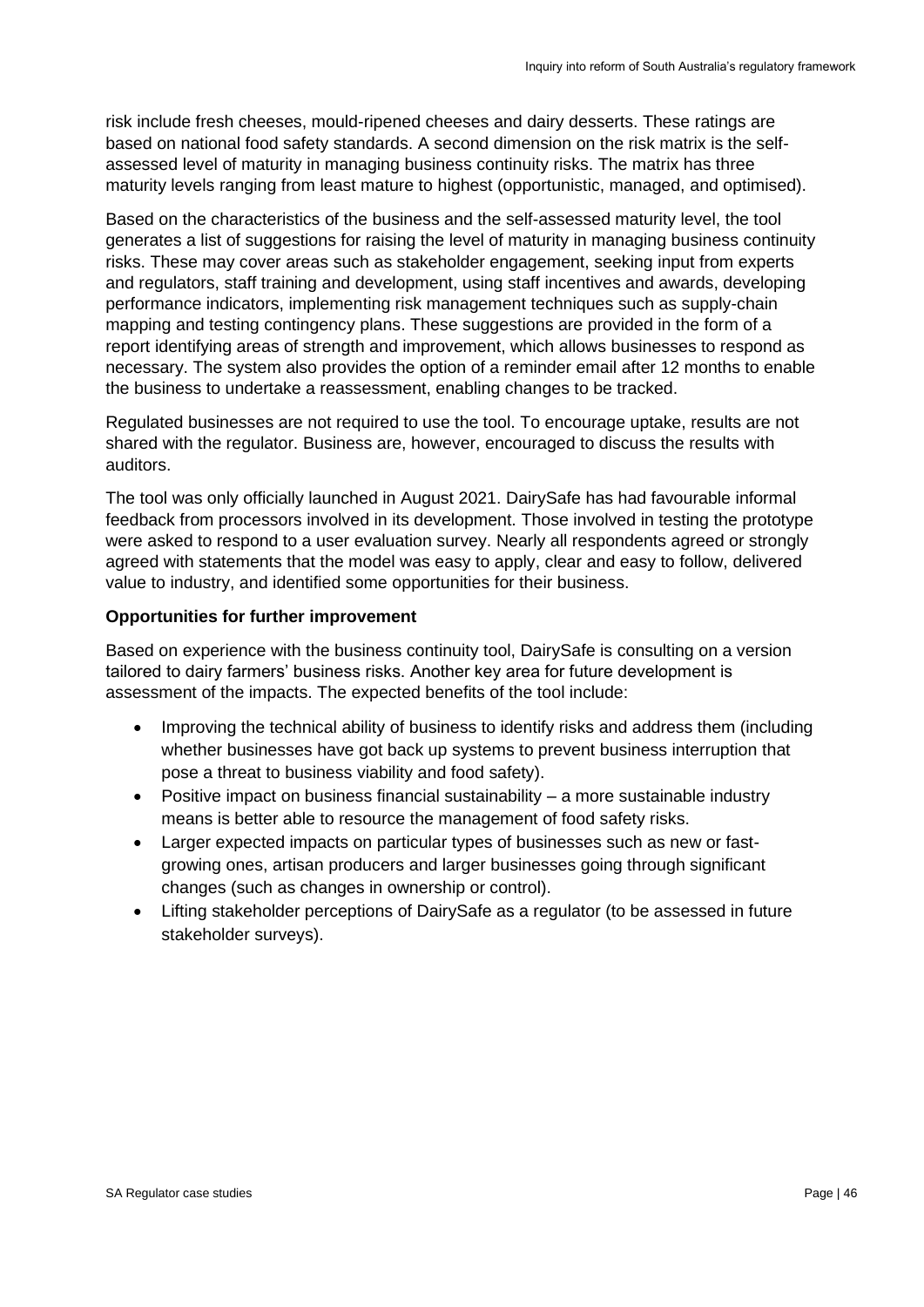risk include fresh cheeses, mould-ripened cheeses and dairy desserts. These ratings are based on national food safety standards. A second dimension on the risk matrix is the self-assessed level of maturity in managing business continuity risks. The matrix has three maturity levels ranging from least mature to highest (opportunistic, managed, and optimised).

Based on the characteristics of the business and the self-assessed maturity level, the tool generates a list of suggestions for raising the level of maturity in managing business continuity risks. These may cover areas such as stakeholder engagement, seeking input from experts and regulators, staff training and development, using staff incentives and awards, developing performance indicators, implementing risk management techniques such as supply-chain mapping and testing contingency plans. These suggestions are provided in the form of a report identifying areas of strength and improvement, which allows businesses to respond as necessary. The system also provides the option of a reminder email after 12 months to enable the business to undertake a reassessment, enabling changes to be tracked.

Regulated businesses are not required to use the tool. To encourage uptake, results are not shared with the regulator. Business are, however, encouraged to discuss the results with auditors.

The tool was only officially launched in August 2021. DairySafe has had favourable informal feedback from processors involved in its development. Those involved in testing the prototype were asked to respond to a user evaluation survey. Nearly all respondents agreed or strongly agreed with statements that the model was easy to apply, clear and easy to follow, delivered value to industry, and identified some opportunities for their business.

**Opportunities for further improvement**

Based on experience with the business continuity tool, DairySafe is consulting on a version tailored to dairy farmers' business risks. Another key area for future development is assessment of the impacts. The expected benefits of the tool include:

- Improving the technical ability of business to identify risks and address them (including whether businesses have got back up systems to prevent business interruption that pose a threat to business viability and food safety).
- Positive impact on business financial sustainability – a more sustainable industry means is better able to resource the management of food safety risks.
- Larger expected impacts on particular types of businesses such as new or fast-growing ones, artisan producers and larger businesses going through significant changes (such as changes in ownership or control).
- Lifting stakeholder perceptions of DairySafe as a regulator (to be assessed in future stakeholder surveys).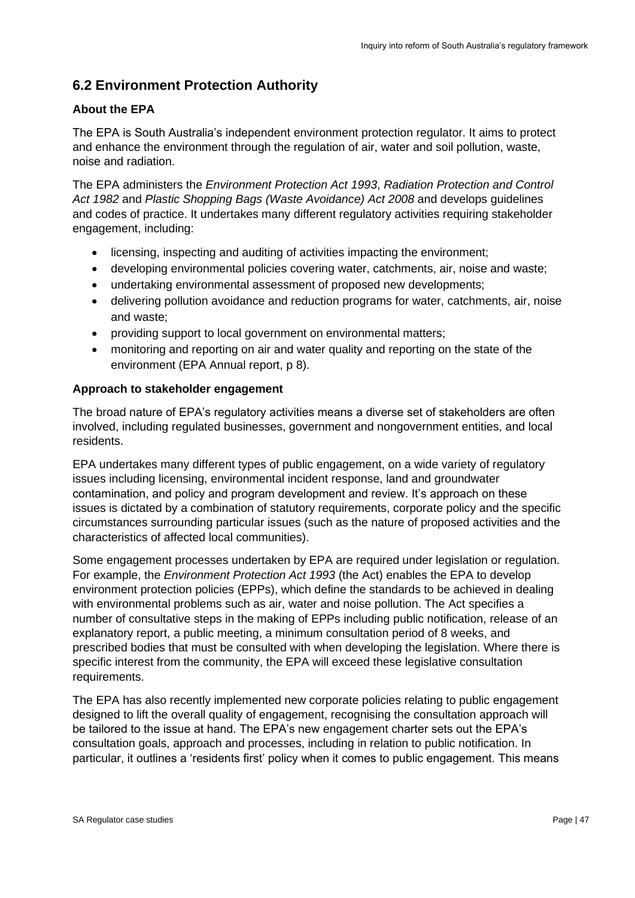## 6.2 Environment Protection Authority

### About the EPA

The EPA is South Australia's independent environment protection regulator. It aims to protect and enhance the environment through the regulation of air, water and soil pollution, waste, noise and radiation.

The EPA administers the *Environment Protection Act 1993*, *Radiation Protection and Control Act 1982* and *Plastic Shopping Bags (Waste Avoidance) Act 2008* and develops guidelines and codes of practice. It undertakes many different regulatory activities requiring stakeholder engagement, including:

- licensing, inspecting and auditing of activities impacting the environment;
- developing environmental policies covering water, catchments, air, noise and waste;
- undertaking environmental assessment of proposed new developments;
- delivering pollution avoidance and reduction programs for water, catchments, air, noise and waste;
- providing support to local government on environmental matters;
- monitoring and reporting on air and water quality and reporting on the state of the environment (EPA Annual report, p 8).

### Approach to stakeholder engagement

The broad nature of EPA's regulatory activities means a diverse set of stakeholders are often involved, including regulated businesses, government and nongovernment entities, and local residents.

EPA undertakes many different types of public engagement, on a wide variety of regulatory issues including licensing, environmental incident response, land and groundwater contamination, and policy and program development and review. It's approach on these issues is dictated by a combination of statutory requirements, corporate policy and the specific circumstances surrounding particular issues (such as the nature of proposed activities and the characteristics of affected local communities).

Some engagement processes undertaken by EPA are required under legislation or regulation. For example, the *Environment Protection Act 1993* (the Act) enables the EPA to develop environment protection policies (EPPs), which define the standards to be achieved in dealing with environmental problems such as air, water and noise pollution. The Act specifies a number of consultative steps in the making of EPPs including public notification, release of an explanatory report, a public meeting, a minimum consultation period of 8 weeks, and prescribed bodies that must be consulted with when developing the legislation. Where there is specific interest from the community, the EPA will exceed these legislative consultation requirements.

The EPA has also recently implemented new corporate policies relating to public engagement designed to lift the overall quality of engagement, recognising the consultation approach will be tailored to the issue at hand. The EPA's new engagement charter sets out the EPA's consultation goals, approach and processes, including in relation to public notification. In particular, it outlines a 'residents first' policy when it comes to public engagement. This means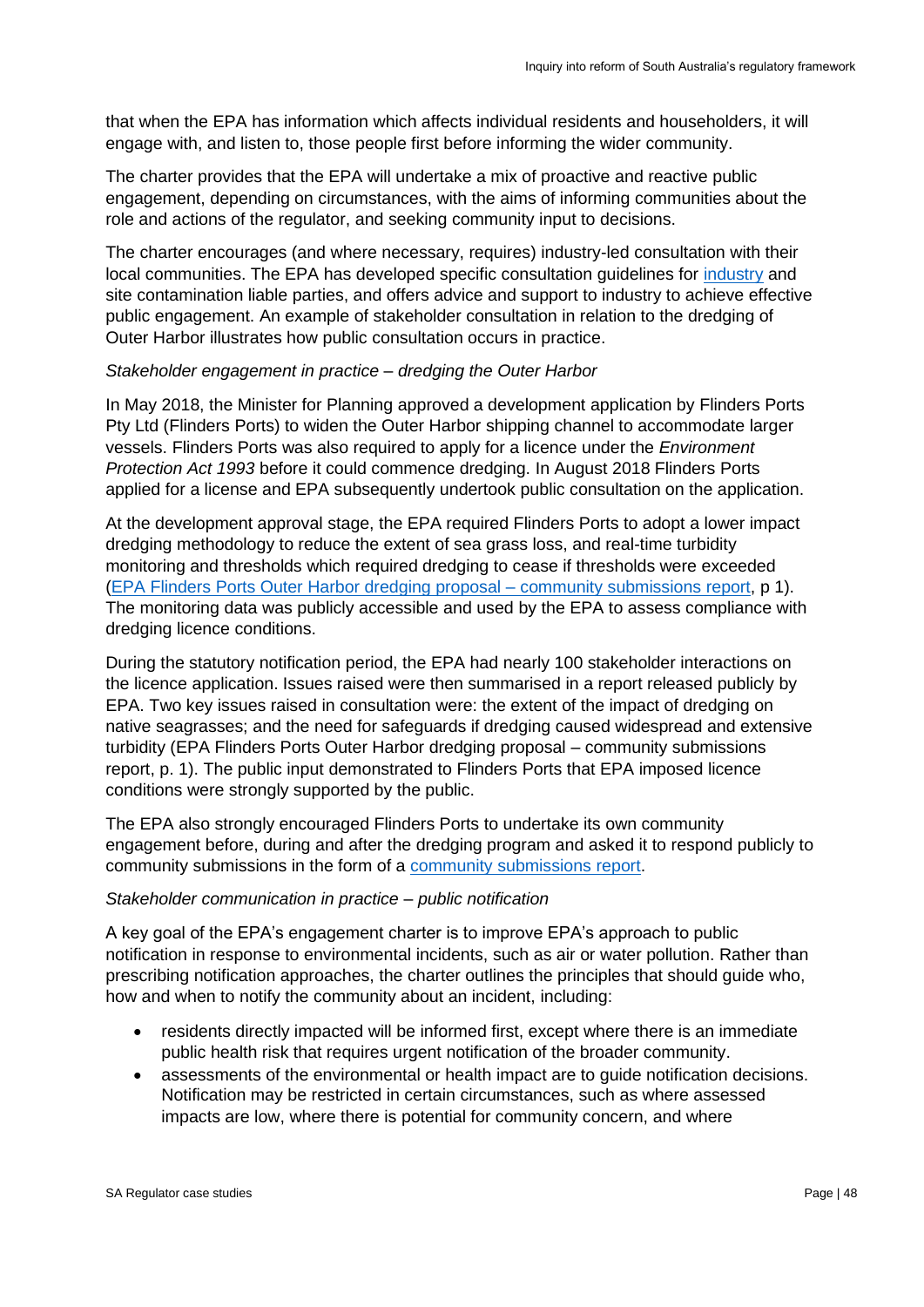that when the EPA has information which affects individual residents and householders, it will engage with, and listen to, those people first before informing the wider community.

The charter provides that the EPA will undertake a mix of proactive and reactive public engagement, depending on circumstances, with the aims of informing communities about the role and actions of the regulator, and seeking community input to decisions.

The charter encourages (and where necessary, requires) industry-led consultation with their local communities. The EPA has developed specific consultation guidelines for [industry] and site contamination liable parties, and offers advice and support to industry to achieve effective public engagement. An example of stakeholder consultation in relation to the dredging of Outer Harbor illustrates how public consultation occurs in practice.

*Stakeholder engagement in practice – dredging the Outer Harbor*

In May 2018, the Minister for Planning approved a development application by Flinders Ports Pty Ltd (Flinders Ports) to widen the Outer Harbor shipping channel to accommodate larger vessels. Flinders Ports was also required to apply for a licence under the *Environment Protection Act 1993* before it could commence dredging. In August 2018 Flinders Ports applied for a license and EPA subsequently undertook public consultation on the application.

At the development approval stage, the EPA required Flinders Ports to adopt a lower impact dredging methodology to reduce the extent of sea grass loss, and real-time turbidity monitoring and thresholds which required dredging to cease if thresholds were exceeded (EPA Flinders Ports Outer Harbor dredging proposal – community submissions report, p 1). The monitoring data was publicly accessible and used by the EPA to assess compliance with dredging licence conditions.

During the statutory notification period, the EPA had nearly 100 stakeholder interactions on the licence application. Issues raised were then summarised in a report released publicly by EPA. Two key issues raised in consultation were: the extent of the impact of dredging on native seagrasses; and the need for safeguards if dredging caused widespread and extensive turbidity (EPA Flinders Ports Outer Harbor dredging proposal – community submissions report, p. 1). The public input demonstrated to Flinders Ports that EPA imposed licence conditions were strongly supported by the public.

The EPA also strongly encouraged Flinders Ports to undertake its own community engagement before, during and after the dredging program and asked it to respond publicly to community submissions in the form of a community submissions report.

*Stakeholder communication in practice – public notification*

A key goal of the EPA's engagement charter is to improve EPA's approach to public notification in response to environmental incidents, such as air or water pollution. Rather than prescribing notification approaches, the charter outlines the principles that should guide who, how and when to notify the community about an incident, including:

- residents directly impacted will be informed first, except where there is an immediate public health risk that requires urgent notification of the broader community.
- assessments of the environmental or health impact are to guide notification decisions. Notification may be restricted in certain circumstances, such as where assessed impacts are low, where there is potential for community concern, and where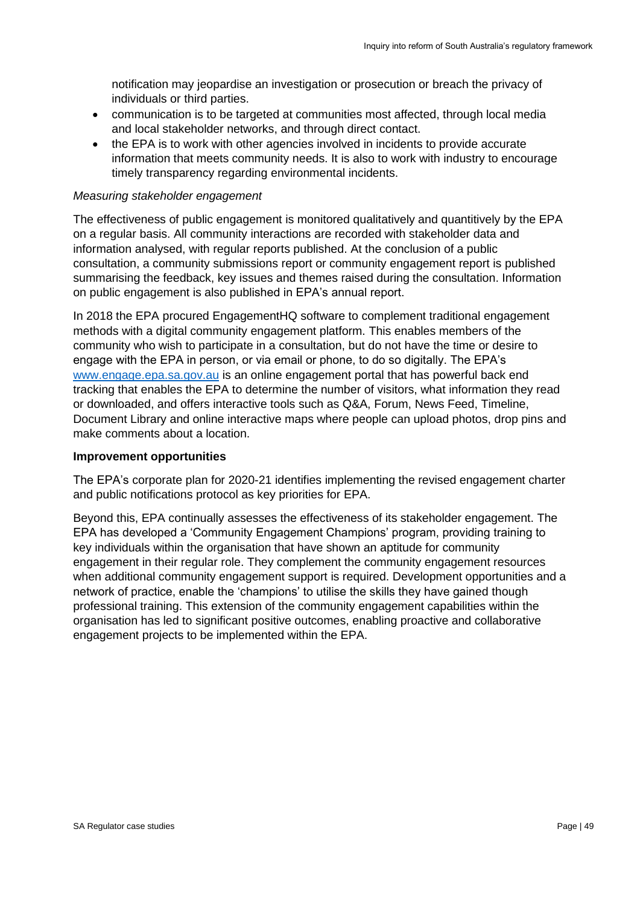notification may jeopardise an investigation or prosecution or breach the privacy of individuals or third parties.

- communication is to be targeted at communities most affected, through local media and local stakeholder networks, and through direct contact.
- the EPA is to work with other agencies involved in incidents to provide accurate information that meets community needs. It is also to work with industry to encourage timely transparency regarding environmental incidents.

*Measuring stakeholder engagement*

The effectiveness of public engagement is monitored qualitatively and quantitively by the EPA on a regular basis. All community interactions are recorded with stakeholder data and information analysed, with regular reports published. At the conclusion of a public consultation, a community submissions report or community engagement report is published summarising the feedback, key issues and themes raised during the consultation. Information on public engagement is also published in EPA's annual report.

In 2018 the EPA procured EngagementHQ software to complement traditional engagement methods with a digital community engagement platform. This enables members of the community who wish to participate in a consultation, but do not have the time or desire to engage with the EPA in person, or via email or phone, to do so digitally. The EPA's www.engage.epa.sa.gov.au is an online engagement portal that has powerful back end tracking that enables the EPA to determine the number of visitors, what information they read or downloaded, and offers interactive tools such as Q&A, Forum, News Feed, Timeline, Document Library and online interactive maps where people can upload photos, drop pins and make comments about a location.

**Improvement opportunities**

The EPA's corporate plan for 2020-21 identifies implementing the revised engagement charter and public notifications protocol as key priorities for EPA.

Beyond this, EPA continually assesses the effectiveness of its stakeholder engagement. The EPA has developed a 'Community Engagement Champions' program, providing training to key individuals within the organisation that have shown an aptitude for community engagement in their regular role. They complement the community engagement resources when additional community engagement support is required. Development opportunities and a network of practice, enable the 'champions' to utilise the skills they have gained though professional training. This extension of the community engagement capabilities within the organisation has led to significant positive outcomes, enabling proactive and collaborative engagement projects to be implemented within the EPA.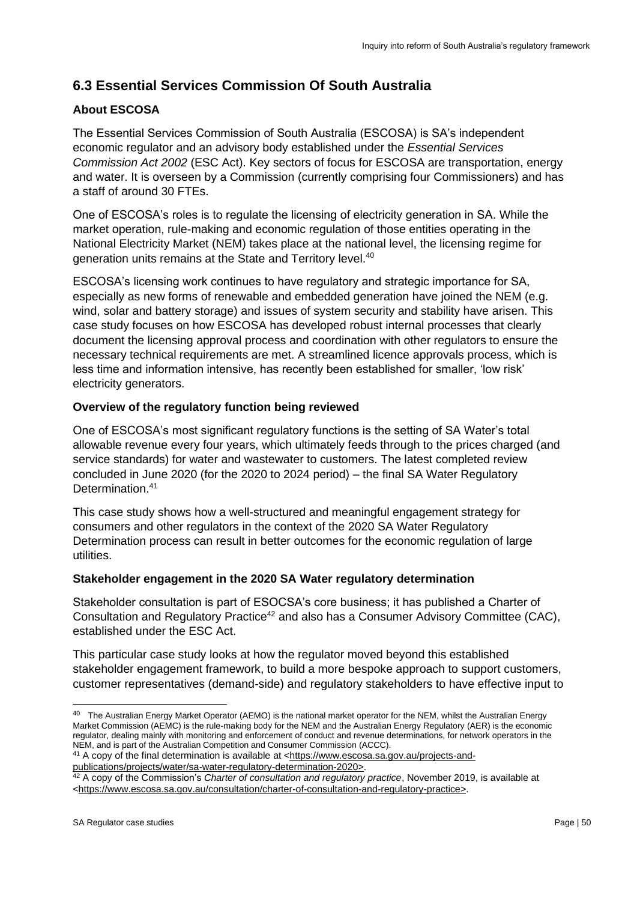## 6.3 Essential Services Commission Of South Australia

### About ESCOSA

The Essential Services Commission of South Australia (ESCOSA) is SA's independent economic regulator and an advisory body established under the *Essential Services Commission Act 2002* (ESC Act). Key sectors of focus for ESCOSA are transportation, energy and water. It is overseen by a Commission (currently comprising four Commissioners) and has a staff of around 30 FTEs.

One of ESCOSA's roles is to regulate the licensing of electricity generation in SA. While the market operation, rule-making and economic regulation of those entities operating in the National Electricity Market (NEM) takes place at the national level, the licensing regime for generation units remains at the State and Territory level.[40]

ESCOSA's licensing work continues to have regulatory and strategic importance for SA, especially as new forms of renewable and embedded generation have joined the NEM (e.g. wind, solar and battery storage) and issues of system security and stability have arisen. This case study focuses on how ESCOSA has developed robust internal processes that clearly document the licensing approval process and coordination with other regulators to ensure the necessary technical requirements are met. A streamlined licence approvals process, which is less time and information intensive, has recently been established for smaller, 'low risk' electricity generators.

### Overview of the regulatory function being reviewed

One of ESCOSA's most significant regulatory functions is the setting of SA Water's total allowable revenue every four years, which ultimately feeds through to the prices charged (and service standards) for water and wastewater to customers. The latest completed review concluded in June 2020 (for the 2020 to 2024 period) – the final SA Water Regulatory Determination.[41]

This case study shows how a well-structured and meaningful engagement strategy for consumers and other regulators in the context of the 2020 SA Water Regulatory Determination process can result in better outcomes for the economic regulation of large utilities.

### Stakeholder engagement in the 2020 SA Water regulatory determination

Stakeholder consultation is part of ESOCSA's core business; it has published a Charter of Consultation and Regulatory Practice[42] and also has a Consumer Advisory Committee (CAC), established under the ESC Act.

This particular case study looks at how the regulator moved beyond this established stakeholder engagement framework, to build a more bespoke approach to support customers, customer representatives (demand-side) and regulatory stakeholders to have effective input to

---

[40] The Australian Energy Market Operator (AEMO) is the national market operator for the NEM, whilst the Australian Energy Market Commission (AEMC) is the rule-making body for the NEM and the Australian Energy Regulatory (AER) is the economic regulator, dealing mainly with monitoring and enforcement of conduct and revenue determinations, for network operators in the NEM, and is part of the Australian Competition and Consumer Commission (ACCC).

[41] A copy of the final determination is available at <https://www.escosa.sa.gov.au/projects-and-publications/projects/water/sa-water-regulatory-determination-2020>.

[42] A copy of the Commission's *Charter of consultation and regulatory practice*, November 2019, is available at <https://www.escosa.sa.gov.au/consultation/charter-of-consultation-and-regulatory-practice>.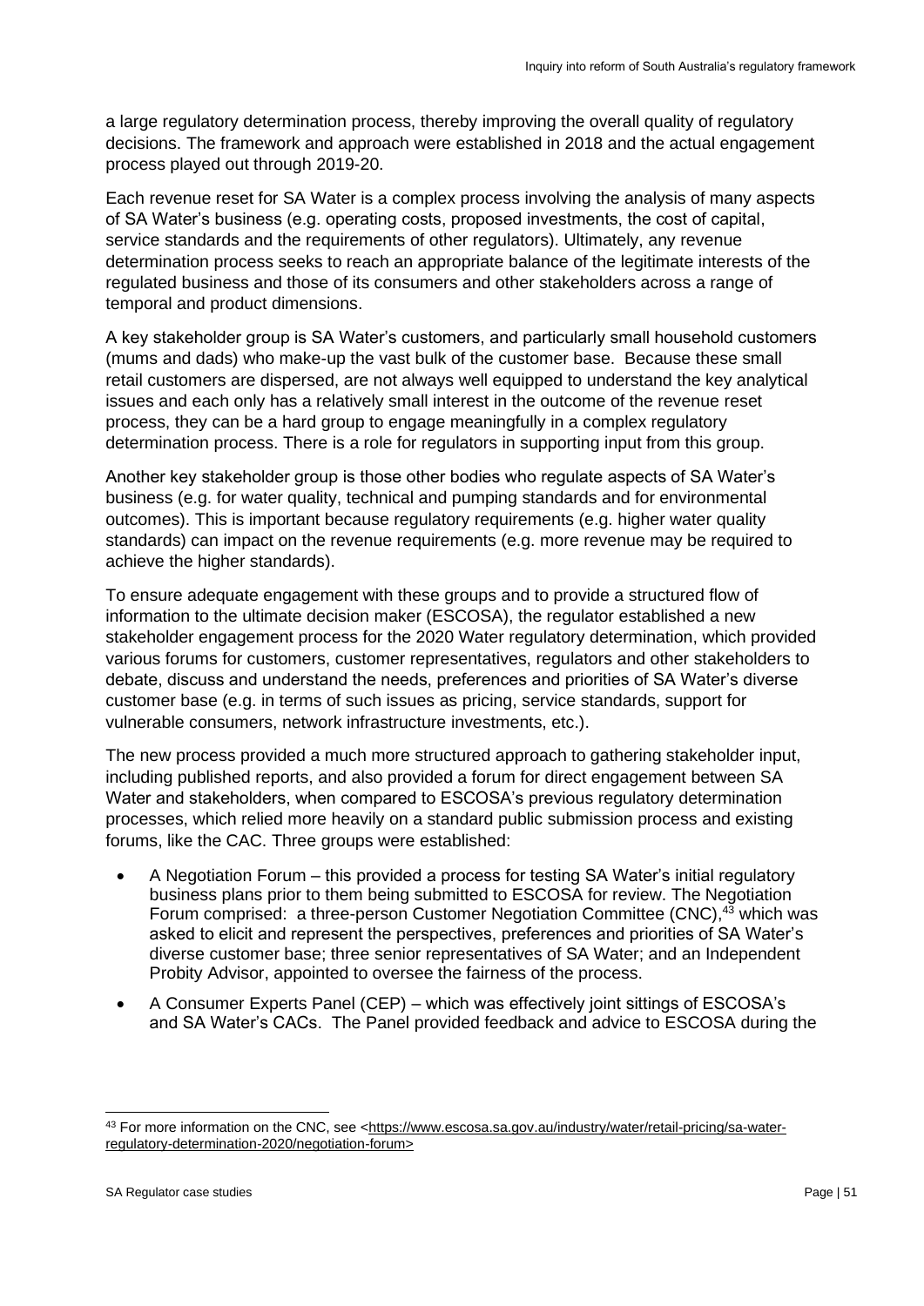a large regulatory determination process, thereby improving the overall quality of regulatory decisions. The framework and approach were established in 2018 and the actual engagement process played out through 2019-20.

Each revenue reset for SA Water is a complex process involving the analysis of many aspects of SA Water's business (e.g. operating costs, proposed investments, the cost of capital, service standards and the requirements of other regulators). Ultimately, any revenue determination process seeks to reach an appropriate balance of the legitimate interests of the regulated business and those of its consumers and other stakeholders across a range of temporal and product dimensions.

A key stakeholder group is SA Water's customers, and particularly small household customers (mums and dads) who make-up the vast bulk of the customer base. Because these small retail customers are dispersed, are not always well equipped to understand the key analytical issues and each only has a relatively small interest in the outcome of the revenue reset process, they can be a hard group to engage meaningfully in a complex regulatory determination process. There is a role for regulators in supporting input from this group.

Another key stakeholder group is those other bodies who regulate aspects of SA Water's business (e.g. for water quality, technical and pumping standards and for environmental outcomes). This is important because regulatory requirements (e.g. higher water quality standards) can impact on the revenue requirements (e.g. more revenue may be required to achieve the higher standards).

To ensure adequate engagement with these groups and to provide a structured flow of information to the ultimate decision maker (ESCOSA), the regulator established a new stakeholder engagement process for the 2020 Water regulatory determination, which provided various forums for customers, customer representatives, regulators and other stakeholders to debate, discuss and understand the needs, preferences and priorities of SA Water's diverse customer base (e.g. in terms of such issues as pricing, service standards, support for vulnerable consumers, network infrastructure investments, etc.).

The new process provided a much more structured approach to gathering stakeholder input, including published reports, and also provided a forum for direct engagement between SA Water and stakeholders, when compared to ESCOSA's previous regulatory determination processes, which relied more heavily on a standard public submission process and existing forums, like the CAC. Three groups were established:

- A Negotiation Forum – this provided a process for testing SA Water's initial regulatory business plans prior to them being submitted to ESCOSA for review. The Negotiation Forum comprised: a three-person Customer Negotiation Committee (CNC),[43] which was asked to elicit and represent the perspectives, preferences and priorities of SA Water's diverse customer base; three senior representatives of SA Water; and an Independent Probity Advisor, appointed to oversee the fairness of the process.
- A Consumer Experts Panel (CEP) – which was effectively joint sittings of ESCOSA's and SA Water's CACs. The Panel provided feedback and advice to ESCOSA during the

[43] For more information on the CNC, see <https://www.escosa.sa.gov.au/industry/water/retail-pricing/sa-water-regulatory-determination-2020/negotiation-forum>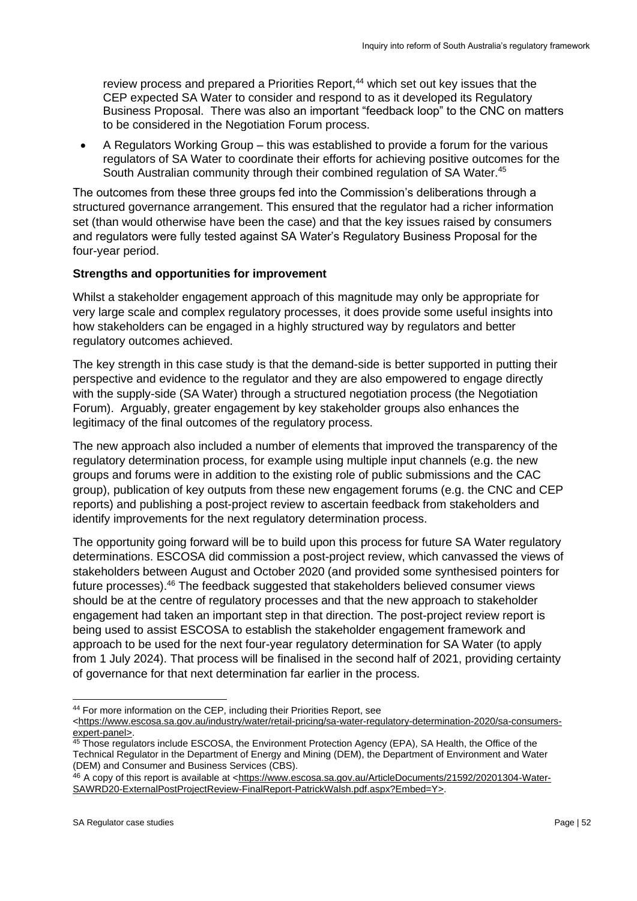review process and prepared a Priorities Report,[44] which set out key issues that the CEP expected SA Water to consider and respond to as it developed its Regulatory Business Proposal. There was also an important "feedback loop" to the CNC on matters to be considered in the Negotiation Forum process.

- A Regulators Working Group – this was established to provide a forum for the various regulators of SA Water to coordinate their efforts for achieving positive outcomes for the South Australian community through their combined regulation of SA Water.[45]

The outcomes from these three groups fed into the Commission's deliberations through a structured governance arrangement. This ensured that the regulator had a richer information set (than would otherwise have been the case) and that the key issues raised by consumers and regulators were fully tested against SA Water's Regulatory Business Proposal for the four-year period.

**Strengths and opportunities for improvement**

Whilst a stakeholder engagement approach of this magnitude may only be appropriate for very large scale and complex regulatory processes, it does provide some useful insights into how stakeholders can be engaged in a highly structured way by regulators and better regulatory outcomes achieved.

The key strength in this case study is that the demand-side is better supported in putting their perspective and evidence to the regulator and they are also empowered to engage directly with the supply-side (SA Water) through a structured negotiation process (the Negotiation Forum). Arguably, greater engagement by key stakeholder groups also enhances the legitimacy of the final outcomes of the regulatory process.

The new approach also included a number of elements that improved the transparency of the regulatory determination process, for example using multiple input channels (e.g. the new groups and forums were in addition to the existing role of public submissions and the CAC group), publication of key outputs from these new engagement forums (e.g. the CNC and CEP reports) and publishing a post-project review to ascertain feedback from stakeholders and identify improvements for the next regulatory determination process.

The opportunity going forward will be to build upon this process for future SA Water regulatory determinations. ESCOSA did commission a post-project review, which canvassed the views of stakeholders between August and October 2020 (and provided some synthesised pointers for future processes).[46] The feedback suggested that stakeholders believed consumer views should be at the centre of regulatory processes and that the new approach to stakeholder engagement had taken an important step in that direction. The post-project review report is being used to assist ESCOSA to establish the stakeholder engagement framework and approach to be used for the next four-year regulatory determination for SA Water (to apply from 1 July 2024). That process will be finalised in the second half of 2021, providing certainty of governance for that next determination far earlier in the process.

---

[44] For more information on the CEP, including their Priorities Report, see <https://www.escosa.sa.gov.au/industry/water/retail-pricing/sa-water-regulatory-determination-2020/sa-consumers-expert-panel>.

[45] Those regulators include ESCOSA, the Environment Protection Agency (EPA), SA Health, the Office of the Technical Regulator in the Department of Energy and Mining (DEM), the Department of Environment and Water (DEM) and Consumer and Business Services (CBS).

[46] A copy of this report is available at <https://www.escosa.sa.gov.au/ArticleDocuments/21592/20201304-Water-SAWRD20-ExternalPostProjectReview-FinalReport-PatrickWalsh.pdf.aspx?Embed=Y>.